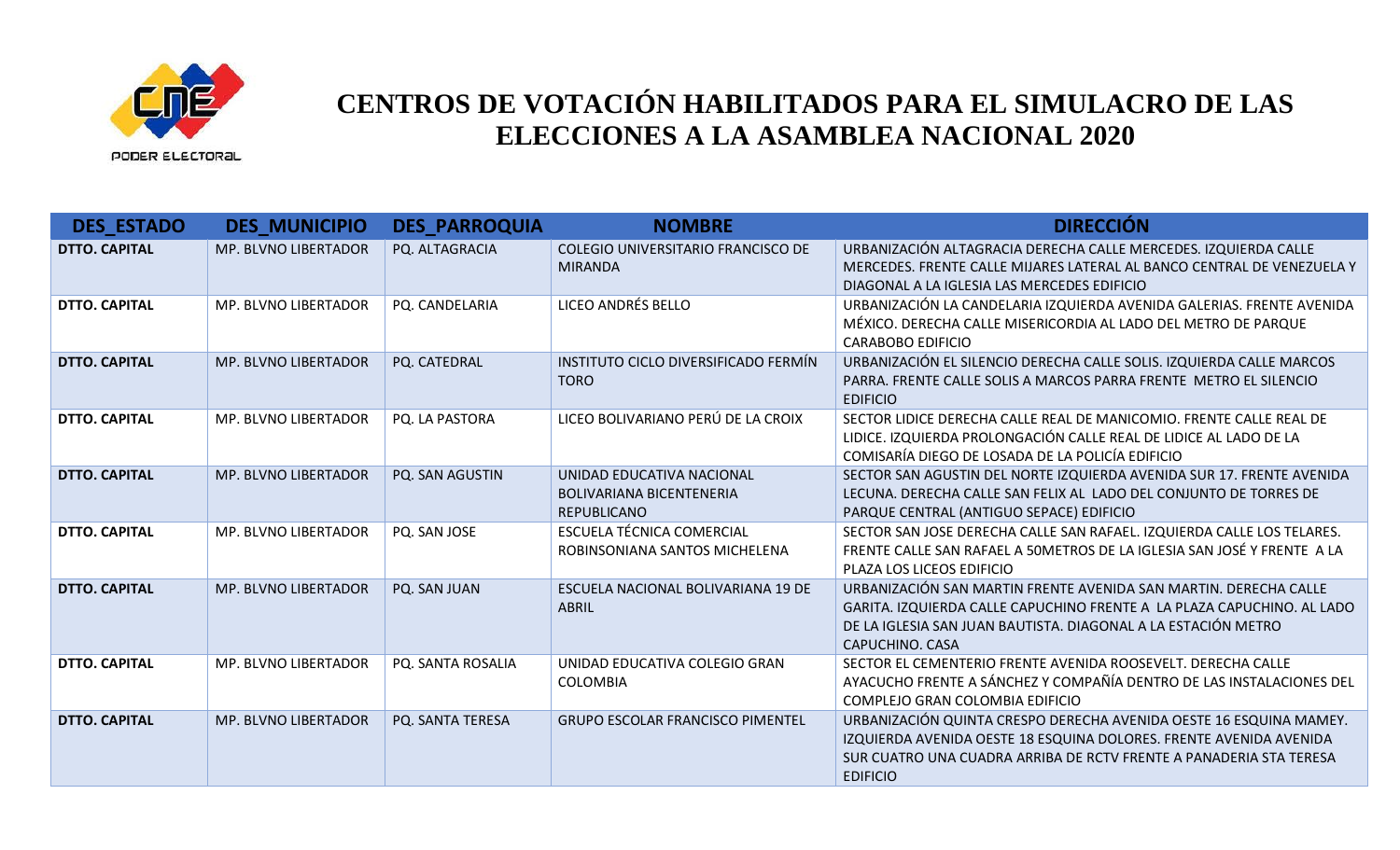# CENTROS DE VOTACIÓN HABILITADOS PARA EL SIMULACRO DE LAS ELECCIONES A LA ASAMBLEA NACIONAL 2020

| DES_ESTADO | DES_MUNICIPIO | DES_PARROQUIA | NOMBRE | DIRECCIÓN |
|---|---|---|---|---|
| DTTO. CAPITAL | MP. BLVNO LIBERTADOR | PQ. ALTAGRACIA | COLEGIO UNIVERSITARIO FRANCISCO DE MIRANDA | URBANIZACIÓN ALTAGRACIA DERECHA CALLE MERCEDES. IZQUIERDA CALLE MERCEDES. FRENTE CALLE MIJARES LATERAL AL BANCO CENTRAL DE VENEZUELA Y DIAGONAL A LA IGLESIA LAS MERCEDES EDIFICIO |
| DTTO. CAPITAL | MP. BLVNO LIBERTADOR | PQ. CANDELARIA | LICEO ANDRÉS BELLO | URBANIZACIÓN LA CANDELARIA IZQUIERDA AVENIDA GALERIAS. FRENTE AVENIDA MÉXICO. DERECHA CALLE MISERICORDIA AL LADO DEL METRO DE PARQUE CARABOBO EDIFICIO |
| DTTO. CAPITAL | MP. BLVNO LIBERTADOR | PQ. CATEDRAL | INSTITUTO CICLO DIVERSIFICADO FERMÍN TORO | URBANIZACIÓN EL SILENCIO DERECHA CALLE SOLIS. IZQUIERDA CALLE MARCOS PARRA. FRENTE CALLE SOLIS A MARCOS PARRA FRENTE METRO EL SILENCIO EDIFICIO |
| DTTO. CAPITAL | MP. BLVNO LIBERTADOR | PQ. LA PASTORA | LICEO BOLIVARIANO PERÚ DE LA CROIX | SECTOR LIDICE DERECHA CALLE REAL DE MANICOMIO. FRENTE CALLE REAL DE LIDICE. IZQUIERDA PROLONGACIÓN CALLE REAL DE LIDICE AL LADO DE LA COMISARÍA DIEGO DE LOSADA DE LA POLICÍA EDIFICIO |
| DTTO. CAPITAL | MP. BLVNO LIBERTADOR | PQ. SAN AGUSTIN | UNIDAD EDUCATIVA NACIONAL BOLIVARIANA BICENTENERIA REPUBLICANO | SECTOR SAN AGUSTIN DEL NORTE IZQUIERDA AVENIDA SUR 17. FRENTE AVENIDA LECUNA. DERECHA CALLE SAN FELIX AL LADO DEL CONJUNTO DE TORRES DE PARQUE CENTRAL (ANTIGUO SEPACE) EDIFICIO |
| DTTO. CAPITAL | MP. BLVNO LIBERTADOR | PQ. SAN JOSE | ESCUELA TÉCNICA COMERCIAL ROBINSONIANA SANTOS MICHELENA | SECTOR SAN JOSE DERECHA CALLE SAN RAFAEL. IZQUIERDA CALLE LOS TELARES. FRENTE CALLE SAN RAFAEL A 50METROS DE LA IGLESIA SAN JOSÉ Y FRENTE A LA PLAZA LOS LICEOS EDIFICIO |
| DTTO. CAPITAL | MP. BLVNO LIBERTADOR | PQ. SAN JUAN | ESCUELA NACIONAL BOLIVARIANA 19 DE ABRIL | URBANIZACIÓN SAN MARTIN FRENTE AVENIDA SAN MARTIN. DERECHA CALLE GARITA. IZQUIERDA CALLE CAPUCHINO FRENTE A LA PLAZA CAPUCHINO. AL LADO DE LA IGLESIA SAN JUAN BAUTISTA. DIAGONAL A LA ESTACIÓN METRO CAPUCHINO. CASA |
| DTTO. CAPITAL | MP. BLVNO LIBERTADOR | PQ. SANTA ROSALIA | UNIDAD EDUCATIVA COLEGIO GRAN COLOMBIA | SECTOR EL CEMENTERIO FRENTE AVENIDA ROOSEVELT. DERECHA CALLE AYACUCHO FRENTE A SÁNCHEZ Y COMPAÑÍA DENTRO DE LAS INSTALACIONES DEL COMPLEJO GRAN COLOMBIA EDIFICIO |
| DTTO. CAPITAL | MP. BLVNO LIBERTADOR | PQ. SANTA TERESA | GRUPO ESCOLAR FRANCISCO PIMENTEL | URBANIZACIÓN QUINTA CRESPO DERECHA AVENIDA OESTE 16 ESQUINA MAMEY. IZQUIERDA AVENIDA OESTE 18 ESQUINA DOLORES. FRENTE AVENIDA AVENIDA SUR CUATRO UNA CUADRA ARRIBA DE RCTV FRENTE A PANADERIA STA TERESA EDIFICIO |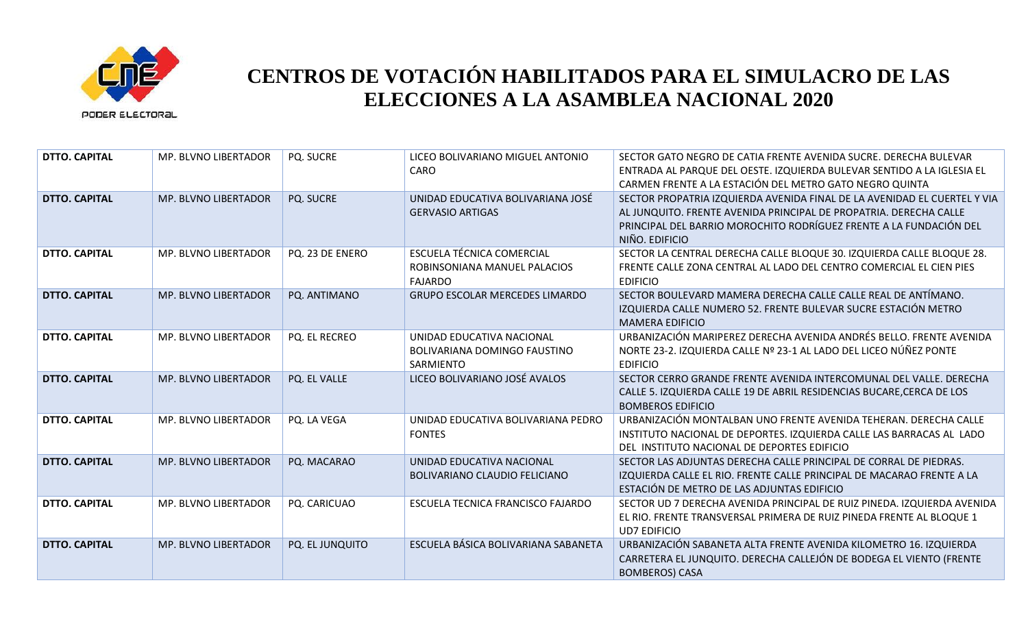# CENTROS DE VOTACIÓN HABILITADOS PARA EL SIMULACRO DE LAS ELECCIONES A LA ASAMBLEA NACIONAL 2020

| | | | | |
|---|---|---|---|---|
| **DTTO. CAPITAL** | MP. BLVNO LIBERTADOR | PQ. SUCRE | LICEO BOLIVARIANO MIGUEL ANTONIO CARO | SECTOR GATO NEGRO DE CATIA FRENTE AVENIDA SUCRE. DERECHA BULEVAR ENTRADA AL PARQUE DEL OESTE. IZQUIERDA BULEVAR SENTIDO A LA IGLESIA EL CARMEN FRENTE A LA ESTACIÓN DEL METRO GATO NEGRO QUINTA |
| **DTTO. CAPITAL** | MP. BLVNO LIBERTADOR | PQ. SUCRE | UNIDAD EDUCATIVA BOLIVARIANA JOSÉ GERVASIO ARTIGAS | SECTOR PROPATRIA IZQUIERDA AVENIDA FINAL DE LA AVENIDAD EL CUERTEL Y VIA AL JUNQUITO. FRENTE AVENIDA PRINCIPAL DE PROPATRIA. DERECHA CALLE PRINCIPAL DEL BARRIO MOROCHITO RODRÍGUEZ FRENTE A LA FUNDACIÓN DEL NIÑO. EDIFICIO |
| **DTTO. CAPITAL** | MP. BLVNO LIBERTADOR | PQ. 23 DE ENERO | ESCUELA TÉCNICA COMERCIAL ROBINSONIANA MANUEL PALACIOS FAJARDO | SECTOR LA CENTRAL DERECHA CALLE BLOQUE 30. IZQUIERDA CALLE BLOQUE 28. FRENTE CALLE ZONA CENTRAL AL LADO DEL CENTRO COMERCIAL EL CIEN PIES EDIFICIO |
| **DTTO. CAPITAL** | MP. BLVNO LIBERTADOR | PQ. ANTIMANO | GRUPO ESCOLAR MERCEDES LIMARDO | SECTOR BOULEVARD MAMERA DERECHA CALLE CALLE REAL DE ANTÍMANO. IZQUIERDA CALLE NUMERO 52. FRENTE BULEVAR SUCRE ESTACIÓN METRO MAMERA EDIFICIO |
| **DTTO. CAPITAL** | MP. BLVNO LIBERTADOR | PQ. EL RECREO | UNIDAD EDUCATIVA NACIONAL BOLIVARIANA DOMINGO FAUSTINO SARMIENTO | URBANIZACIÓN MARIPEREZ DERECHA AVENIDA ANDRÉS BELLO. FRENTE AVENIDA NORTE 23-2. IZQUIERDA CALLE Nº 23-1 AL LADO DEL LICEO NÚÑEZ PONTE EDIFICIO |
| **DTTO. CAPITAL** | MP. BLVNO LIBERTADOR | PQ. EL VALLE | LICEO BOLIVARIANO JOSÉ AVALOS | SECTOR CERRO GRANDE FRENTE AVENIDA INTERCOMUNAL DEL VALLE. DERECHA CALLE 5. IZQUIERDA CALLE 19 DE ABRIL RESIDENCIAS BUCARE,CERCA DE LOS BOMBEROS EDIFICIO |
| **DTTO. CAPITAL** | MP. BLVNO LIBERTADOR | PQ. LA VEGA | UNIDAD EDUCATIVA BOLIVARIANA PEDRO FONTES | URBANIZACIÓN MONTALBAN UNO FRENTE AVENIDA TEHERAN. DERECHA CALLE INSTITUTO NACIONAL DE DEPORTES. IZQUIERDA CALLE LAS BARRACAS AL LADO DEL INSTITUTO NACIONAL DE DEPORTES EDIFICIO |
| **DTTO. CAPITAL** | MP. BLVNO LIBERTADOR | PQ. MACARAO | UNIDAD EDUCATIVA NACIONAL BOLIVARIANO CLAUDIO FELICIANO | SECTOR LAS ADJUNTAS DERECHA CALLE PRINCIPAL DE CORRAL DE PIEDRAS. IZQUIERDA CALLE EL RIO. FRENTE CALLE PRINCIPAL DE MACARAO FRENTE A LA ESTACIÓN DE METRO DE LAS ADJUNTAS EDIFICIO |
| **DTTO. CAPITAL** | MP. BLVNO LIBERTADOR | PQ. CARICUAO | ESCUELA TECNICA FRANCISCO FAJARDO | SECTOR UD 7 DERECHA AVENIDA PRINCIPAL DE RUIZ PINEDA. IZQUIERDA AVENIDA EL RIO. FRENTE TRANSVERSAL PRIMERA DE RUIZ PINEDA FRENTE AL BLOQUE 1 UD7 EDIFICIO |
| **DTTO. CAPITAL** | MP. BLVNO LIBERTADOR | PQ. EL JUNQUITO | ESCUELA BÁSICA BOLIVARIANA SABANETA | URBANIZACIÓN SABANETA ALTA FRENTE AVENIDA KILOMETRO 16. IZQUIERDA CARRETERA EL JUNQUITO. DERECHA CALLEJÓN DE BODEGA EL VIENTO (FRENTE BOMBEROS) CASA |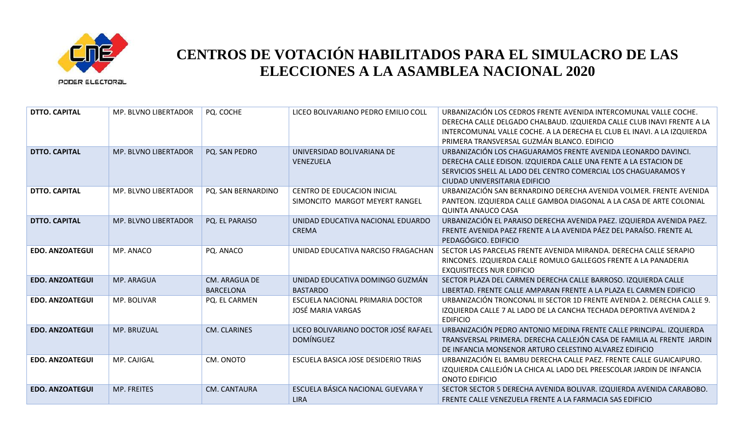# CENTROS DE VOTACIÓN HABILITADOS PARA EL SIMULACRO DE LAS ELECCIONES A LA ASAMBLEA NACIONAL 2020

| | | | | |
|---|---|---|---|---|
| **DTTO. CAPITAL** | MP. BLVNO LIBERTADOR | PQ. COCHE | LICEO BOLIVARIANO PEDRO EMILIO COLL | URBANIZACIÓN LOS CEDROS FRENTE AVENIDA INTERCOMUNAL VALLE COCHE. DERECHA CALLE DELGADO CHALBAUD. IZQUIERDA CALLE CLUB INAVI FRENTE A LA INTERCOMUNAL VALLE COCHE. A LA DERECHA EL CLUB EL INAVI. A LA IZQUIERDA PRIMERA TRANSVERSAL GUZMÁN BLANCO. EDIFICIO |
| **DTTO. CAPITAL** | MP. BLVNO LIBERTADOR | PQ. SAN PEDRO | UNIVERSIDAD BOLIVARIANA DE VENEZUELA | URBANIZACIÓN LOS CHAGUARAMOS FRENTE AVENIDA LEONARDO DAVINCI. DERECHA CALLE EDISON. IZQUIERDA CALLE UNA FENTE A LA ESTACION DE SERVICIOS SHELL AL LADO DEL CENTRO COMERCIAL LOS CHAGUARAMOS Y CIUDAD UNIVERSITARIA EDIFICIO |
| **DTTO. CAPITAL** | MP. BLVNO LIBERTADOR | PQ. SAN BERNARDINO | CENTRO DE EDUCACION INICIAL SIMONCITO MARGOT MEYERT RANGEL | URBANIZACIÓN SAN BERNARDINO DERECHA AVENIDA VOLMER. FRENTE AVENIDA PANTEON. IZQUIERDA CALLE GAMBOA DIAGONAL A LA CASA DE ARTE COLONIAL QUINTA ANAUCO CASA |
| **DTTO. CAPITAL** | MP. BLVNO LIBERTADOR | PQ. EL PARAISO | UNIDAD EDUCATIVA NACIONAL EDUARDO CREMA | URBANIZACIÓN EL PARAISO DERECHA AVENIDA PAEZ. IZQUIERDA AVENIDA PAEZ. FRENTE AVENIDA PAEZ FRENTE A LA AVENIDA PÁEZ DEL PARAÍSO. FRENTE AL PEDAGÓGICO. EDIFICIO |
| **EDO. ANZOATEGUI** | MP. ANACO | PQ. ANACO | UNIDAD EDUCATIVA NARCISO FRAGACHAN | SECTOR LAS PARCELAS FRENTE AVENIDA MIRANDA. DERECHA CALLE SERAPIO RINCONES. IZQUIERDA CALLE ROMULO GALLEGOS FRENTE A LA PANADERIA EXQUISITECES NUR EDIFICIO |
| **EDO. ANZOATEGUI** | MP. ARAGUA | CM. ARAGUA DE BARCELONA | UNIDAD EDUCATIVA DOMINGO GUZMÁN BASTARDO | SECTOR PLAZA DEL CARMEN DERECHA CALLE BARROSO. IZQUIERDA CALLE LIBERTAD. FRENTE CALLE AMPARAN FRENTE A LA PLAZA EL CARMEN EDIFICIO |
| **EDO. ANZOATEGUI** | MP. BOLIVAR | PQ. EL CARMEN | ESCUELA NACIONAL PRIMARIA DOCTOR JOSÉ MARIA VARGAS | URBANIZACIÓN TRONCONAL III SECTOR 1D FRENTE AVENIDA 2. DERECHA CALLE 9. IZQUIERDA CALLE 7 AL LADO DE LA CANCHA TECHADA DEPORTIVA AVENIDA 2 EDIFICIO |
| **EDO. ANZOATEGUI** | MP. BRUZUAL | CM. CLARINES | LICEO BOLIVARIANO DOCTOR JOSÉ RAFAEL DOMÍNGUEZ | URBANIZACIÓN PEDRO ANTONIO MEDINA FRENTE CALLE PRINCIPAL. IZQUIERDA TRANSVERSAL PRIMERA. DERECHA CALLEJÓN CASA DE FAMILIA AL FRENTE JARDIN DE INFANCIA MONSENOR ARTURO CELESTINO ALVAREZ EDIFICIO |
| **EDO. ANZOATEGUI** | MP. CAJIGAL | CM. ONOTO | ESCUELA BASICA JOSE DESIDERIO TRIAS | URBANIZACIÓN EL BAMBU DERECHA CALLE PAEZ. FRENTE CALLE GUAICAIPURO. IZQUIERDA CALLEJÓN LA CHICA AL LADO DEL PREESCOLAR JARDIN DE INFANCIA ONOTO EDIFICIO |
| **EDO. ANZOATEGUI** | MP. FREITES | CM. CANTAURA | ESCUELA BÁSICA NACIONAL GUEVARA Y LIRA | SECTOR SECTOR 5 DERECHA AVENIDA BOLIVAR. IZQUIERDA AVENIDA CARABOBO. FRENTE CALLE VENEZUELA FRENTE A LA FARMACIA SAS EDIFICIO |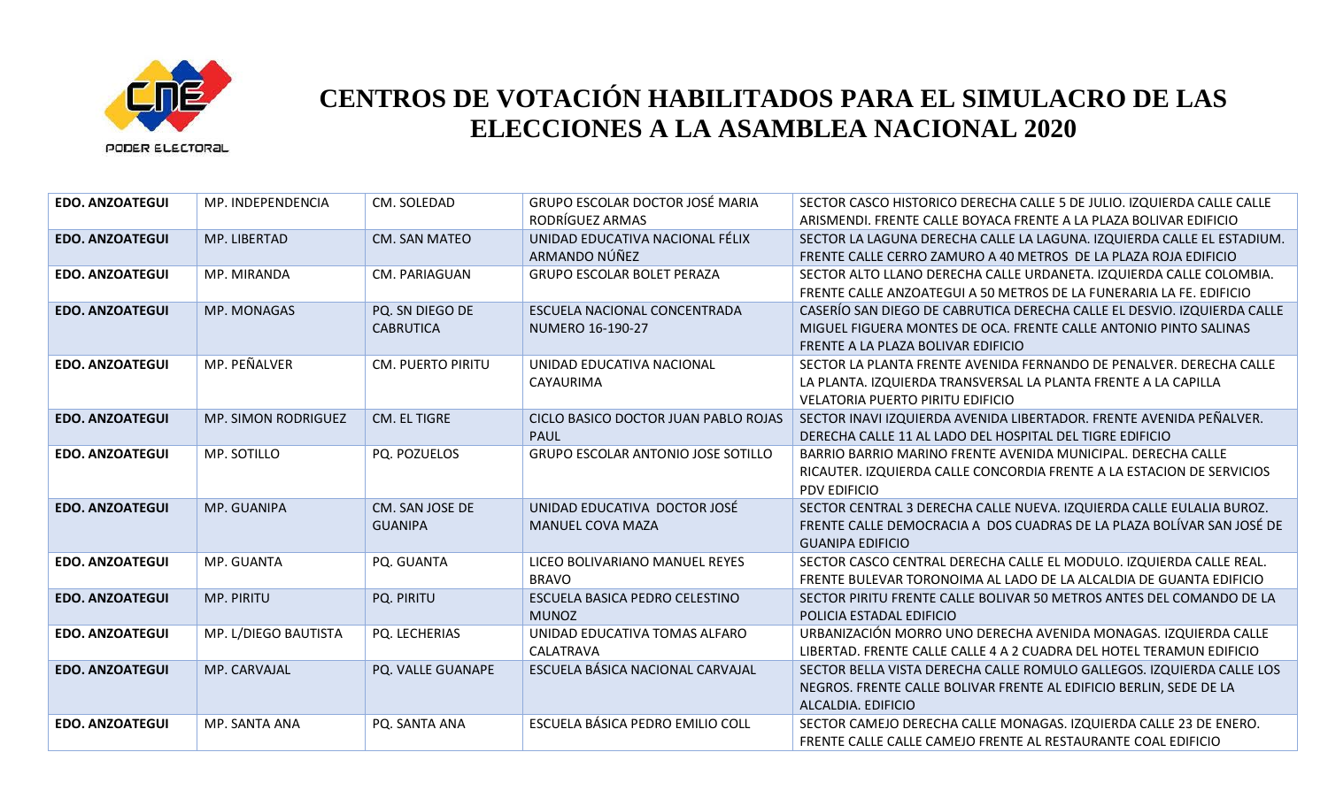# CENTROS DE VOTACIÓN HABILITADOS PARA EL SIMULACRO DE LAS ELECCIONES A LA ASAMBLEA NACIONAL 2020

| | | | | |
|---|---|---|---|---|
| **EDO. ANZOATEGUI** | MP. INDEPENDENCIA | CM. SOLEDAD | GRUPO ESCOLAR DOCTOR JOSÉ MARIA RODRÍGUEZ ARMAS | SECTOR CASCO HISTORICO DERECHA CALLE 5 DE JULIO. IZQUIERDA CALLE CALLE ARISMENDI. FRENTE CALLE BOYACA FRENTE A LA PLAZA BOLIVAR EDIFICIO |
| **EDO. ANZOATEGUI** | MP. LIBERTAD | CM. SAN MATEO | UNIDAD EDUCATIVA NACIONAL FÉLIX ARMANDO NÚÑEZ | SECTOR LA LAGUNA DERECHA CALLE LA LAGUNA. IZQUIERDA CALLE EL ESTADIUM. FRENTE CALLE CERRO ZAMURO A 40 METROS DE LA PLAZA ROJA EDIFICIO |
| **EDO. ANZOATEGUI** | MP. MIRANDA | CM. PARIAGUAN | GRUPO ESCOLAR BOLET PERAZA | SECTOR ALTO LLANO DERECHA CALLE URDANETA. IZQUIERDA CALLE COLOMBIA. FRENTE CALLE ANZOATEGUI A 50 METROS DE LA FUNERARIA LA FE. EDIFICIO |
| **EDO. ANZOATEGUI** | MP. MONAGAS | PQ. SN DIEGO DE CABRUTICA | ESCUELA NACIONAL CONCENTRADA NUMERO 16-190-27 | CASERÍO SAN DIEGO DE CABRUTICA DERECHA CALLE EL DESVIO. IZQUIERDA CALLE MIGUEL FIGUERA MONTES DE OCA. FRENTE CALLE ANTONIO PINTO SALINAS FRENTE A LA PLAZA BOLIVAR EDIFICIO |
| **EDO. ANZOATEGUI** | MP. PEÑALVER | CM. PUERTO PIRITU | UNIDAD EDUCATIVA NACIONAL CAYAURIMA | SECTOR LA PLANTA FRENTE AVENIDA FERNANDO DE PENALVER. DERECHA CALLE LA PLANTA. IZQUIERDA TRANSVERSAL LA PLANTA FRENTE A LA CAPILLA VELATORIA PUERTO PIRITU EDIFICIO |
| **EDO. ANZOATEGUI** | MP. SIMON RODRIGUEZ | CM. EL TIGRE | CICLO BASICO DOCTOR JUAN PABLO ROJAS PAUL | SECTOR INAVI IZQUIERDA AVENIDA LIBERTADOR. FRENTE AVENIDA PEÑALVER. DERECHA CALLE 11 AL LADO DEL HOSPITAL DEL TIGRE EDIFICIO |
| **EDO. ANZOATEGUI** | MP. SOTILLO | PQ. POZUELOS | GRUPO ESCOLAR ANTONIO JOSE SOTILLO | BARRIO BARRIO MARINO FRENTE AVENIDA MUNICIPAL. DERECHA CALLE RICAUTER. IZQUIERDA CALLE CONCORDIA FRENTE A LA ESTACION DE SERVICIOS PDV EDIFICIO |
| **EDO. ANZOATEGUI** | MP. GUANIPA | CM. SAN JOSE DE GUANIPA | UNIDAD EDUCATIVA DOCTOR JOSÉ MANUEL COVA MAZA | SECTOR CENTRAL 3 DERECHA CALLE NUEVA. IZQUIERDA CALLE EULALIA BUROZ. FRENTE CALLE DEMOCRACIA A DOS CUADRAS DE LA PLAZA BOLÍVAR SAN JOSÉ DE GUANIPA EDIFICIO |
| **EDO. ANZOATEGUI** | MP. GUANTA | PQ. GUANTA | LICEO BOLIVARIANO MANUEL REYES BRAVO | SECTOR CASCO CENTRAL DERECHA CALLE EL MODULO. IZQUIERDA CALLE REAL. FRENTE BULEVAR TORONOIMA AL LADO DE LA ALCALDIA DE GUANTA EDIFICIO |
| **EDO. ANZOATEGUI** | MP. PIRITU | PQ. PIRITU | ESCUELA BASICA PEDRO CELESTINO MUNOZ | SECTOR PIRITU FRENTE CALLE BOLIVAR 50 METROS ANTES DEL COMANDO DE LA POLICIA ESTADAL EDIFICIO |
| **EDO. ANZOATEGUI** | MP. L/DIEGO BAUTISTA | PQ. LECHERIAS | UNIDAD EDUCATIVA TOMAS ALFARO CALATRAVA | URBANIZACIÓN MORRO UNO DERECHA AVENIDA MONAGAS. IZQUIERDA CALLE LIBERTAD. FRENTE CALLE CALLE 4 A 2 CUADRA DEL HOTEL TERAMUN EDIFICIO |
| **EDO. ANZOATEGUI** | MP. CARVAJAL | PQ. VALLE GUANAPE | ESCUELA BÁSICA NACIONAL CARVAJAL | SECTOR BELLA VISTA DERECHA CALLE ROMULO GALLEGOS. IZQUIERDA CALLE LOS NEGROS. FRENTE CALLE BOLIVAR FRENTE AL EDIFICIO BERLIN, SEDE DE LA ALCALDIA. EDIFICIO |
| **EDO. ANZOATEGUI** | MP. SANTA ANA | PQ. SANTA ANA | ESCUELA BÁSICA PEDRO EMILIO COLL | SECTOR CAMEJO DERECHA CALLE MONAGAS. IZQUIERDA CALLE 23 DE ENERO. FRENTE CALLE CALLE CAMEJO FRENTE AL RESTAURANTE COAL EDIFICIO |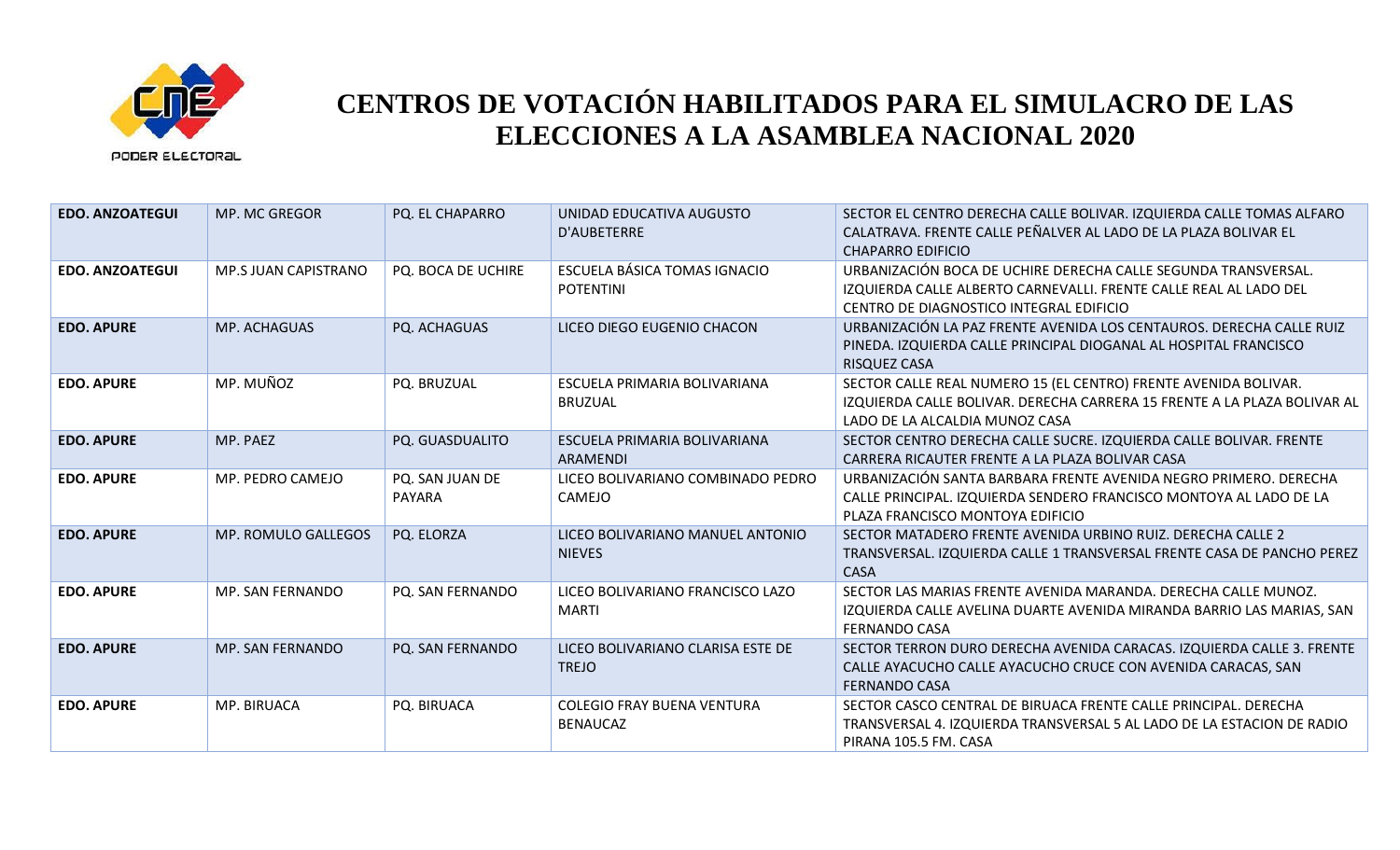# CENTROS DE VOTACIÓN HABILITADOS PARA EL SIMULACRO DE LAS ELECCIONES A LA ASAMBLEA NACIONAL 2020

| | | | | |
|---|---|---|---|---|
| **EDO. ANZOATEGUI** | MP. MC GREGOR | PQ. EL CHAPARRO | UNIDAD EDUCATIVA AUGUSTO D'AUBETERRE | SECTOR EL CENTRO DERECHA CALLE BOLIVAR. IZQUIERDA CALLE TOMAS ALFARO CALATRAVA. FRENTE CALLE PEÑALVER AL LADO DE LA PLAZA BOLIVAR EL CHAPARRO EDIFICIO |
| **EDO. ANZOATEGUI** | MP.S JUAN CAPISTRANO | PQ. BOCA DE UCHIRE | ESCUELA BÁSICA TOMAS IGNACIO POTENTINI | URBANIZACIÓN BOCA DE UCHIRE DERECHA CALLE SEGUNDA TRANSVERSAL. IZQUIERDA CALLE ALBERTO CARNEVALLI. FRENTE CALLE REAL AL LADO DEL CENTRO DE DIAGNOSTICO INTEGRAL EDIFICIO |
| **EDO. APURE** | MP. ACHAGUAS | PQ. ACHAGUAS | LICEO DIEGO EUGENIO CHACON | URBANIZACIÓN LA PAZ FRENTE AVENIDA LOS CENTAUROS. DERECHA CALLE RUIZ PINEDA. IZQUIERDA CALLE PRINCIPAL DIOGANAL AL HOSPITAL FRANCISCO RISQUEZ CASA |
| **EDO. APURE** | MP. MUÑOZ | PQ. BRUZUAL | ESCUELA PRIMARIA BOLIVARIANA BRUZUAL | SECTOR CALLE REAL NUMERO 15 (EL CENTRO) FRENTE AVENIDA BOLIVAR. IZQUIERDA CALLE BOLIVAR. DERECHA CARRERA 15 FRENTE A LA PLAZA BOLIVAR AL LADO DE LA ALCALDIA MUNOZ CASA |
| **EDO. APURE** | MP. PAEZ | PQ. GUASDUALITO | ESCUELA PRIMARIA BOLIVARIANA ARAMENDI | SECTOR CENTRO DERECHA CALLE SUCRE. IZQUIERDA CALLE BOLIVAR. FRENTE CARRERA RICAUTER FRENTE A LA PLAZA BOLIVAR CASA |
| **EDO. APURE** | MP. PEDRO CAMEJO | PQ. SAN JUAN DE PAYARA | LICEO BOLIVARIANO COMBINADO PEDRO CAMEJO | URBANIZACIÓN SANTA BARBARA FRENTE AVENIDA NEGRO PRIMERO. DERECHA CALLE PRINCIPAL. IZQUIERDA SENDERO FRANCISCO MONTOYA AL LADO DE LA PLAZA FRANCISCO MONTOYA EDIFICIO |
| **EDO. APURE** | MP. ROMULO GALLEGOS | PQ. ELORZA | LICEO BOLIVARIANO MANUEL ANTONIO NIEVES | SECTOR MATADERO FRENTE AVENIDA URBINO RUIZ. DERECHA CALLE 2 TRANSVERSAL. IZQUIERDA CALLE 1 TRANSVERSAL FRENTE CASA DE PANCHO PEREZ CASA |
| **EDO. APURE** | MP. SAN FERNANDO | PQ. SAN FERNANDO | LICEO BOLIVARIANO FRANCISCO LAZO MARTI | SECTOR LAS MARIAS FRENTE AVENIDA MARANDA. DERECHA CALLE MUNOZ. IZQUIERDA CALLE AVELINA DUARTE AVENIDA MIRANDA BARRIO LAS MARIAS, SAN FERNANDO CASA |
| **EDO. APURE** | MP. SAN FERNANDO | PQ. SAN FERNANDO | LICEO BOLIVARIANO CLARISA ESTE DE TREJO | SECTOR TERRON DURO DERECHA AVENIDA CARACAS. IZQUIERDA CALLE 3. FRENTE CALLE AYACUCHO CALLE AYACUCHO CRUCE CON AVENIDA CARACAS, SAN FERNANDO CASA |
| **EDO. APURE** | MP. BIRUACA | PQ. BIRUACA | COLEGIO FRAY BUENA VENTURA BENAUCAZ | SECTOR CASCO CENTRAL DE BIRUACA FRENTE CALLE PRINCIPAL. DERECHA TRANSVERSAL 4. IZQUIERDA TRANSVERSAL 5 AL LADO DE LA ESTACION DE RADIO PIRANA 105.5 FM. CASA |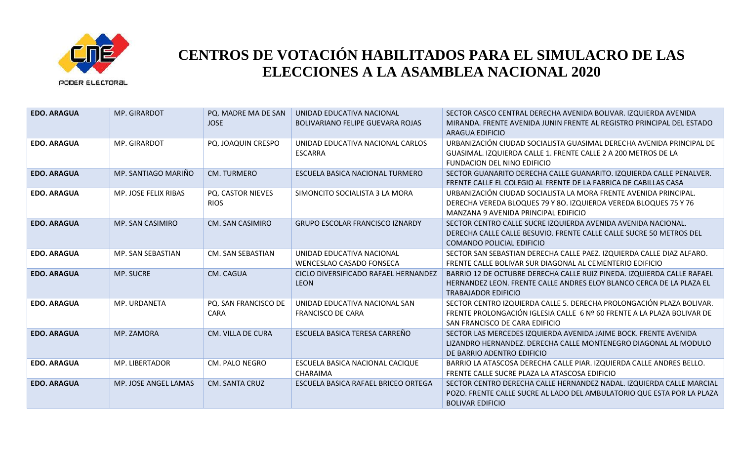# CENTROS DE VOTACIÓN HABILITADOS PARA EL SIMULACRO DE LAS ELECCIONES A LA ASAMBLEA NACIONAL 2020

| | | | | |
|---|---|---|---|---|
| **EDO. ARAGUA** | MP. GIRARDOT | PQ. MADRE MA DE SAN JOSE | UNIDAD EDUCATIVA NACIONAL BOLIVARIANO FELIPE GUEVARA ROJAS | SECTOR CASCO CENTRAL DERECHA AVENIDA BOLIVAR. IZQUIERDA AVENIDA MIRANDA. FRENTE AVENIDA JUNIN FRENTE AL REGISTRO PRINCIPAL DEL ESTADO ARAGUA EDIFICIO |
| **EDO. ARAGUA** | MP. GIRARDOT | PQ. JOAQUIN CRESPO | UNIDAD EDUCATIVA NACIONAL CARLOS ESCARRA | URBANIZACIÓN CIUDAD SOCIALISTA GUASIMAL DERECHA AVENIDA PRINCIPAL DE GUASIMAL. IZQUIERDA CALLE 1. FRENTE CALLE 2 A 200 METROS DE LA FUNDACION DEL NINO EDIFICIO |
| **EDO. ARAGUA** | MP. SANTIAGO MARIÑO | CM. TURMERO | ESCUELA BASICA NACIONAL TURMERO | SECTOR GUANARITO DERECHA CALLE GUANARITO. IZQUIERDA CALLE PENALVER. FRENTE CALLE EL COLEGIO AL FRENTE DE LA FABRICA DE CABILLAS CASA |
| **EDO. ARAGUA** | MP. JOSE FELIX RIBAS | PQ. CASTOR NIEVES RIOS | SIMONCITO SOCIALISTA 3 LA MORA | URBANIZACIÓN CIUDAD SOCIALISTA LA MORA FRENTE AVENIDA PRINCIPAL. DERECHA VEREDA BLOQUES 79 Y 8O. IZQUIERDA VEREDA BLOQUES 75 Y 76 MANZANA 9 AVENIDA PRINCIPAL EDIFICIO |
| **EDO. ARAGUA** | MP. SAN CASIMIRO | CM. SAN CASIMIRO | GRUPO ESCOLAR FRANCISCO IZNARDY | SECTOR CENTRO CALLE SUCRE IZQUIERDA AVENIDA AVENIDA NACIONAL. DERECHA CALLE CALLE BESUVIO. FRENTE CALLE CALLE SUCRE 50 METROS DEL COMANDO POLICIAL EDIFICIO |
| **EDO. ARAGUA** | MP. SAN SEBASTIAN | CM. SAN SEBASTIAN | UNIDAD EDUCATIVA NACIONAL WENCESLAO CASADO FONSECA | SECTOR SAN SEBASTIAN DERECHA CALLE PAEZ. IZQUIERDA CALLE DIAZ ALFARO. FRENTE CALLE BOLIVAR SUR DIAGONAL AL CEMENTERIO EDIFICIO |
| **EDO. ARAGUA** | MP. SUCRE | CM. CAGUA | CICLO DIVERSIFICADO RAFAEL HERNANDEZ LEON | BARRIO 12 DE OCTUBRE DERECHA CALLE RUIZ PINEDA. IZQUIERDA CALLE RAFAEL HERNANDEZ LEON. FRENTE CALLE ANDRES ELOY BLANCO CERCA DE LA PLAZA EL TRABAJADOR EDIFICIO |
| **EDO. ARAGUA** | MP. URDANETA | PQ. SAN FRANCISCO DE CARA | UNIDAD EDUCATIVA NACIONAL SAN FRANCISCO DE CARA | SECTOR CENTRO IZQUIERDA CALLE 5. DERECHA PROLONGACIÓN PLAZA BOLIVAR. FRENTE PROLONGACIÓN IGLESIA CALLE 6 Nº 60 FRENTE A LA PLAZA BOLIVAR DE SAN FRANCISCO DE CARA EDIFICIO |
| **EDO. ARAGUA** | MP. ZAMORA | CM. VILLA DE CURA | ESCUELA BASICA TERESA CARREÑO | SECTOR LAS MERCEDES IZQUIERDA AVENIDA JAIME BOCK. FRENTE AVENIDA LIZANDRO HERNANDEZ. DERECHA CALLE MONTENEGRO DIAGONAL AL MODULO DE BARRIO ADENTRO EDIFICIO |
| **EDO. ARAGUA** | MP. LIBERTADOR | CM. PALO NEGRO | ESCUELA BASICA NACIONAL CACIQUE CHARAIMA | BARRIO LA ATASCOSA DERECHA CALLE PIAR. IZQUIERDA CALLE ANDRES BELLO. FRENTE CALLE SUCRE PLAZA LA ATASCOSA EDIFICIO |
| **EDO. ARAGUA** | MP. JOSE ANGEL LAMAS | CM. SANTA CRUZ | ESCUELA BASICA RAFAEL BRICEO ORTEGA | SECTOR CENTRO DERECHA CALLE HERNANDEZ NADAL. IZQUIERDA CALLE MARCIAL POZO. FRENTE CALLE SUCRE AL LADO DEL AMBULATORIO QUE ESTA POR LA PLAZA BOLIVAR EDIFICIO |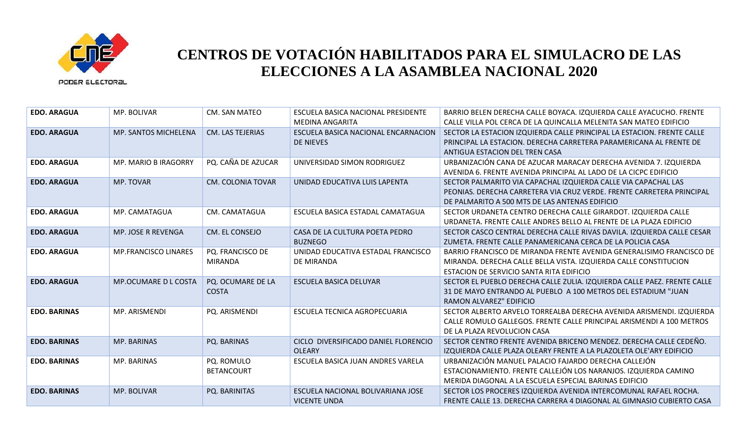# CENTROS DE VOTACIÓN HABILITADOS PARA EL SIMULACRO DE LAS ELECCIONES A LA ASAMBLEA NACIONAL 2020

| | | | | |
|---|---|---|---|---|
| **EDO. ARAGUA** | MP. BOLIVAR | CM. SAN MATEO | ESCUELA BASICA NACIONAL PRESIDENTE MEDINA ANGARITA | BARRIO BELEN DERECHA CALLE BOYACA. IZQUIERDA CALLE AYACUCHO. FRENTE CALLE VILLA POL CERCA DE LA QUINCALLA MELENITA SAN MATEO EDIFICIO |
| **EDO. ARAGUA** | MP. SANTOS MICHELENA | CM. LAS TEJERIAS | ESCUELA BASICA NACIONAL ENCARNACION DE NIEVES | SECTOR LA ESTACION IZQUIERDA CALLE PRINCIPAL LA ESTACION. FRENTE CALLE PRINCIPAL LA ESTACION. DERECHA CARRETERA PARAMERICANA AL FRENTE DE ANTIGUA ESTACION DEL TREN CASA |
| **EDO. ARAGUA** | MP. MARIO B IRAGORRY | PQ. CAÑA DE AZUCAR | UNIVERSIDAD SIMON RODRIGUEZ | URBANIZACIÓN CANA DE AZUCAR MARACAY DERECHA AVENIDA 7. IZQUIERDA AVENIDA 6. FRENTE AVENIDA PRINCIPAL AL LADO DE LA CICPC EDIFICIO |
| **EDO. ARAGUA** | MP. TOVAR | CM. COLONIA TOVAR | UNIDAD EDUCATIVA LUIS LAPENTA | SECTOR PALMARITO VIA CAPACHAL IZQUIERDA CALLE VIA CAPACHAL LAS PEONIAS. DERECHA CARRETERA VIA CRUZ VERDE. FRENTE CARRETERA PRINCIPAL DE PALMARITO A 500 MTS DE LAS ANTENAS EDIFICIO |
| **EDO. ARAGUA** | MP. CAMATAGUA | CM. CAMATAGUA | ESCUELA BASICA ESTADAL CAMATAGUA | SECTOR URDANETA CENTRO DERECHA CALLE GIRARDOT. IZQUIERDA CALLE URDANETA. FRENTE CALLE ANDRES BELLO AL FRENTE DE LA PLAZA EDIFICIO |
| **EDO. ARAGUA** | MP. JOSE R REVENGA | CM. EL CONSEJO | CASA DE LA CULTURA POETA PEDRO BUZNEGO | SECTOR CASCO CENTRAL DERECHA CALLE RIVAS DAVILA. IZQUIERDA CALLE CESAR ZUMETA. FRENTE CALLE PANAMERICANA CERCA DE LA POLICIA CASA |
| **EDO. ARAGUA** | MP.FRANCISCO LINARES | PQ. FRANCISCO DE MIRANDA | UNIDAD EDUCATIVA ESTADAL FRANCISCO DE MIRANDA | BARRIO FRANCISCO DE MIRANDA FRENTE AVENIDA GENERALISIMO FRANCISCO DE MIRANDA. DERECHA CALLE BELLA VISTA. IZQUIERDA CALLE CONSTITUCION ESTACION DE SERVICIO SANTA RITA EDIFICIO |
| **EDO. ARAGUA** | MP.OCUMARE D L COSTA | PQ. OCUMARE DE LA COSTA | ESCUELA BASICA DELUYAR | SECTOR EL PUEBLO DERECHA CALLE ZULIA. IZQUIERDA CALLE PAEZ. FRENTE CALLE 31 DE MAYO ENTRANDO AL PUEBLO A 100 METROS DEL ESTADIUM "JUAN RAMON ALVAREZ" EDIFICIO |
| **EDO. BARINAS** | MP. ARISMENDI | PQ. ARISMENDI | ESCUELA TECNICA AGROPECUARIA | SECTOR ALBERTO ARVELO TORREALBA DERECHA AVENIDA ARISMENDI. IZQUIERDA CALLE ROMULO GALLEGOS. FRENTE CALLE PRINCIPAL ARISMENDI A 100 METROS DE LA PLAZA REVOLUCION CASA |
| **EDO. BARINAS** | MP. BARINAS | PQ. BARINAS | CICLO DIVERSIFICADO DANIEL FLORENCIO OLEARY | SECTOR CENTRO FRENTE AVENIDA BRICENO MENDEZ. DERECHA CALLE CEDEÑO. IZQUIERDA CALLE PLAZA OLEARY FRENTE A LA PLAZOLETA OLE'ARY EDIFICIO |
| **EDO. BARINAS** | MP. BARINAS | PQ. ROMULO BETANCOURT | ESCUELA BASICA JUAN ANDRES VARELA | URBANIZACIÓN MANUEL PALACIO FAJARDO DERECHA CALLEJÓN ESTACIONAMIENTO. FRENTE CALLEJÓN LOS NARANJOS. IZQUIERDA CAMINO MERIDA DIAGONAL A LA ESCUELA ESPECIAL BARINAS EDIFICIO |
| **EDO. BARINAS** | MP. BOLIVAR | PQ. BARINITAS | ESCUELA NACIONAL BOLIVARIANA JOSE VICENTE UNDA | SECTOR LOS PROCERES IZQUIERDA AVENIDA INTERCOMUNAL RAFAEL ROCHA. FRENTE CALLE 13. DERECHA CARRERA 4 DIAGONAL AL GIMNASIO CUBIERTO CASA |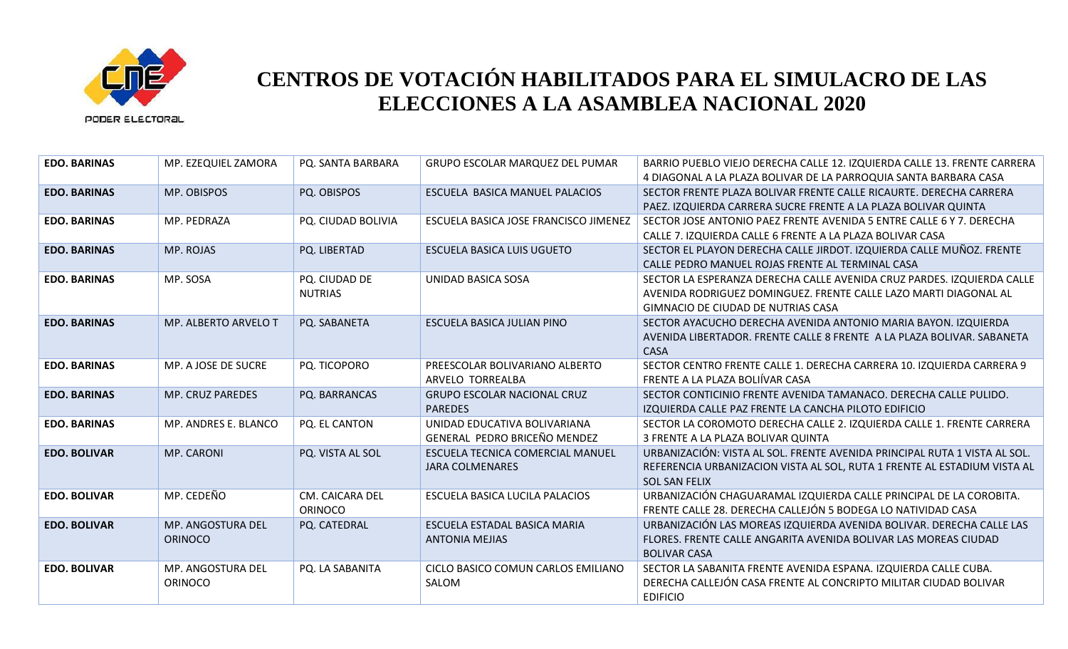# CENTROS DE VOTACIÓN HABILITADOS PARA EL SIMULACRO DE LAS ELECCIONES A LA ASAMBLEA NACIONAL 2020

| | | | | |
|---|---|---|---|---|
| **EDO. BARINAS** | MP. EZEQUIEL ZAMORA | PQ. SANTA BARBARA | GRUPO ESCOLAR MARQUEZ DEL PUMAR | BARRIO PUEBLO VIEJO DERECHA CALLE 12. IZQUIERDA CALLE 13. FRENTE CARRERA 4 DIAGONAL A LA PLAZA BOLIVAR DE LA PARROQUIA SANTA BARBARA CASA |
| **EDO. BARINAS** | MP. OBISPOS | PQ. OBISPOS | ESCUELA BASICA MANUEL PALACIOS | SECTOR FRENTE PLAZA BOLIVAR FRENTE CALLE RICAURTE. DERECHA CARRERA PAEZ. IZQUIERDA CARRERA SUCRE FRENTE A LA PLAZA BOLIVAR QUINTA |
| **EDO. BARINAS** | MP. PEDRAZA | PQ. CIUDAD BOLIVIA | ESCUELA BASICA JOSE FRANCISCO JIMENEZ | SECTOR JOSE ANTONIO PAEZ FRENTE AVENIDA 5 ENTRE CALLE 6 Y 7. DERECHA CALLE 7. IZQUIERDA CALLE 6 FRENTE A LA PLAZA BOLIVAR CASA |
| **EDO. BARINAS** | MP. ROJAS | PQ. LIBERTAD | ESCUELA BASICA LUIS UGUETO | SECTOR EL PLAYON DERECHA CALLE JIRDOT. IZQUIERDA CALLE MUÑOZ. FRENTE CALLE PEDRO MANUEL ROJAS FRENTE AL TERMINAL CASA |
| **EDO. BARINAS** | MP. SOSA | PQ. CIUDAD DE NUTRIAS | UNIDAD BASICA SOSA | SECTOR LA ESPERANZA DERECHA CALLE AVENIDA CRUZ PARDES. IZQUIERDA CALLE AVENIDA RODRIGUEZ DOMINGUEZ. FRENTE CALLE LAZO MARTI DIAGONAL AL GIMNACIO DE CIUDAD DE NUTRIAS CASA |
| **EDO. BARINAS** | MP. ALBERTO ARVELO T | PQ. SABANETA | ESCUELA BASICA JULIAN PINO | SECTOR AYACUCHO DERECHA AVENIDA ANTONIO MARIA BAYON. IZQUIERDA AVENIDA LIBERTADOR. FRENTE CALLE 8 FRENTE A LA PLAZA BOLIVAR. SABANETA CASA |
| **EDO. BARINAS** | MP. A JOSE DE SUCRE | PQ. TICOPORO | PREESCOLAR BOLIVARIANO ALBERTO ARVELO TORREALBA | SECTOR CENTRO FRENTE CALLE 1. DERECHA CARRERA 10. IZQUIERDA CARRERA 9 FRENTE A LA PLAZA BOLIÍVAR CASA |
| **EDO. BARINAS** | MP. CRUZ PAREDES | PQ. BARRANCAS | GRUPO ESCOLAR NACIONAL CRUZ PAREDES | SECTOR CONTICINIO FRENTE AVENIDA TAMANACO. DERECHA CALLE PULIDO. IZQUIERDA CALLE PAZ FRENTE LA CANCHA PILOTO EDIFICIO |
| **EDO. BARINAS** | MP. ANDRES E. BLANCO | PQ. EL CANTON | UNIDAD EDUCATIVA BOLIVARIANA GENERAL PEDRO BRICEÑO MENDEZ | SECTOR LA COROMOTO DERECHA CALLE 2. IZQUIERDA CALLE 1. FRENTE CARRERA 3 FRENTE A LA PLAZA BOLIVAR QUINTA |
| **EDO. BOLIVAR** | MP. CARONI | PQ. VISTA AL SOL | ESCUELA TECNICA COMERCIAL MANUEL JARA COLMENARES | URBANIZACIÓN: VISTA AL SOL. FRENTE AVENIDA PRINCIPAL RUTA 1 VISTA AL SOL. REFERENCIA URBANIZACION VISTA AL SOL, RUTA 1 FRENTE AL ESTADIUM VISTA AL SOL SAN FELIX |
| **EDO. BOLIVAR** | MP. CEDEÑO | CM. CAICARA DEL ORINOCO | ESCUELA BASICA LUCILA PALACIOS | URBANIZACIÓN CHAGUARAMAL IZQUIERDA CALLE PRINCIPAL DE LA COROBITA. FRENTE CALLE 28. DERECHA CALLEJÓN 5 BODEGA LO NATIVIDAD CASA |
| **EDO. BOLIVAR** | MP. ANGOSTURA DEL ORINOCO | PQ. CATEDRAL | ESCUELA ESTADAL BASICA MARIA ANTONIA MEJIAS | URBANIZACIÓN LAS MOREAS IZQUIERDA AVENIDA BOLIVAR. DERECHA CALLE LAS FLORES. FRENTE CALLE ANGARITA AVENIDA BOLIVAR LAS MOREAS CIUDAD BOLIVAR CASA |
| **EDO. BOLIVAR** | MP. ANGOSTURA DEL ORINOCO | PQ. LA SABANITA | CICLO BASICO COMUN CARLOS EMILIANO SALOM | SECTOR LA SABANITA FRENTE AVENIDA ESPANA. IZQUIERDA CALLE CUBA. DERECHA CALLEJÓN CASA FRENTE AL CONCRIPTO MILITAR CIUDAD BOLIVAR EDIFICIO |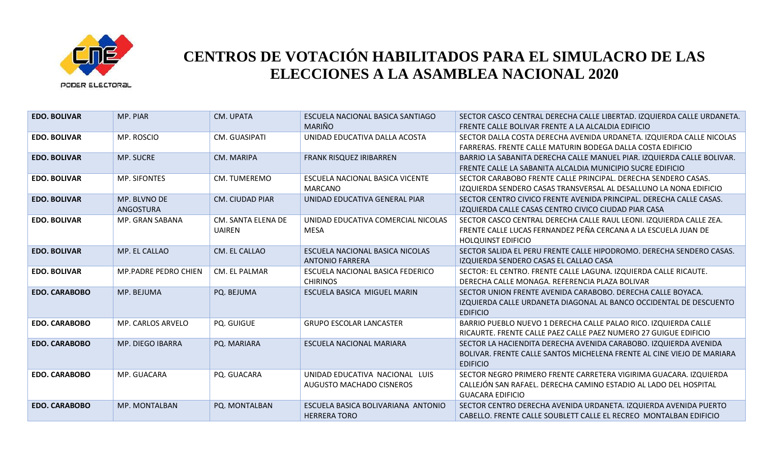# CENTROS DE VOTACIÓN HABILITADOS PARA EL SIMULACRO DE LAS ELECCIONES A LA ASAMBLEA NACIONAL 2020

| | | | | |
|---|---|---|---|---|
| **EDO. BOLIVAR** | MP. PIAR | CM. UPATA | ESCUELA NACIONAL BASICA SANTIAGO MARIÑO | SECTOR CASCO CENTRAL DERECHA CALLE LIBERTAD. IZQUIERDA CALLE URDANETA. FRENTE CALLE BOLIVAR FRENTE A LA ALCALDIA EDIFICIO |
| **EDO. BOLIVAR** | MP. ROSCIO | CM. GUASIPATI | UNIDAD EDUCATIVA DALLA ACOSTA | SECTOR DALLA COSTA DERECHA AVENIDA URDANETA. IZQUIERDA CALLE NICOLAS FARRERAS. FRENTE CALLE MATURIN BODEGA DALLA COSTA EDIFICIO |
| **EDO. BOLIVAR** | MP. SUCRE | CM. MARIPA | FRANK RISQUEZ IRIBARREN | BARRIO LA SABANITA DERECHA CALLE MANUEL PIAR. IZQUIERDA CALLE BOLIVAR. FRENTE CALLE LA SABANITA ALCALDIA MUNICIPIO SUCRE EDIFICIO |
| **EDO. BOLIVAR** | MP. SIFONTES | CM. TUMEREMO | ESCUELA NACIONAL BASICA VICENTE MARCANO | SECTOR CARABOBO FRENTE CALLE PRINCIPAL. DERECHA SENDERO CASAS. IZQUIERDA SENDERO CASAS TRANSVERSAL AL DESALLUNO LA NONA EDIFICIO |
| **EDO. BOLIVAR** | MP. BLVNO DE ANGOSTURA | CM. CIUDAD PIAR | UNIDAD EDUCATIVA GENERAL PIAR | SECTOR CENTRO CIVICO FRENTE AVENIDA PRINCIPAL. DERECHA CALLE CASAS. IZQUIERDA CALLE CASAS CENTRO CIVICO CIUDAD PIAR CASA |
| **EDO. BOLIVAR** | MP. GRAN SABANA | CM. SANTA ELENA DE UAIREN | UNIDAD EDUCATIVA COMERCIAL NICOLAS MESA | SECTOR CASCO CENTRAL DERECHA CALLE RAUL LEONI. IZQUIERDA CALLE ZEA. FRENTE CALLE LUCAS FERNANDEZ PEÑA CERCANA A LA ESCUELA JUAN DE HOLQUINST EDIFICIO |
| **EDO. BOLIVAR** | MP. EL CALLAO | CM. EL CALLAO | ESCUELA NACIONAL BASICA NICOLAS ANTONIO FARRERA | SECTOR SALIDA EL PERU FRENTE CALLE HIPODROMO. DERECHA SENDERO CASAS. IZQUIERDA SENDERO CASAS EL CALLAO CASA |
| **EDO. BOLIVAR** | MP.PADRE PEDRO CHIEN | CM. EL PALMAR | ESCUELA NACIONAL BASICA FEDERICO CHIRINOS | SECTOR: EL CENTRO. FRENTE CALLE LAGUNA. IZQUIERDA CALLE RICAUTE. DERECHA CALLE MONAGA. REFERENCIA PLAZA BOLIVAR |
| **EDO. CARABOBO** | MP. BEJUMA | PQ. BEJUMA | ESCUELA BASICA MIGUEL MARIN | SECTOR UNION FRENTE AVENIDA CARABOBO. DERECHA CALLE BOYACA. IZQUIERDA CALLE URDANETA DIAGONAL AL BANCO OCCIDENTAL DE DESCUENTO EDIFICIO |
| **EDO. CARABOBO** | MP. CARLOS ARVELO | PQ. GUIGUE | GRUPO ESCOLAR LANCASTER | BARRIO PUEBLO NUEVO 1 DERECHA CALLE PALAO RICO. IZQUIERDA CALLE RICAURTE. FRENTE CALLE PAEZ CALLE PAEZ NUMERO 27 GUIGUE EDIFICIO |
| **EDO. CARABOBO** | MP. DIEGO IBARRA | PQ. MARIARA | ESCUELA NACIONAL MARIARA | SECTOR LA HACIENDITA DERECHA AVENIDA CARABOBO. IZQUIERDA AVENIDA BOLIVAR. FRENTE CALLE SANTOS MICHELENA FRENTE AL CINE VIEJO DE MARIARA EDIFICIO |
| **EDO. CARABOBO** | MP. GUACARA | PQ. GUACARA | UNIDAD EDUCATIVA NACIONAL LUIS AUGUSTO MACHADO CISNEROS | SECTOR NEGRO PRIMERO FRENTE CARRETERA VIGIRIMA GUACARA. IZQUIERDA CALLEJÓN SAN RAFAEL. DERECHA CAMINO ESTADIO AL LADO DEL HOSPITAL GUACARA EDIFICIO |
| **EDO. CARABOBO** | MP. MONTALBAN | PQ. MONTALBAN | ESCUELA BASICA BOLIVARIANA ANTONIO HERRERA TORO | SECTOR CENTRO DERECHA AVENIDA URDANETA. IZQUIERDA AVENIDA PUERTO CABELLO. FRENTE CALLE SOUBLETT CALLE EL RECREO MONTALBAN EDIFICIO |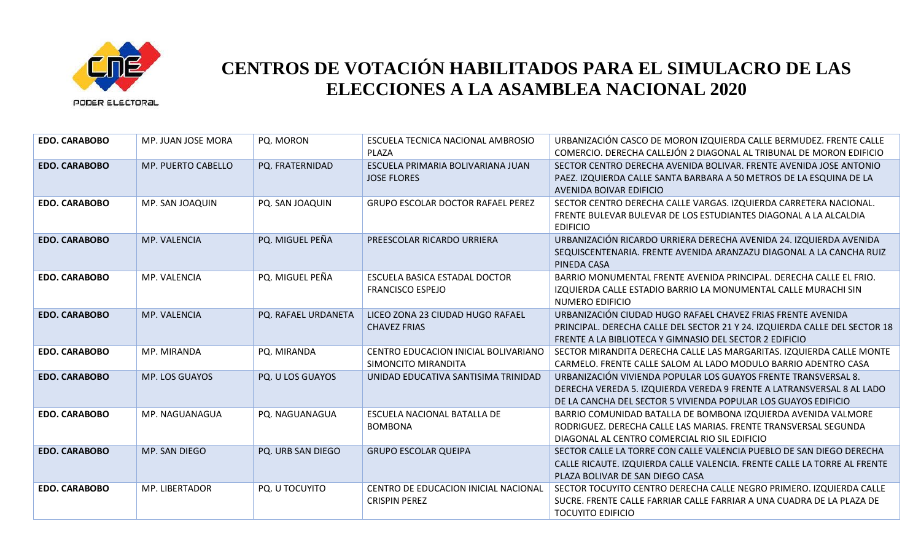# CENTROS DE VOTACIÓN HABILITADOS PARA EL SIMULACRO DE LAS ELECCIONES A LA ASAMBLEA NACIONAL 2020

| | | | | |
|---|---|---|---|---|
| **EDO. CARABOBO** | MP. JUAN JOSE MORA | PQ. MORON | ESCUELA TECNICA NACIONAL AMBROSIO PLAZA | URBANIZACIÓN CASCO DE MORON IZQUIERDA CALLE BERMUDEZ. FRENTE CALLE COMERCIO. DERECHA CALLEJÓN 2 DIAGONAL AL TRIBUNAL DE MORON EDIFICIO |
| **EDO. CARABOBO** | MP. PUERTO CABELLO | PQ. FRATERNIDAD | ESCUELA PRIMARIA BOLIVARIANA JUAN JOSE FLORES | SECTOR CENTRO DERECHA AVENIDA BOLIVAR. FRENTE AVENIDA JOSE ANTONIO PAEZ. IZQUIERDA CALLE SANTA BARBARA A 50 METROS DE LA ESQUINA DE LA AVENIDA BOIVAR EDIFICIO |
| **EDO. CARABOBO** | MP. SAN JOAQUIN | PQ. SAN JOAQUIN | GRUPO ESCOLAR DOCTOR RAFAEL PEREZ | SECTOR CENTRO DERECHA CALLE VARGAS. IZQUIERDA CARRETERA NACIONAL. FRENTE BULEVAR BULEVAR DE LOS ESTUDIANTES DIAGONAL A LA ALCALDIA EDIFICIO |
| **EDO. CARABOBO** | MP. VALENCIA | PQ. MIGUEL PEÑA | PREESCOLAR RICARDO URRIERA | URBANIZACIÓN RICARDO URRIERA DERECHA AVENIDA 24. IZQUIERDA AVENIDA SEQUISCENTENARIA. FRENTE AVENIDA ARANZAZU DIAGONAL A LA CANCHA RUIZ PINEDA CASA |
| **EDO. CARABOBO** | MP. VALENCIA | PQ. MIGUEL PEÑA | ESCUELA BASICA ESTADAL DOCTOR FRANCISCO ESPEJO | BARRIO MONUMENTAL FRENTE AVENIDA PRINCIPAL. DERECHA CALLE EL FRIO. IZQUIERDA CALLE ESTADIO BARRIO LA MONUMENTAL CALLE MURACHI SIN NUMERO EDIFICIO |
| **EDO. CARABOBO** | MP. VALENCIA | PQ. RAFAEL URDANETA | LICEO ZONA 23 CIUDAD HUGO RAFAEL CHAVEZ FRIAS | URBANIZACIÓN CIUDAD HUGO RAFAEL CHAVEZ FRIAS FRENTE AVENIDA PRINCIPAL. DERECHA CALLE DEL SECTOR 21 Y 24. IZQUIERDA CALLE DEL SECTOR 18 FRENTE A LA BIBLIOTECA Y GIMNASIO DEL SECTOR 2 EDIFICIO |
| **EDO. CARABOBO** | MP. MIRANDA | PQ. MIRANDA | CENTRO EDUCACION INICIAL BOLIVARIANO SIMONCITO MIRANDITA | SECTOR MIRANDITA DERECHA CALLE LAS MARGARITAS. IZQUIERDA CALLE MONTE CARMELO. FRENTE CALLE SALOM AL LADO MODULO BARRIO ADENTRO CASA |
| **EDO. CARABOBO** | MP. LOS GUAYOS | PQ. U LOS GUAYOS | UNIDAD EDUCATIVA SANTISIMA TRINIDAD | URBANIZACIÓN VIVIENDA POPULAR LOS GUAYOS FRENTE TRANSVERSAL 8. DERECHA VEREDA 5. IZQUIERDA VEREDA 9 FRENTE A LATRANSVERSAL 8 AL LADO DE LA CANCHA DEL SECTOR 5 VIVIENDA POPULAR LOS GUAYOS EDIFICIO |
| **EDO. CARABOBO** | MP. NAGUANAGUA | PQ. NAGUANAGUA | ESCUELA NACIONAL BATALLA DE BOMBONA | BARRIO COMUNIDAD BATALLA DE BOMBONA IZQUIERDA AVENIDA VALMORE RODRIGUEZ. DERECHA CALLE LAS MARIAS. FRENTE TRANSVERSAL SEGUNDA DIAGONAL AL CENTRO COMERCIAL RIO SIL EDIFICIO |
| **EDO. CARABOBO** | MP. SAN DIEGO | PQ. URB SAN DIEGO | GRUPO ESCOLAR QUEIPA | SECTOR CALLE LA TORRE CON CALLE VALENCIA PUEBLO DE SAN DIEGO DERECHA CALLE RICAUTE. IZQUIERDA CALLE VALENCIA. FRENTE CALLE LA TORRE AL FRENTE PLAZA BOLIVAR DE SAN DIEGO CASA |
| **EDO. CARABOBO** | MP. LIBERTADOR | PQ. U TOCUYITO | CENTRO DE EDUCACION INICIAL NACIONAL CRISPIN PEREZ | SECTOR TOCUYITO CENTRO DERECHA CALLE NEGRO PRIMERO. IZQUIERDA CALLE SUCRE. FRENTE CALLE FARRIAR CALLE FARRIAR A UNA CUADRA DE LA PLAZA DE TOCUYITO EDIFICIO |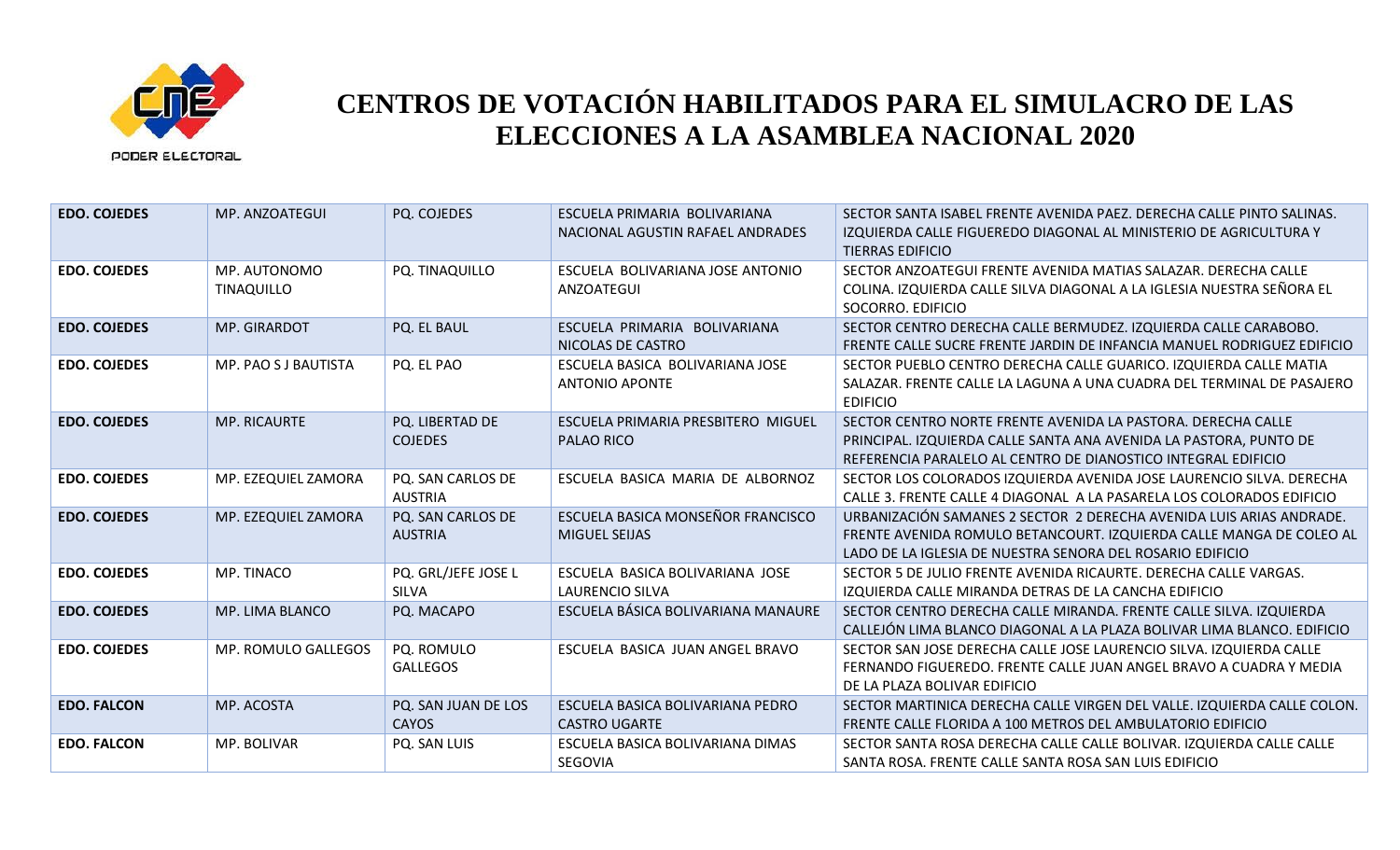# CENTROS DE VOTACIÓN HABILITADOS PARA EL SIMULACRO DE LAS ELECCIONES A LA ASAMBLEA NACIONAL 2020

| | | | | |
|---|---|---|---|---|
| **EDO. COJEDES** | MP. ANZOATEGUI | PQ. COJEDES | ESCUELA PRIMARIA BOLIVARIANA NACIONAL AGUSTIN RAFAEL ANDRADES | SECTOR SANTA ISABEL FRENTE AVENIDA PAEZ. DERECHA CALLE PINTO SALINAS. IZQUIERDA CALLE FIGUEREDO DIAGONAL AL MINISTERIO DE AGRICULTURA Y TIERRAS EDIFICIO |
| **EDO. COJEDES** | MP. AUTONOMO TINAQUILLO | PQ. TINAQUILLO | ESCUELA BOLIVARIANA JOSE ANTONIO ANZOATEGUI | SECTOR ANZOATEGUI FRENTE AVENIDA MATIAS SALAZAR. DERECHA CALLE COLINA. IZQUIERDA CALLE SILVA DIAGONAL A LA IGLESIA NUESTRA SEÑORA EL SOCORRO. EDIFICIO |
| **EDO. COJEDES** | MP. GIRARDOT | PQ. EL BAUL | ESCUELA PRIMARIA BOLIVARIANA NICOLAS DE CASTRO | SECTOR CENTRO DERECHA CALLE BERMUDEZ. IZQUIERDA CALLE CARABOBO. FRENTE CALLE SUCRE FRENTE JARDIN DE INFANCIA MANUEL RODRIGUEZ EDIFICIO |
| **EDO. COJEDES** | MP. PAO S J BAUTISTA | PQ. EL PAO | ESCUELA BASICA BOLIVARIANA JOSE ANTONIO APONTE | SECTOR PUEBLO CENTRO DERECHA CALLE GUARICO. IZQUIERDA CALLE MATIA SALAZAR. FRENTE CALLE LA LAGUNA A UNA CUADRA DEL TERMINAL DE PASAJERO EDIFICIO |
| **EDO. COJEDES** | MP. RICAURTE | PQ. LIBERTAD DE COJEDES | ESCUELA PRIMARIA PRESBITERO MIGUEL PALAO RICO | SECTOR CENTRO NORTE FRENTE AVENIDA LA PASTORA. DERECHA CALLE PRINCIPAL. IZQUIERDA CALLE SANTA ANA AVENIDA LA PASTORA, PUNTO DE REFERENCIA PARALELO AL CENTRO DE DIANOSTICO INTEGRAL EDIFICIO |
| **EDO. COJEDES** | MP. EZEQUIEL ZAMORA | PQ. SAN CARLOS DE AUSTRIA | ESCUELA BASICA MARIA DE ALBORNOZ | SECTOR LOS COLORADOS IZQUIERDA AVENIDA JOSE LAURENCIO SILVA. DERECHA CALLE 3. FRENTE CALLE 4 DIAGONAL A LA PASARELA LOS COLORADOS EDIFICIO |
| **EDO. COJEDES** | MP. EZEQUIEL ZAMORA | PQ. SAN CARLOS DE AUSTRIA | ESCUELA BASICA MONSEÑOR FRANCISCO MIGUEL SEIJAS | URBANIZACIÓN SAMANES 2 SECTOR 2 DERECHA AVENIDA LUIS ARIAS ANDRADE. FRENTE AVENIDA ROMULO BETANCOURT. IZQUIERDA CALLE MANGA DE COLEO AL LADO DE LA IGLESIA DE NUESTRA SENORA DEL ROSARIO EDIFICIO |
| **EDO. COJEDES** | MP. TINACO | PQ. GRL/JEFE JOSE L SILVA | ESCUELA BASICA BOLIVARIANA JOSE LAURENCIO SILVA | SECTOR 5 DE JULIO FRENTE AVENIDA RICAURTE. DERECHA CALLE VARGAS. IZQUIERDA CALLE MIRANDA DETRAS DE LA CANCHA EDIFICIO |
| **EDO. COJEDES** | MP. LIMA BLANCO | PQ. MACAPO | ESCUELA BÁSICA BOLIVARIANA MANAURE | SECTOR CENTRO DERECHA CALLE MIRANDA. FRENTE CALLE SILVA. IZQUIERDA CALLEJÓN LIMA BLANCO DIAGONAL A LA PLAZA BOLIVAR LIMA BLANCO. EDIFICIO |
| **EDO. COJEDES** | MP. ROMULO GALLEGOS | PQ. ROMULO GALLEGOS | ESCUELA BASICA JUAN ANGEL BRAVO | SECTOR SAN JOSE DERECHA CALLE JOSE LAURENCIO SILVA. IZQUIERDA CALLE FERNANDO FIGUEREDO. FRENTE CALLE JUAN ANGEL BRAVO A CUADRA Y MEDIA DE LA PLAZA BOLIVAR EDIFICIO |
| **EDO. FALCON** | MP. ACOSTA | PQ. SAN JUAN DE LOS CAYOS | ESCUELA BASICA BOLIVARIANA PEDRO CASTRO UGARTE | SECTOR MARTINICA DERECHA CALLE VIRGEN DEL VALLE. IZQUIERDA CALLE COLON. FRENTE CALLE FLORIDA A 100 METROS DEL AMBULATORIO EDIFICIO |
| **EDO. FALCON** | MP. BOLIVAR | PQ. SAN LUIS | ESCUELA BASICA BOLIVARIANA DIMAS SEGOVIA | SECTOR SANTA ROSA DERECHA CALLE CALLE BOLIVAR. IZQUIERDA CALLE CALLE SANTA ROSA. FRENTE CALLE SANTA ROSA SAN LUIS EDIFICIO |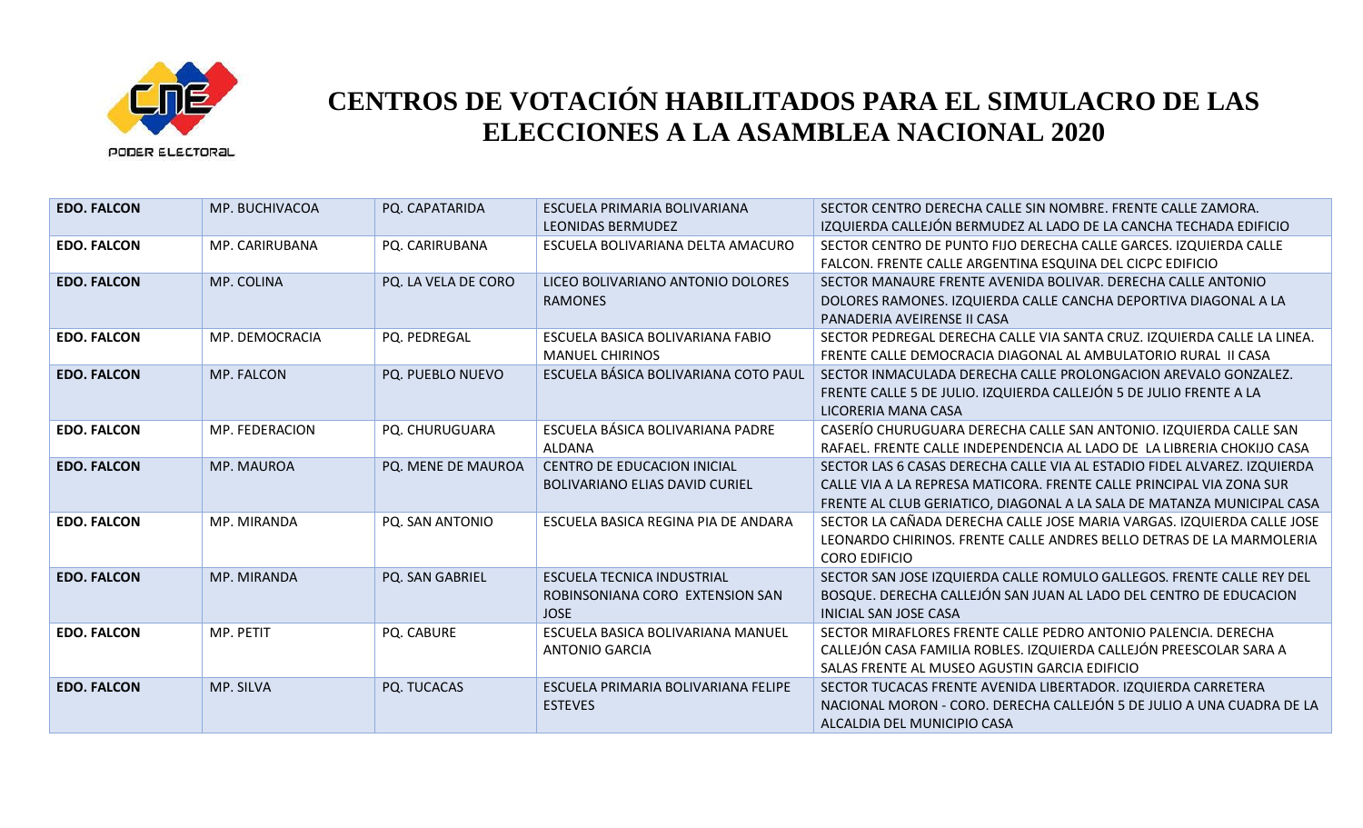# CENTROS DE VOTACIÓN HABILITADOS PARA EL SIMULACRO DE LAS ELECCIONES A LA ASAMBLEA NACIONAL 2020

| | | | | |
|---|---|---|---|---|
| **EDO. FALCON** | MP. BUCHIVACOA | PQ. CAPATARIDA | ESCUELA PRIMARIA BOLIVARIANA LEONIDAS BERMUDEZ | SECTOR CENTRO DERECHA CALLE SIN NOMBRE. FRENTE CALLE ZAMORA. IZQUIERDA CALLEJÓN BERMUDEZ AL LADO DE LA CANCHA TECHADA EDIFICIO |
| **EDO. FALCON** | MP. CARIRUBANA | PQ. CARIRUBANA | ESCUELA BOLIVARIANA DELTA AMACURO | SECTOR CENTRO DE PUNTO FIJO DERECHA CALLE GARCES. IZQUIERDA CALLE FALCON. FRENTE CALLE ARGENTINA ESQUINA DEL CICPC EDIFICIO |
| **EDO. FALCON** | MP. COLINA | PQ. LA VELA DE CORO | LICEO BOLIVARIANO ANTONIO DOLORES RAMONES | SECTOR MANAURE FRENTE AVENIDA BOLIVAR. DERECHA CALLE ANTONIO DOLORES RAMONES. IZQUIERDA CALLE CANCHA DEPORTIVA DIAGONAL A LA PANADERIA AVEIRENSE II CASA |
| **EDO. FALCON** | MP. DEMOCRACIA | PQ. PEDREGAL | ESCUELA BASICA BOLIVARIANA FABIO MANUEL CHIRINOS | SECTOR PEDREGAL DERECHA CALLE VIA SANTA CRUZ. IZQUIERDA CALLE LA LINEA. FRENTE CALLE DEMOCRACIA DIAGONAL AL AMBULATORIO RURAL II CASA |
| **EDO. FALCON** | MP. FALCON | PQ. PUEBLO NUEVO | ESCUELA BÁSICA BOLIVARIANA COTO PAUL | SECTOR INMACULADA DERECHA CALLE PROLONGACION AREVALO GONZALEZ. FRENTE CALLE 5 DE JULIO. IZQUIERDA CALLEJÓN 5 DE JULIO FRENTE A LA LICORERIA MANA CASA |
| **EDO. FALCON** | MP. FEDERACION | PQ. CHURUGUARA | ESCUELA BÁSICA BOLIVARIANA PADRE ALDANA | CASERÍO CHURUGUARA DERECHA CALLE SAN ANTONIO. IZQUIERDA CALLE SAN RAFAEL. FRENTE CALLE INDEPENDENCIA AL LADO DE LA LIBRERIA CHOKIJO CASA |
| **EDO. FALCON** | MP. MAUROA | PQ. MENE DE MAUROA | CENTRO DE EDUCACION INICIAL BOLIVARIANO ELIAS DAVID CURIEL | SECTOR LAS 6 CASAS DERECHA CALLE VIA AL ESTADIO FIDEL ALVAREZ. IZQUIERDA CALLE VIA A LA REPRESA MATICORA. FRENTE CALLE PRINCIPAL VIA ZONA SUR FRENTE AL CLUB GERIATICO, DIAGONAL A LA SALA DE MATANZA MUNICIPAL CASA |
| **EDO. FALCON** | MP. MIRANDA | PQ. SAN ANTONIO | ESCUELA BASICA REGINA PIA DE ANDARA | SECTOR LA CAÑADA DERECHA CALLE JOSE MARIA VARGAS. IZQUIERDA CALLE JOSE LEONARDO CHIRINOS. FRENTE CALLE ANDRES BELLO DETRAS DE LA MARMOLERIA CORO EDIFICIO |
| **EDO. FALCON** | MP. MIRANDA | PQ. SAN GABRIEL | ESCUELA TECNICA INDUSTRIAL ROBINSONIANA CORO EXTENSION SAN JOSE | SECTOR SAN JOSE IZQUIERDA CALLE ROMULO GALLEGOS. FRENTE CALLE REY DEL BOSQUE. DERECHA CALLEJÓN SAN JUAN AL LADO DEL CENTRO DE EDUCACION INICIAL SAN JOSE CASA |
| **EDO. FALCON** | MP. PETIT | PQ. CABURE | ESCUELA BASICA BOLIVARIANA MANUEL ANTONIO GARCIA | SECTOR MIRAFLORES FRENTE CALLE PEDRO ANTONIO PALENCIA. DERECHA CALLEJÓN CASA FAMILIA ROBLES. IZQUIERDA CALLEJÓN PREESCOLAR SARA A SALAS FRENTE AL MUSEO AGUSTIN GARCIA EDIFICIO |
| **EDO. FALCON** | MP. SILVA | PQ. TUCACAS | ESCUELA PRIMARIA BOLIVARIANA FELIPE ESTEVES | SECTOR TUCACAS FRENTE AVENIDA LIBERTADOR. IZQUIERDA CARRETERA NACIONAL MORON - CORO. DERECHA CALLEJÓN 5 DE JULIO A UNA CUADRA DE LA ALCALDIA DEL MUNICIPIO CASA |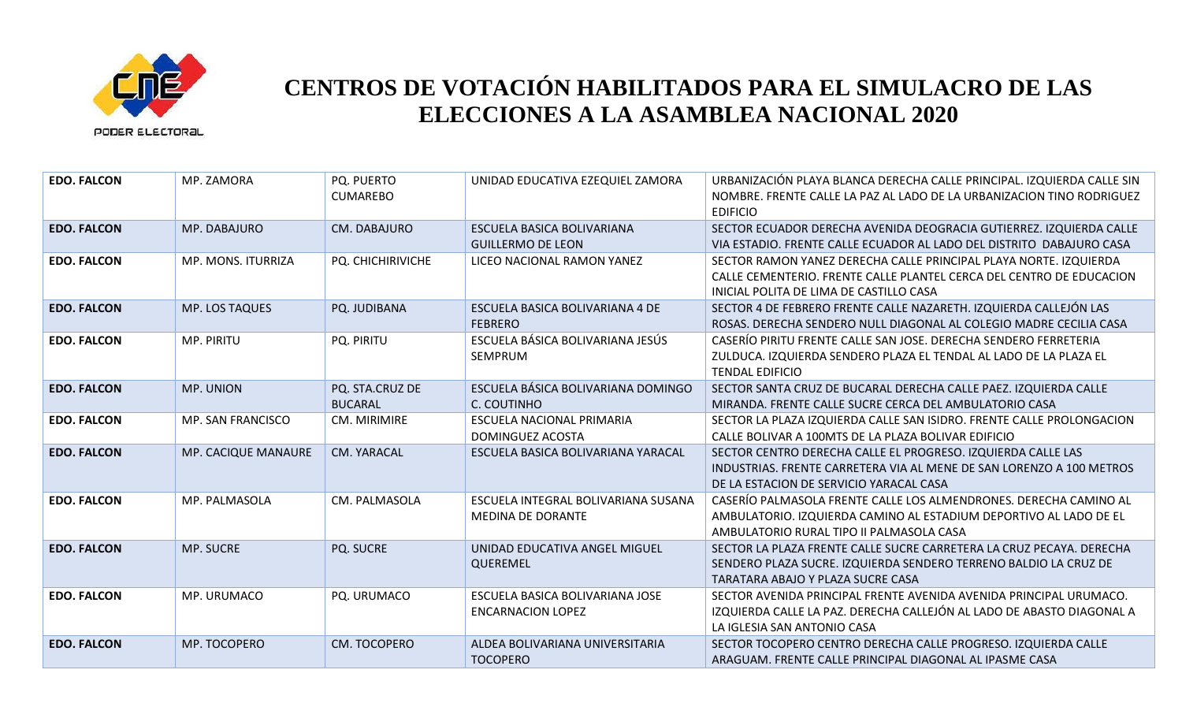# CENTROS DE VOTACIÓN HABILITADOS PARA EL SIMULACRO DE LAS ELECCIONES A LA ASAMBLEA NACIONAL 2020

| | | | | |
|---|---|---|---|---|
| **EDO. FALCON** | MP. ZAMORA | PQ. PUERTO CUMAREBO | UNIDAD EDUCATIVA EZEQUIEL ZAMORA | URBANIZACIÓN PLAYA BLANCA DERECHA CALLE PRINCIPAL. IZQUIERDA CALLE SIN NOMBRE. FRENTE CALLE LA PAZ AL LADO DE LA URBANIZACION TINO RODRIGUEZ EDIFICIO |
| **EDO. FALCON** | MP. DABAJURO | CM. DABAJURO | ESCUELA BASICA BOLIVARIANA GUILLERMO DE LEON | SECTOR ECUADOR DERECHA AVENIDA DEOGRACIA GUTIERREZ. IZQUIERDA CALLE VIA ESTADIO. FRENTE CALLE ECUADOR AL LADO DEL DISTRITO DABAJURO CASA |
| **EDO. FALCON** | MP. MONS. ITURRIZA | PQ. CHICHIRIVICHE | LICEO NACIONAL RAMON YANEZ | SECTOR RAMON YANEZ DERECHA CALLE PRINCIPAL PLAYA NORTE. IZQUIERDA CALLE CEMENTERIO. FRENTE CALLE PLANTEL CERCA DEL CENTRO DE EDUCACION INICIAL POLITA DE LIMA DE CASTILLO CASA |
| **EDO. FALCON** | MP. LOS TAQUES | PQ. JUDIBANA | ESCUELA BASICA BOLIVARIANA 4 DE FEBRERO | SECTOR 4 DE FEBRERO FRENTE CALLE NAZARETH. IZQUIERDA CALLEJÓN LAS ROSAS. DERECHA SENDERO NULL DIAGONAL AL COLEGIO MADRE CECILIA CASA |
| **EDO. FALCON** | MP. PIRITU | PQ. PIRITU | ESCUELA BÁSICA BOLIVARIANA JESÚS SEMPRUM | CASERÍO PIRITU FRENTE CALLE SAN JOSE. DERECHA SENDERO FERRETERIA ZULDUCA. IZQUIERDA SENDERO PLAZA EL TENDAL AL LADO DE LA PLAZA EL TENDAL EDIFICIO |
| **EDO. FALCON** | MP. UNION | PQ. STA.CRUZ DE BUCARAL | ESCUELA BÁSICA BOLIVARIANA DOMINGO C. COUTINHO | SECTOR SANTA CRUZ DE BUCARAL DERECHA CALLE PAEZ. IZQUIERDA CALLE MIRANDA. FRENTE CALLE SUCRE CERCA DEL AMBULATORIO CASA |
| **EDO. FALCON** | MP. SAN FRANCISCO | CM. MIRIMIRE | ESCUELA NACIONAL PRIMARIA DOMINGUEZ ACOSTA | SECTOR LA PLAZA IZQUIERDA CALLE SAN ISIDRO. FRENTE CALLE PROLONGACION CALLE BOLIVAR A 100MTS DE LA PLAZA BOLIVAR EDIFICIO |
| **EDO. FALCON** | MP. CACIQUE MANAURE | CM. YARACAL | ESCUELA BASICA BOLIVARIANA YARACAL | SECTOR CENTRO DERECHA CALLE EL PROGRESO. IZQUIERDA CALLE LAS INDUSTRIAS. FRENTE CARRETERA VIA AL MENE DE SAN LORENZO A 100 METROS DE LA ESTACION DE SERVICIO YARACAL CASA |
| **EDO. FALCON** | MP. PALMASOLA | CM. PALMASOLA | ESCUELA INTEGRAL BOLIVARIANA SUSANA MEDINA DE DORANTE | CASERÍO PALMASOLA FRENTE CALLE LOS ALMENDRONES. DERECHA CAMINO AL AMBULATORIO. IZQUIERDA CAMINO AL ESTADIUM DEPORTIVO AL LADO DE EL AMBULATORIO RURAL TIPO II PALMASOLA CASA |
| **EDO. FALCON** | MP. SUCRE | PQ. SUCRE | UNIDAD EDUCATIVA ANGEL MIGUEL QUEREMEL | SECTOR LA PLAZA FRENTE CALLE SUCRE CARRETERA LA CRUZ PECAYA. DERECHA SENDERO PLAZA SUCRE. IZQUIERDA SENDERO TERRENO BALDIO LA CRUZ DE TARATARA ABAJO Y PLAZA SUCRE CASA |
| **EDO. FALCON** | MP. URUMACO | PQ. URUMACO | ESCUELA BASICA BOLIVARIANA JOSE ENCARNACION LOPEZ | SECTOR AVENIDA PRINCIPAL FRENTE AVENIDA AVENIDA PRINCIPAL URUMACO. IZQUIERDA CALLE LA PAZ. DERECHA CALLEJÓN AL LADO DE ABASTO DIAGONAL A LA IGLESIA SAN ANTONIO CASA |
| **EDO. FALCON** | MP. TOCOPERO | CM. TOCOPERO | ALDEA BOLIVARIANA UNIVERSITARIA TOCOPERO | SECTOR TOCOPERO CENTRO DERECHA CALLE PROGRESO. IZQUIERDA CALLE ARAGUAM. FRENTE CALLE PRINCIPAL DIAGONAL AL IPASME CASA |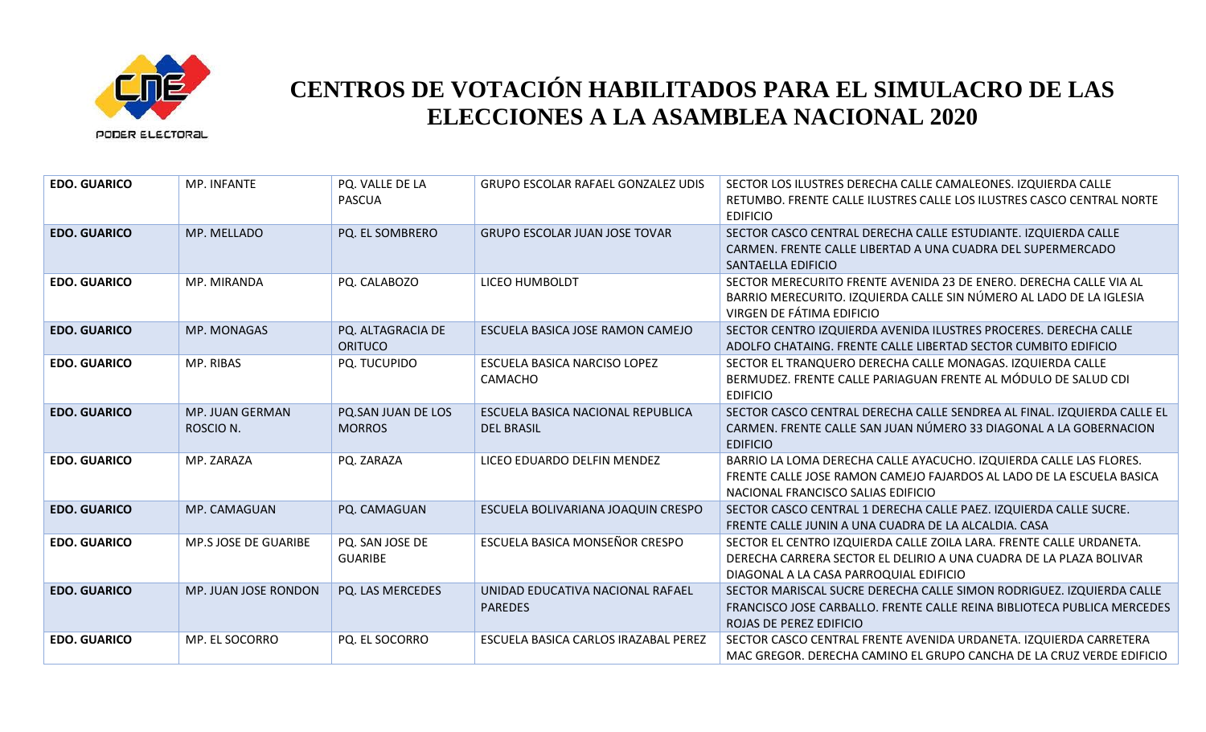# CENTROS DE VOTACIÓN HABILITADOS PARA EL SIMULACRO DE LAS ELECCIONES A LA ASAMBLEA NACIONAL 2020

| | | | | |
|---|---|---|---|---|
| **EDO. GUARICO** | MP. INFANTE | PQ. VALLE DE LA PASCUA | GRUPO ESCOLAR RAFAEL GONZALEZ UDIS | SECTOR LOS ILUSTRES DERECHA CALLE CAMALEONES. IZQUIERDA CALLE RETUMBO. FRENTE CALLE ILUSTRES CALLE LOS ILUSTRES CASCO CENTRAL NORTE EDIFICIO |
| **EDO. GUARICO** | MP. MELLADO | PQ. EL SOMBRERO | GRUPO ESCOLAR JUAN JOSE TOVAR | SECTOR CASCO CENTRAL DERECHA CALLE ESTUDIANTE. IZQUIERDA CALLE CARMEN. FRENTE CALLE LIBERTAD A UNA CUADRA DEL SUPERMERCADO SANTAELLA EDIFICIO |
| **EDO. GUARICO** | MP. MIRANDA | PQ. CALABOZO | LICEO HUMBOLDT | SECTOR MERECURITO FRENTE AVENIDA 23 DE ENERO. DERECHA CALLE VIA AL BARRIO MERECURITO. IZQUIERDA CALLE SIN NÚMERO AL LADO DE LA IGLESIA VIRGEN DE FÁTIMA EDIFICIO |
| **EDO. GUARICO** | MP. MONAGAS | PQ. ALTAGRACIA DE ORITUCO | ESCUELA BASICA JOSE RAMON CAMEJO | SECTOR CENTRO IZQUIERDA AVENIDA ILUSTRES PROCERES. DERECHA CALLE ADOLFO CHATAING. FRENTE CALLE LIBERTAD SECTOR CUMBITO EDIFICIO |
| **EDO. GUARICO** | MP. RIBAS | PQ. TUCUPIDO | ESCUELA BASICA NARCISO LOPEZ CAMACHO | SECTOR EL TRANQUERO DERECHA CALLE MONAGAS. IZQUIERDA CALLE BERMUDEZ. FRENTE CALLE PARIAGUAN FRENTE AL MÓDULO DE SALUD CDI EDIFICIO |
| **EDO. GUARICO** | MP. JUAN GERMAN ROSCIO N. | PQ.SAN JUAN DE LOS MORROS | ESCUELA BASICA NACIONAL REPUBLICA DEL BRASIL | SECTOR CASCO CENTRAL DERECHA CALLE SENDREA AL FINAL. IZQUIERDA CALLE EL CARMEN. FRENTE CALLE SAN JUAN NÚMERO 33 DIAGONAL A LA GOBERNACION EDIFICIO |
| **EDO. GUARICO** | MP. ZARAZA | PQ. ZARAZA | LICEO EDUARDO DELFIN MENDEZ | BARRIO LA LOMA DERECHA CALLE AYACUCHO. IZQUIERDA CALLE LAS FLORES. FRENTE CALLE JOSE RAMON CAMEJO FAJARDOS AL LADO DE LA ESCUELA BASICA NACIONAL FRANCISCO SALIAS EDIFICIO |
| **EDO. GUARICO** | MP. CAMAGUAN | PQ. CAMAGUAN | ESCUELA BOLIVARIANA JOAQUIN CRESPO | SECTOR CASCO CENTRAL 1 DERECHA CALLE PAEZ. IZQUIERDA CALLE SUCRE. FRENTE CALLE JUNIN A UNA CUADRA DE LA ALCALDIA. CASA |
| **EDO. GUARICO** | MP.S JOSE DE GUARIBE | PQ. SAN JOSE DE GUARIBE | ESCUELA BASICA MONSEÑOR CRESPO | SECTOR EL CENTRO IZQUIERDA CALLE ZOILA LARA. FRENTE CALLE URDANETA. DERECHA CARRERA SECTOR EL DELIRIO A UNA CUADRA DE LA PLAZA BOLIVAR DIAGONAL A LA CASA PARROQUIAL EDIFICIO |
| **EDO. GUARICO** | MP. JUAN JOSE RONDON | PQ. LAS MERCEDES | UNIDAD EDUCATIVA NACIONAL RAFAEL PAREDES | SECTOR MARISCAL SUCRE DERECHA CALLE SIMON RODRIGUEZ. IZQUIERDA CALLE FRANCISCO JOSE CARBALLO. FRENTE CALLE REINA BIBLIOTECA PUBLICA MERCEDES ROJAS DE PEREZ EDIFICIO |
| **EDO. GUARICO** | MP. EL SOCORRO | PQ. EL SOCORRO | ESCUELA BASICA CARLOS IRAZABAL PEREZ | SECTOR CASCO CENTRAL FRENTE AVENIDA URDANETA. IZQUIERDA CARRETERA MAC GREGOR. DERECHA CAMINO EL GRUPO CANCHA DE LA CRUZ VERDE EDIFICIO |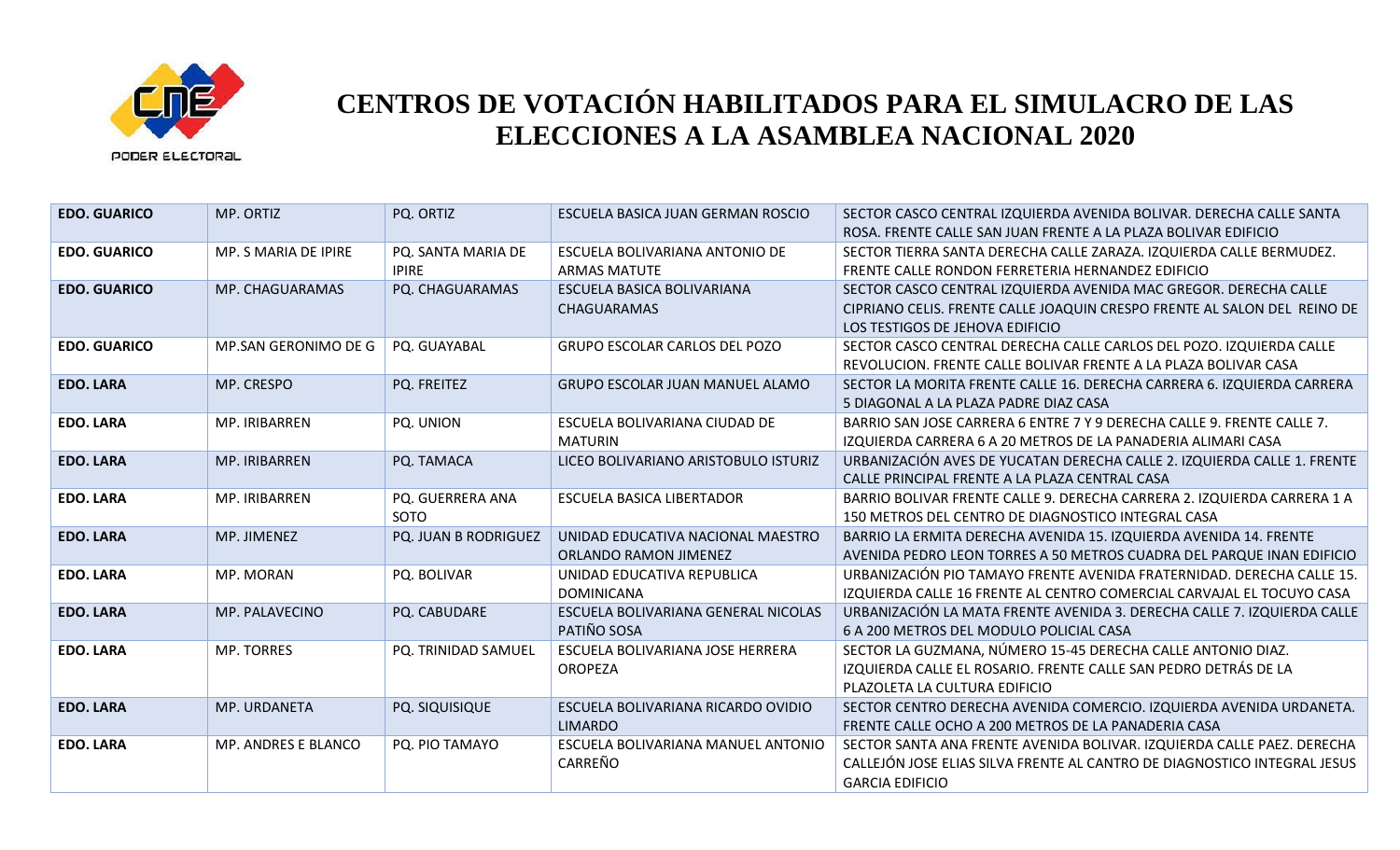# CENTROS DE VOTACIÓN HABILITADOS PARA EL SIMULACRO DE LAS ELECCIONES A LA ASAMBLEA NACIONAL 2020

| | | | | |
|---|---|---|---|---|
| **EDO. GUARICO** | MP. ORTIZ | PQ. ORTIZ | ESCUELA BASICA JUAN GERMAN ROSCIO | SECTOR CASCO CENTRAL IZQUIERDA AVENIDA BOLIVAR. DERECHA CALLE SANTA ROSA. FRENTE CALLE SAN JUAN FRENTE A LA PLAZA BOLIVAR EDIFICIO |
| **EDO. GUARICO** | MP. S MARIA DE IPIRE | PQ. SANTA MARIA DE IPIRE | ESCUELA BOLIVARIANA ANTONIO DE ARMAS MATUTE | SECTOR TIERRA SANTA DERECHA CALLE ZARAZA. IZQUIERDA CALLE BERMUDEZ. FRENTE CALLE RONDON FERRETERIA HERNANDEZ EDIFICIO |
| **EDO. GUARICO** | MP. CHAGUARAMAS | PQ. CHAGUARAMAS | ESCUELA BASICA BOLIVARIANA CHAGUARAMAS | SECTOR CASCO CENTRAL IZQUIERDA AVENIDA MAC GREGOR. DERECHA CALLE CIPRIANO CELIS. FRENTE CALLE JOAQUIN CRESPO FRENTE AL SALON DEL REINO DE LOS TESTIGOS DE JEHOVA EDIFICIO |
| **EDO. GUARICO** | MP.SAN GERONIMO DE G | PQ. GUAYABAL | GRUPO ESCOLAR CARLOS DEL POZO | SECTOR CASCO CENTRAL DERECHA CALLE CARLOS DEL POZO. IZQUIERDA CALLE REVOLUCION. FRENTE CALLE BOLIVAR FRENTE A LA PLAZA BOLIVAR CASA |
| **EDO. LARA** | MP. CRESPO | PQ. FREITEZ | GRUPO ESCOLAR JUAN MANUEL ALAMO | SECTOR LA MORITA FRENTE CALLE 16. DERECHA CARRERA 6. IZQUIERDA CARRERA 5 DIAGONAL A LA PLAZA PADRE DIAZ CASA |
| **EDO. LARA** | MP. IRIBARREN | PQ. UNION | ESCUELA BOLIVARIANA CIUDAD DE MATURIN | BARRIO SAN JOSE CARRERA 6 ENTRE 7 Y 9 DERECHA CALLE 9. FRENTE CALLE 7. IZQUIERDA CARRERA 6 A 20 METROS DE LA PANADERIA ALIMARI CASA |
| **EDO. LARA** | MP. IRIBARREN | PQ. TAMACA | LICEO BOLIVARIANO ARISTOBULO ISTURIZ | URBANIZACIÓN AVES DE YUCATAN DERECHA CALLE 2. IZQUIERDA CALLE 1. FRENTE CALLE PRINCIPAL FRENTE A LA PLAZA CENTRAL CASA |
| **EDO. LARA** | MP. IRIBARREN | PQ. GUERRERA ANA SOTO | ESCUELA BASICA LIBERTADOR | BARRIO BOLIVAR FRENTE CALLE 9. DERECHA CARRERA 2. IZQUIERDA CARRERA 1 A 150 METROS DEL CENTRO DE DIAGNOSTICO INTEGRAL CASA |
| **EDO. LARA** | MP. JIMENEZ | PQ. JUAN B RODRIGUEZ | UNIDAD EDUCATIVA NACIONAL MAESTRO ORLANDO RAMON JIMENEZ | BARRIO LA ERMITA DERECHA AVENIDA 15. IZQUIERDA AVENIDA 14. FRENTE AVENIDA PEDRO LEON TORRES A 50 METROS CUADRA DEL PARQUE INAN EDIFICIO |
| **EDO. LARA** | MP. MORAN | PQ. BOLIVAR | UNIDAD EDUCATIVA REPUBLICA DOMINICANA | URBANIZACIÓN PIO TAMAYO FRENTE AVENIDA FRATERNIDAD. DERECHA CALLE 15. IZQUIERDA CALLE 16 FRENTE AL CENTRO COMERCIAL CARVAJAL EL TOCUYO CASA |
| **EDO. LARA** | MP. PALAVECINO | PQ. CABUDARE | ESCUELA BOLIVARIANA GENERAL NICOLAS PATIÑO SOSA | URBANIZACIÓN LA MATA FRENTE AVENIDA 3. DERECHA CALLE 7. IZQUIERDA CALLE 6 A 200 METROS DEL MODULO POLICIAL CASA |
| **EDO. LARA** | MP. TORRES | PQ. TRINIDAD SAMUEL | ESCUELA BOLIVARIANA JOSE HERRERA OROPEZA | SECTOR LA GUZMANA, NÚMERO 15-45 DERECHA CALLE ANTONIO DIAZ. IZQUIERDA CALLE EL ROSARIO. FRENTE CALLE SAN PEDRO DETRÁS DE LA PLAZOLETA LA CULTURA EDIFICIO |
| **EDO. LARA** | MP. URDANETA | PQ. SIQUISIQUE | ESCUELA BOLIVARIANA RICARDO OVIDIO LIMARDO | SECTOR CENTRO DERECHA AVENIDA COMERCIO. IZQUIERDA AVENIDA URDANETA. FRENTE CALLE OCHO A 200 METROS DE LA PANADERIA CASA |
| **EDO. LARA** | MP. ANDRES E BLANCO | PQ. PIO TAMAYO | ESCUELA BOLIVARIANA MANUEL ANTONIO CARREÑO | SECTOR SANTA ANA FRENTE AVENIDA BOLIVAR. IZQUIERDA CALLE PAEZ. DERECHA CALLEJÓN JOSE ELIAS SILVA FRENTE AL CANTRO DE DIAGNOSTICO INTEGRAL JESUS GARCIA EDIFICIO |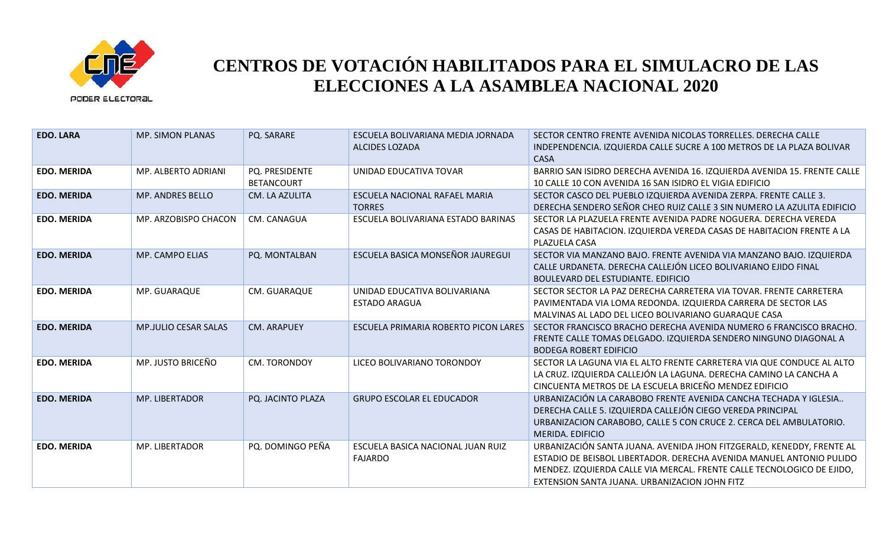# CENTROS DE VOTACIÓN HABILITADOS PARA EL SIMULACRO DE LAS ELECCIONES A LA ASAMBLEA NACIONAL 2020

| | | | | |
|---|---|---|---|---|
| **EDO. LARA** | MP. SIMON PLANAS | PQ. SARARE | ESCUELA BOLIVARIANA MEDIA JORNADA ALCIDES LOZADA | SECTOR CENTRO FRENTE AVENIDA NICOLAS TORRELLES. DERECHA CALLE INDEPENDENCIA. IZQUIERDA CALLE SUCRE A 100 METROS DE LA PLAZA BOLIVAR CASA |
| **EDO. MERIDA** | MP. ALBERTO ADRIANI | PQ. PRESIDENTE BETANCOURT | UNIDAD EDUCATIVA TOVAR | BARRIO SAN ISIDRO DERECHA AVENIDA 16. IZQUIERDA AVENIDA 15. FRENTE CALLE 10 CALLE 10 CON AVENIDA 16 SAN ISIDRO EL VIGIA EDIFICIO |
| **EDO. MERIDA** | MP. ANDRES BELLO | CM. LA AZULITA | ESCUELA NACIONAL RAFAEL MARIA TORRES | SECTOR CASCO DEL PUEBLO IZQUIERDA AVENIDA ZERPA. FRENTE CALLE 3. DERECHA SENDERO SEÑOR CHEO RUIZ CALLE 3 SIN NUMERO LA AZULITA EDIFICIO |
| **EDO. MERIDA** | MP. ARZOBISPO CHACON | CM. CANAGUA | ESCUELA BOLIVARIANA ESTADO BARINAS | SECTOR LA PLAZUELA FRENTE AVENIDA PADRE NOGUERA. DERECHA VEREDA CASAS DE HABITACION. IZQUIERDA VEREDA CASAS DE HABITACION FRENTE A LA PLAZUELA CASA |
| **EDO. MERIDA** | MP. CAMPO ELIAS | PQ. MONTALBAN | ESCUELA BASICA MONSEÑOR JAUREGUI | SECTOR VIA MANZANO BAJO. FRENTE AVENIDA VIA MANZANO BAJO. IZQUIERDA CALLE URDANETA. DERECHA CALLEJÓN LICEO BOLIVARIANO EJIDO FINAL BOULEVARD DEL ESTUDIANTE. EDIFICIO |
| **EDO. MERIDA** | MP. GUARAQUE | CM. GUARAQUE | UNIDAD EDUCATIVA BOLIVARIANA ESTADO ARAGUA | SECTOR SECTOR LA PAZ DERECHA CARRETERA VIA TOVAR. FRENTE CARRETERA PAVIMENTADA VIA LOMA REDONDA. IZQUIERDA CARRERA DE SECTOR LAS MALVINAS AL LADO DEL LICEO BOLIVARIANO GUARAQUE CASA |
| **EDO. MERIDA** | MP.JULIO CESAR SALAS | CM. ARAPUEY | ESCUELA PRIMARIA ROBERTO PICON LARES | SECTOR FRANCISCO BRACHO DERECHA AVENIDA NUMERO 6 FRANCISCO BRACHO. FRENTE CALLE TOMAS DELGADO. IZQUIERDA SENDERO NINGUNO DIAGONAL A BODEGA ROBERT EDIFICIO |
| **EDO. MERIDA** | MP. JUSTO BRICEÑO | CM. TORONDOY | LICEO BOLIVARIANO TORONDOY | SECTOR LA LAGUNA VIA EL ALTO FRENTE CARRETERA VIA QUE CONDUCE AL ALTO LA CRUZ. IZQUIERDA CALLEJÓN LA LAGUNA. DERECHA CAMINO LA CANCHA A CINCUENTA METROS DE LA ESCUELA BRICEÑO MENDEZ EDIFICIO |
| **EDO. MERIDA** | MP. LIBERTADOR | PQ. JACINTO PLAZA | GRUPO ESCOLAR EL EDUCADOR | URBANIZACIÓN LA CARABOBO FRENTE AVENIDA CANCHA TECHADA Y IGLESIA.. DERECHA CALLE 5. IZQUIERDA CALLEJÓN CIEGO VEREDA PRINCIPAL URBANIZACION CARABOBO, CALLE 5 CON CRUCE 2. CERCA DEL AMBULATORIO. MERIDA. EDIFICIO |
| **EDO. MERIDA** | MP. LIBERTADOR | PQ. DOMINGO PEÑA | ESCUELA BASICA NACIONAL JUAN RUIZ FAJARDO | URBANIZACIÓN SANTA JUANA. AVENIDA JHON FITZGERALD, KENEDDY, FRENTE AL ESTADIO DE BEISBOL LIBERTADOR. DERECHA AVENIDA MANUEL ANTONIO PULIDO MENDEZ. IZQUIERDA CALLE VIA MERCAL. FRENTE CALLE TECNOLOGICO DE EJIDO, EXTENSION SANTA JUANA. URBANIZACION JOHN FITZ |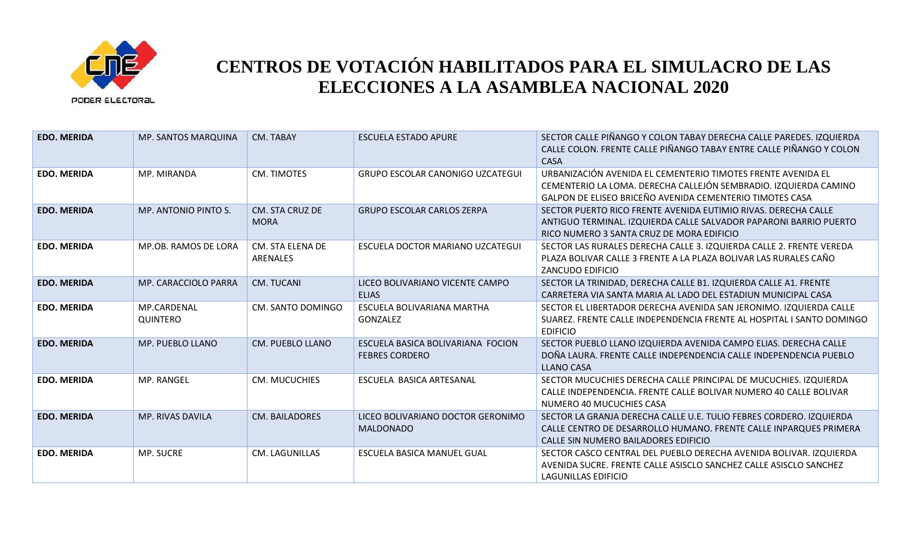# CENTROS DE VOTACIÓN HABILITADOS PARA EL SIMULACRO DE LAS ELECCIONES A LA ASAMBLEA NACIONAL 2020

| | | | | |
|---|---|---|---|---|
| **EDO. MERIDA** | MP. SANTOS MARQUINA | CM. TABAY | ESCUELA ESTADO APURE | SECTOR CALLE PIÑANGO Y COLON TABAY DERECHA CALLE PAREDES. IZQUIERDA CALLE COLON. FRENTE CALLE PIÑANGO TABAY ENTRE CALLE PIÑANGO Y COLON CASA |
| **EDO. MERIDA** | MP. MIRANDA | CM. TIMOTES | GRUPO ESCOLAR CANONIGO UZCATEGUI | URBANIZACIÓN AVENIDA EL CEMENTERIO TIMOTES FRENTE AVENIDA EL CEMENTERIO LA LOMA. DERECHA CALLEJÓN SEMBRADIO. IZQUIERDA CAMINO GALPON DE ELISEO BRICEÑO AVENIDA CEMENTERIO TIMOTES CASA |
| **EDO. MERIDA** | MP. ANTONIO PINTO S. | CM. STA CRUZ DE MORA | GRUPO ESCOLAR CARLOS ZERPA | SECTOR PUERTO RICO FRENTE AVENIDA EUTIMIO RIVAS. DERECHA CALLE ANTIGUO TERMINAL. IZQUIERDA CALLE SALVADOR PAPARONI BARRIO PUERTO RICO NUMERO 3 SANTA CRUZ DE MORA EDIFICIO |
| **EDO. MERIDA** | MP.OB. RAMOS DE LORA | CM. STA ELENA DE ARENALES | ESCUELA DOCTOR MARIANO UZCATEGUI | SECTOR LAS RURALES DERECHA CALLE 3. IZQUIERDA CALLE 2. FRENTE VEREDA PLAZA BOLIVAR CALLE 3 FRENTE A LA PLAZA BOLIVAR LAS RURALES CAÑO ZANCUDO EDIFICIO |
| **EDO. MERIDA** | MP. CARACCIOLO PARRA | CM. TUCANI | LICEO BOLIVARIANO VICENTE CAMPO ELIAS | SECTOR LA TRINIDAD, DERECHA CALLE B1. IZQUIERDA CALLE A1. FRENTE CARRETERA VIA SANTA MARIA AL LADO DEL ESTADIUN MUNICIPAL CASA |
| **EDO. MERIDA** | MP.CARDENAL QUINTERO | CM. SANTO DOMINGO | ESCUELA BOLIVARIANA MARTHA GONZALEZ | SECTOR EL LIBERTADOR DERECHA AVENIDA SAN JERONIMO. IZQUIERDA CALLE SUAREZ. FRENTE CALLE INDEPENDENCIA FRENTE AL HOSPITAL I SANTO DOMINGO EDIFICIO |
| **EDO. MERIDA** | MP. PUEBLO LLANO | CM. PUEBLO LLANO | ESCUELA BASICA BOLIVARIANA FOCION FEBRES CORDERO | SECTOR PUEBLO LLANO IZQUIERDA AVENIDA CAMPO ELIAS. DERECHA CALLE DOÑA LAURA. FRENTE CALLE INDEPENDENCIA CALLE INDEPENDENCIA PUEBLO LLANO CASA |
| **EDO. MERIDA** | MP. RANGEL | CM. MUCUCHIES | ESCUELA BASICA ARTESANAL | SECTOR MUCUCHIES DERECHA CALLE PRINCIPAL DE MUCUCHIES. IZQUIERDA CALLE INDEPENDENCIA. FRENTE CALLE BOLIVAR NUMERO 40 CALLE BOLIVAR NUMERO 40 MUCUCHIES CASA |
| **EDO. MERIDA** | MP. RIVAS DAVILA | CM. BAILADORES | LICEO BOLIVARIANO DOCTOR GERONIMO MALDONADO | SECTOR LA GRANJA DERECHA CALLE U.E. TULIO FEBRES CORDERO. IZQUIERDA CALLE CENTRO DE DESARROLLO HUMANO. FRENTE CALLE INPARQUES PRIMERA CALLE SIN NUMERO BAILADORES EDIFICIO |
| **EDO. MERIDA** | MP. SUCRE | CM. LAGUNILLAS | ESCUELA BASICA MANUEL GUAL | SECTOR CASCO CENTRAL DEL PUEBLO DERECHA AVENIDA BOLIVAR. IZQUIERDA AVENIDA SUCRE. FRENTE CALLE ASISCLO SANCHEZ CALLE ASISCLO SANCHEZ LAGUNILLAS EDIFICIO |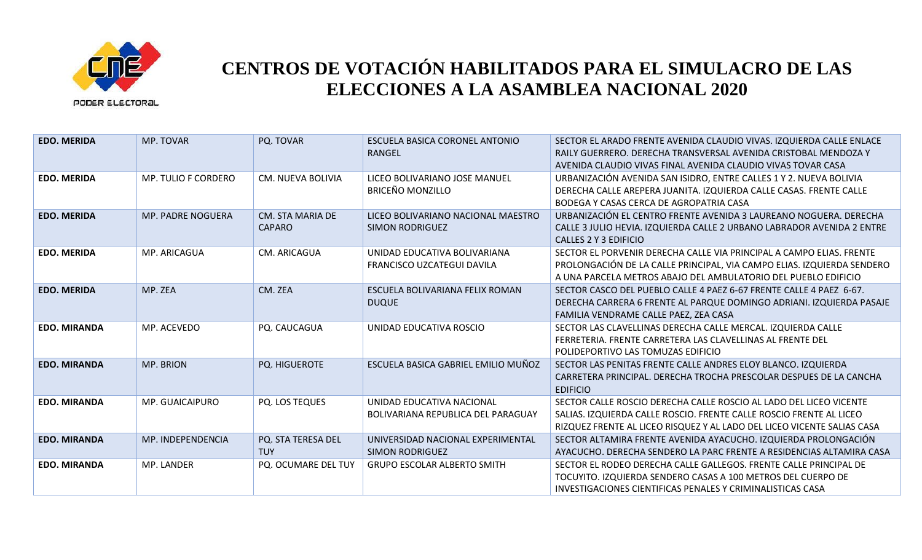# CENTROS DE VOTACIÓN HABILITADOS PARA EL SIMULACRO DE LAS ELECCIONES A LA ASAMBLEA NACIONAL 2020

| | | | | |
|---|---|---|---|---|
| **EDO. MERIDA** | MP. TOVAR | PQ. TOVAR | ESCUELA BASICA CORONEL ANTONIO RANGEL | SECTOR EL ARADO FRENTE AVENIDA CLAUDIO VIVAS. IZQUIERDA CALLE ENLACE RAILY GUERRERO. DERECHA TRANSVERSAL AVENIDA CRISTOBAL MENDOZA Y AVENIDA CLAUDIO VIVAS FINAL AVENIDA CLAUDIO VIVAS TOVAR CASA |
| **EDO. MERIDA** | MP. TULIO F CORDERO | CM. NUEVA BOLIVIA | LICEO BOLIVARIANO JOSE MANUEL BRICEÑO MONZILLO | URBANIZACIÓN AVENIDA SAN ISIDRO, ENTRE CALLES 1 Y 2. NUEVA BOLIVIA DERECHA CALLE AREPERA JUANITA. IZQUIERDA CALLE CASAS. FRENTE CALLE BODEGA Y CASAS CERCA DE AGROPATRIA CASA |
| **EDO. MERIDA** | MP. PADRE NOGUERA | CM. STA MARIA DE CAPARO | LICEO BOLIVARIANO NACIONAL MAESTRO SIMON RODRIGUEZ | URBANIZACIÓN EL CENTRO FRENTE AVENIDA 3 LAUREANO NOGUERA. DERECHA CALLE 3 JULIO HEVIA. IZQUIERDA CALLE 2 URBANO LABRADOR AVENIDA 2 ENTRE CALLES 2 Y 3 EDIFICIO |
| **EDO. MERIDA** | MP. ARICAGUA | CM. ARICAGUA | UNIDAD EDUCATIVA BOLIVARIANA FRANCISCO UZCATEGUI DAVILA | SECTOR EL PORVENIR DERECHA CALLE VIA PRINCIPAL A CAMPO ELIAS. FRENTE PROLONGACIÓN DE LA CALLE PRINCIPAL, VIA CAMPO ELIAS. IZQUIERDA SENDERO A UNA PARCELA METROS ABAJO DEL AMBULATORIO DEL PUEBLO EDIFICIO |
| **EDO. MERIDA** | MP. ZEA | CM. ZEA | ESCUELA BOLIVARIANA FELIX ROMAN DUQUE | SECTOR CASCO DEL PUEBLO CALLE 4 PAEZ 6-67 FRENTE CALLE 4 PAEZ 6-67. DERECHA CARRERA 6 FRENTE AL PARQUE DOMINGO ADRIANI. IZQUIERDA PASAJE FAMILIA VENDRAME CALLE PAEZ, ZEA CASA |
| **EDO. MIRANDA** | MP. ACEVEDO | PQ. CAUCAGUA | UNIDAD EDUCATIVA ROSCIO | SECTOR LAS CLAVELLINAS DERECHA CALLE MERCAL. IZQUIERDA CALLE FERRETERIA. FRENTE CARRETERA LAS CLAVELLINAS AL FRENTE DEL POLIDEPORTIVO LAS TOMUZAS EDIFICIO |
| **EDO. MIRANDA** | MP. BRION | PQ. HIGUEROTE | ESCUELA BASICA GABRIEL EMILIO MUÑOZ | SECTOR LAS PENITAS FRENTE CALLE ANDRES ELOY BLANCO. IZQUIERDA CARRETERA PRINCIPAL. DERECHA TROCHA PRESCOLAR DESPUES DE LA CANCHA EDIFICIO |
| **EDO. MIRANDA** | MP. GUAICAIPURO | PQ. LOS TEQUES | UNIDAD EDUCATIVA NACIONAL BOLIVARIANA REPUBLICA DEL PARAGUAY | SECTOR CALLE ROSCIO DERECHA CALLE ROSCIO AL LADO DEL LICEO VICENTE SALIAS. IZQUIERDA CALLE ROSCIO. FRENTE CALLE ROSCIO FRENTE AL LICEO RIZQUEZ FRENTE AL LICEO RISQUEZ Y AL LADO DEL LICEO VICENTE SALIAS CASA |
| **EDO. MIRANDA** | MP. INDEPENDENCIA | PQ. STA TERESA DEL TUY | UNIVERSIDAD NACIONAL EXPERIMENTAL SIMON RODRIGUEZ | SECTOR ALTAMIRA FRENTE AVENIDA AYACUCHO. IZQUIERDA PROLONGACIÓN AYACUCHO. DERECHA SENDERO LA PARC FRENTE A RESIDENCIAS ALTAMIRA CASA |
| **EDO. MIRANDA** | MP. LANDER | PQ. OCUMARE DEL TUY | GRUPO ESCOLAR ALBERTO SMITH | SECTOR EL RODEO DERECHA CALLE GALLEGOS. FRENTE CALLE PRINCIPAL DE TOCUYITO. IZQUIERDA SENDERO CASAS A 100 METROS DEL CUERPO DE INVESTIGACIONES CIENTIFICAS PENALES Y CRIMINALISTICAS CASA |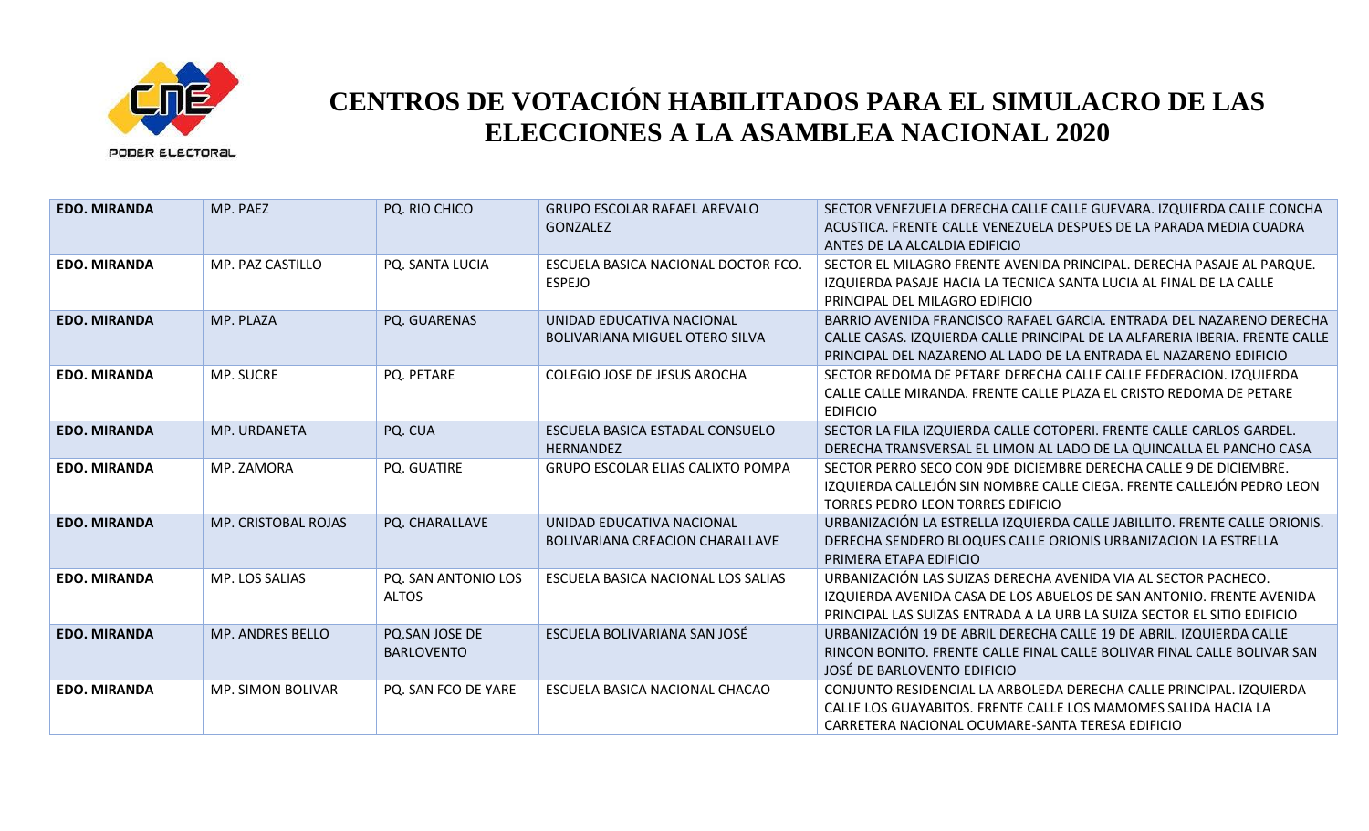# CENTROS DE VOTACIÓN HABILITADOS PARA EL SIMULACRO DE LAS ELECCIONES A LA ASAMBLEA NACIONAL 2020

| | | | | |
|---|---|---|---|---|
| **EDO. MIRANDA** | MP. PAEZ | PQ. RIO CHICO | GRUPO ESCOLAR RAFAEL AREVALO GONZALEZ | SECTOR VENEZUELA DERECHA CALLE CALLE GUEVARA. IZQUIERDA CALLE CONCHA ACUSTICA. FRENTE CALLE VENEZUELA DESPUES DE LA PARADA MEDIA CUADRA ANTES DE LA ALCALDIA EDIFICIO |
| **EDO. MIRANDA** | MP. PAZ CASTILLO | PQ. SANTA LUCIA | ESCUELA BASICA NACIONAL DOCTOR FCO. ESPEJO | SECTOR EL MILAGRO FRENTE AVENIDA PRINCIPAL. DERECHA PASAJE AL PARQUE. IZQUIERDA PASAJE HACIA LA TECNICA SANTA LUCIA AL FINAL DE LA CALLE PRINCIPAL DEL MILAGRO EDIFICIO |
| **EDO. MIRANDA** | MP. PLAZA | PQ. GUARENAS | UNIDAD EDUCATIVA NACIONAL BOLIVARIANA MIGUEL OTERO SILVA | BARRIO AVENIDA FRANCISCO RAFAEL GARCIA. ENTRADA DEL NAZARENO DERECHA CALLE CASAS. IZQUIERDA CALLE PRINCIPAL DE LA ALFARERIA IBERIA. FRENTE CALLE PRINCIPAL DEL NAZARENO AL LADO DE LA ENTRADA EL NAZARENO EDIFICIO |
| **EDO. MIRANDA** | MP. SUCRE | PQ. PETARE | COLEGIO JOSE DE JESUS AROCHA | SECTOR REDOMA DE PETARE DERECHA CALLE CALLE FEDERACION. IZQUIERDA CALLE CALLE MIRANDA. FRENTE CALLE PLAZA EL CRISTO REDOMA DE PETARE EDIFICIO |
| **EDO. MIRANDA** | MP. URDANETA | PQ. CUA | ESCUELA BASICA ESTADAL CONSUELO HERNANDEZ | SECTOR LA FILA IZQUIERDA CALLE COTOPERI. FRENTE CALLE CARLOS GARDEL. DERECHA TRANSVERSAL EL LIMON AL LADO DE LA QUINCALLA EL PANCHO CASA |
| **EDO. MIRANDA** | MP. ZAMORA | PQ. GUATIRE | GRUPO ESCOLAR ELIAS CALIXTO POMPA | SECTOR PERRO SECO CON 9DE DICIEMBRE DERECHA CALLE 9 DE DICIEMBRE. IZQUIERDA CALLEJÓN SIN NOMBRE CALLE CIEGA. FRENTE CALLEJÓN PEDRO LEON TORRES PEDRO LEON TORRES EDIFICIO |
| **EDO. MIRANDA** | MP. CRISTOBAL ROJAS | PQ. CHARALLAVE | UNIDAD EDUCATIVA NACIONAL BOLIVARIANA CREACION CHARALLAVE | URBANIZACIÓN LA ESTRELLA IZQUIERDA CALLE JABILLITO. FRENTE CALLE ORIONIS. DERECHA SENDERO BLOQUES CALLE ORIONIS URBANIZACION LA ESTRELLA PRIMERA ETAPA EDIFICIO |
| **EDO. MIRANDA** | MP. LOS SALIAS | PQ. SAN ANTONIO LOS ALTOS | ESCUELA BASICA NACIONAL LOS SALIAS | URBANIZACIÓN LAS SUIZAS DERECHA AVENIDA VIA AL SECTOR PACHECO. IZQUIERDA AVENIDA CASA DE LOS ABUELOS DE SAN ANTONIO. FRENTE AVENIDA PRINCIPAL LAS SUIZAS ENTRADA A LA URB LA SUIZA SECTOR EL SITIO EDIFICIO |
| **EDO. MIRANDA** | MP. ANDRES BELLO | PQ.SAN JOSE DE BARLOVENTO | ESCUELA BOLIVARIANA SAN JOSÉ | URBANIZACIÓN 19 DE ABRIL DERECHA CALLE 19 DE ABRIL. IZQUIERDA CALLE RINCON BONITO. FRENTE CALLE FINAL CALLE BOLIVAR FINAL CALLE BOLIVAR SAN JOSÉ DE BARLOVENTO EDIFICIO |
| **EDO. MIRANDA** | MP. SIMON BOLIVAR | PQ. SAN FCO DE YARE | ESCUELA BASICA NACIONAL CHACAO | CONJUNTO RESIDENCIAL LA ARBOLEDA DERECHA CALLE PRINCIPAL. IZQUIERDA CALLE LOS GUAYABITOS. FRENTE CALLE LOS MAMOMES SALIDA HACIA LA CARRETERA NACIONAL OCUMARE-SANTA TERESA EDIFICIO |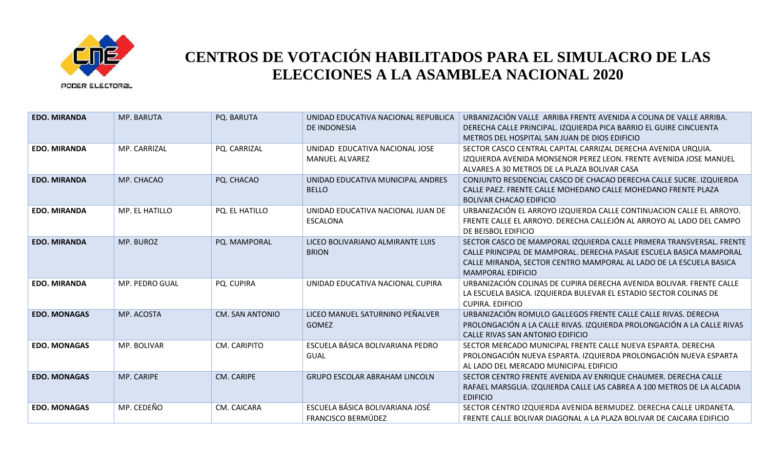# CENTROS DE VOTACIÓN HABILITADOS PARA EL SIMULACRO DE LAS ELECCIONES A LA ASAMBLEA NACIONAL 2020

| | | | | |
|---|---|---|---|---|
| **EDO. MIRANDA** | MP. BARUTA | PQ. BARUTA | UNIDAD EDUCATIVA NACIONAL REPUBLICA DE INDONESIA | URBANIZACIÓN VALLE ARRIBA FRENTE AVENIDA A COLINA DE VALLE ARRIBA. DERECHA CALLE PRINCIPAL. IZQUIERDA PICA BARRIO EL GUIRE CINCUENTA METROS DEL HOSPITAL SAN JUAN DE DIOS EDIFICIO |
| **EDO. MIRANDA** | MP. CARRIZAL | PQ. CARRIZAL | UNIDAD EDUCATIVA NACIONAL JOSE MANUEL ALVAREZ | SECTOR CASCO CENTRAL CAPITAL CARRIZAL DERECHA AVENIDA URQUIA. IZQUIERDA AVENIDA MONSENOR PEREZ LEON. FRENTE AVENIDA JOSE MANUEL ALVARES A 30 METROS DE LA PLAZA BOLIVAR CASA |
| **EDO. MIRANDA** | MP. CHACAO | PQ. CHACAO | UNIDAD EDUCATIVA MUNICIPAL ANDRES BELLO | CONJUNTO RESIDENCIAL CASCO DE CHACAO DERECHA CALLE SUCRE. IZQUIERDA CALLE PAEZ. FRENTE CALLE MOHEDANO CALLE MOHEDANO FRENTE PLAZA BOLIVAR CHACAO EDIFICIO |
| **EDO. MIRANDA** | MP. EL HATILLO | PQ. EL HATILLO | UNIDAD EDUCATIVA NACIONAL JUAN DE ESCALONA | URBANIZACIÓN EL ARROYO IZQUIERDA CALLE CONTINUACION CALLE EL ARROYO. FRENTE CALLE EL ARROYO. DERECHA CALLEJÓN AL ARROYO AL LADO DEL CAMPO DE BEISBOL EDIFICIO |
| **EDO. MIRANDA** | MP. BUROZ | PQ. MAMPORAL | LICEO BOLIVARIANO ALMIRANTE LUIS BRION | SECTOR CASCO DE MAMPORAL IZQUIERDA CALLE PRIMERA TRANSVERSAL. FRENTE CALLE PRINCIPAL DE MAMPORAL. DERECHA PASAJE ESCUELA BASICA MAMPORAL CALLE MIRANDA, SECTOR CENTRO MAMPORAL AL LADO DE LA ESCUELA BASICA MAMPORAL EDIFICIO |
| **EDO. MIRANDA** | MP. PEDRO GUAL | PQ. CUPIRA | UNIDAD EDUCATIVA NACIONAL CUPIRA | URBANIZACIÓN COLINAS DE CUPIRA DERECHA AVENIDA BOLIVAR. FRENTE CALLE LA ESCUELA BASICA. IZQUIERDA BULEVAR EL ESTADIO SECTOR COLINAS DE CUPIRA. EDIFICIO |
| **EDO. MONAGAS** | MP. ACOSTA | CM. SAN ANTONIO | LICEO MANUEL SATURNINO PEÑALVER GOMEZ | URBANIZACIÓN ROMULO GALLEGOS FRENTE CALLE CALLE RIVAS. DERECHA PROLONGACIÓN A LA CALLE RIVAS. IZQUIERDA PROLONGACIÓN A LA CALLE RIVAS CALLE RIVAS SAN ANTONIO EDIFICIO |
| **EDO. MONAGAS** | MP. BOLIVAR | CM. CARIPITO | ESCUELA BÁSICA BOLIVARIANA PEDRO GUAL | SECTOR MERCADO MUNICIPAL FRENTE CALLE NUEVA ESPARTA. DERECHA PROLONGACIÓN NUEVA ESPARTA. IZQUIERDA PROLONGACIÓN NUEVA ESPARTA AL LADO DEL MERCADO MUNICIPAL EDIFICIO |
| **EDO. MONAGAS** | MP. CARIPE | CM. CARIPE | GRUPO ESCOLAR ABRAHAM LINCOLN | SECTOR CENTRO FRENTE AVENIDA AV ENRIQUE CHAUMER. DERECHA CALLE RAFAEL MARSGLIA. IZQUIERDA CALLE LAS CABREA A 100 METROS DE LA ALCADIA EDIFICIO |
| **EDO. MONAGAS** | MP. CEDEÑO | CM. CAICARA | ESCUELA BÁSICA BOLIVARIANA JOSÉ FRANCISCO BERMÚDEZ | SECTOR CENTRO IZQUIERDA AVENIDA BERMUDEZ. DERECHA CALLE URDANETA. FRENTE CALLE BOLIVAR DIAGONAL A LA PLAZA BOLIVAR DE CAICARA EDIFICIO |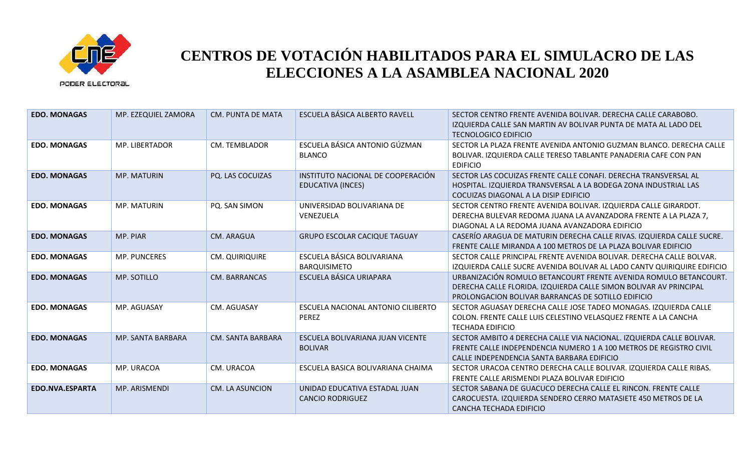# CENTROS DE VOTACIÓN HABILITADOS PARA EL SIMULACRO DE LAS ELECCIONES A LA ASAMBLEA NACIONAL 2020

| | | | | |
|---|---|---|---|---|
| **EDO. MONAGAS** | MP. EZEQUIEL ZAMORA | CM. PUNTA DE MATA | ESCUELA BÁSICA ALBERTO RAVELL | SECTOR CENTRO FRENTE AVENIDA BOLIVAR. DERECHA CALLE CARABOBO. IZQUIERDA CALLE SAN MARTIN AV BOLIVAR PUNTA DE MATA AL LADO DEL TECNOLOGICO EDIFICIO |
| **EDO. MONAGAS** | MP. LIBERTADOR | CM. TEMBLADOR | ESCUELA BÁSICA ANTONIO GÚZMAN BLANCO | SECTOR LA PLAZA FRENTE AVENIDA ANTONIO GUZMAN BLANCO. DERECHA CALLE BOLIVAR. IZQUIERDA CALLE TERESO TABLANTE PANADERIA CAFE CON PAN EDIFICIO |
| **EDO. MONAGAS** | MP. MATURIN | PQ. LAS COCUIZAS | INSTITUTO NACIONAL DE COOPERACIÓN EDUCATIVA (INCES) | SECTOR LAS COCUIZAS FRENTE CALLE CONAFI. DERECHA TRANSVERSAL AL HOSPITAL. IZQUIERDA TRANSVERSAL A LA BODEGA ZONA INDUSTRIAL LAS COCUIZAS DIAGONAL A LA DISIP EDIFICIO |
| **EDO. MONAGAS** | MP. MATURIN | PQ. SAN SIMON | UNIVERSIDAD BOLIVARIANA DE VENEZUELA | SECTOR CENTRO FRENTE AVENIDA BOLIVAR. IZQUIERDA CALLE GIRARDOT. DERECHA BULEVAR REDOMA JUANA LA AVANZADORA FRENTE A LA PLAZA 7, DIAGONAL A LA REDOMA JUANA AVANZADORA EDIFICIO |
| **EDO. MONAGAS** | MP. PIAR | CM. ARAGUA | GRUPO ESCOLAR CACIQUE TAGUAY | CASERÍO ARAGUA DE MATURIN DERECHA CALLE RIVAS. IZQUIERDA CALLE SUCRE. FRENTE CALLE MIRANDA A 100 METROS DE LA PLAZA BOLIVAR EDIFICIO |
| **EDO. MONAGAS** | MP. PUNCERES | CM. QUIRIQUIRE | ESCUELA BÁSICA BOLIVARIANA BARQUISIMETO | SECTOR CALLE PRINCIPAL FRENTE AVENIDA BOLIVAR. DERECHA CALLE BOLVAR. IZQUIERDA CALLE SUCRE AVENIDA BOLIVAR AL LADO CANTV QUIRIQUIRE EDIFICIO |
| **EDO. MONAGAS** | MP. SOTILLO | CM. BARRANCAS | ESCUELA BÁSICA URIAPARA | URBANIZACIÓN ROMULO BETANCOURT FRENTE AVENIDA ROMULO BETANCOURT. DERECHA CALLE FLORIDA. IZQUIERDA CALLE SIMON BOLIVAR AV PRINCIPAL PROLONGACION BOLIVAR BARRANCAS DE SOTILLO EDIFICIO |
| **EDO. MONAGAS** | MP. AGUASAY | CM. AGUASAY | ESCUELA NACIONAL ANTONIO CILIBERTO PEREZ | SECTOR AGUASAY DERECHA CALLE JOSE TADEO MONAGAS. IZQUIERDA CALLE COLON. FRENTE CALLE LUIS CELESTINO VELASQUEZ FRENTE A LA CANCHA TECHADA EDIFICIO |
| **EDO. MONAGAS** | MP. SANTA BARBARA | CM. SANTA BARBARA | ESCUELA BOLIVARIANA JUAN VICENTE BOLIVAR | SECTOR AMBITO 4 DERECHA CALLE VIA NACIONAL. IZQUIERDA CALLE BOLIVAR. FRENTE CALLE INDEPENDENCIA NUMERO 1 A 100 METROS DE REGISTRO CIVIL CALLE INDEPENDENCIA SANTA BARBARA EDIFICIO |
| **EDO. MONAGAS** | MP. URACOA | CM. URACOA | ESCUELA BASICA BOLIVARIANA CHAIMA | SECTOR URACOA CENTRO DERECHA CALLE BOLIVAR. IZQUIERDA CALLE RIBAS. FRENTE CALLE ARISMENDI PLAZA BOLIVAR EDIFICIO |
| **EDO.NVA.ESPARTA** | MP. ARISMENDI | CM. LA ASUNCION | UNIDAD EDUCATIVA ESTADAL JUAN CANCIO RODRIGUEZ | SECTOR SABANA DE GUACUCO DERECHA CALLE EL RINCON. FRENTE CALLE CAROCUESTA. IZQUIERDA SENDERO CERRO MATASIETE 450 METROS DE LA CANCHA TECHADA EDIFICIO |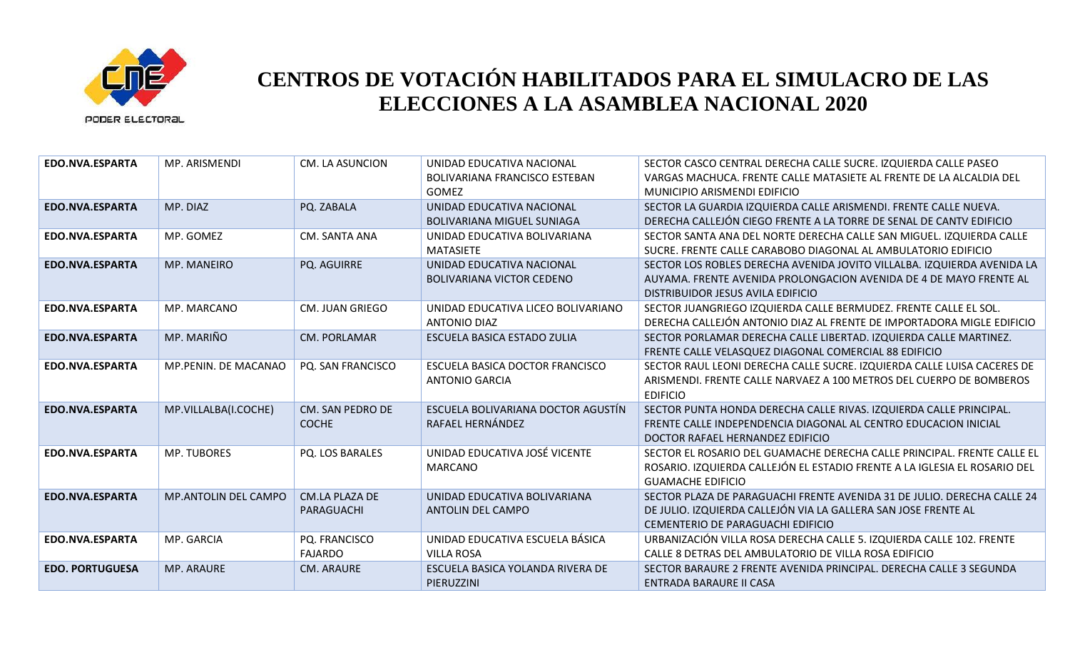# CENTROS DE VOTACIÓN HABILITADOS PARA EL SIMULACRO DE LAS ELECCIONES A LA ASAMBLEA NACIONAL 2020

| | | | | |
|---|---|---|---|---|
| **EDO.NVA.ESPARTA** | MP. ARISMENDI | CM. LA ASUNCION | UNIDAD EDUCATIVA NACIONAL BOLIVARIANA FRANCISCO ESTEBAN GOMEZ | SECTOR CASCO CENTRAL DERECHA CALLE SUCRE. IZQUIERDA CALLE PASEO VARGAS MACHUCA. FRENTE CALLE MATASIETE AL FRENTE DE LA ALCALDIA DEL MUNICIPIO ARISMENDI EDIFICIO |
| **EDO.NVA.ESPARTA** | MP. DIAZ | PQ. ZABALA | UNIDAD EDUCATIVA NACIONAL BOLIVARIANA MIGUEL SUNIAGA | SECTOR LA GUARDIA IZQUIERDA CALLE ARISMENDI. FRENTE CALLE NUEVA. DERECHA CALLEJÓN CIEGO FRENTE A LA TORRE DE SENAL DE CANTV EDIFICIO |
| **EDO.NVA.ESPARTA** | MP. GOMEZ | CM. SANTA ANA | UNIDAD EDUCATIVA BOLIVARIANA MATASIETE | SECTOR SANTA ANA DEL NORTE DERECHA CALLE SAN MIGUEL. IZQUIERDA CALLE SUCRE. FRENTE CALLE CARABOBO DIAGONAL AL AMBULATORIO EDIFICIO |
| **EDO.NVA.ESPARTA** | MP. MANEIRO | PQ. AGUIRRE | UNIDAD EDUCATIVA NACIONAL BOLIVARIANA VICTOR CEDENO | SECTOR LOS ROBLES DERECHA AVENIDA JOVITO VILLALBA. IZQUIERDA AVENIDA LA AUYAMA. FRENTE AVENIDA PROLONGACION AVENIDA DE 4 DE MAYO FRENTE AL DISTRIBUIDOR JESUS AVILA EDIFICIO |
| **EDO.NVA.ESPARTA** | MP. MARCANO | CM. JUAN GRIEGO | UNIDAD EDUCATIVA LICEO BOLIVARIANO ANTONIO DIAZ | SECTOR JUANGRIEGO IZQUIERDA CALLE BERMUDEZ. FRENTE CALLE EL SOL. DERECHA CALLEJÓN ANTONIO DIAZ AL FRENTE DE IMPORTADORA MIGLE EDIFICIO |
| **EDO.NVA.ESPARTA** | MP. MARIÑO | CM. PORLAMAR | ESCUELA BASICA ESTADO ZULIA | SECTOR PORLAMAR DERECHA CALLE LIBERTAD. IZQUIERDA CALLE MARTINEZ. FRENTE CALLE VELASQUEZ DIAGONAL COMERCIAL 88 EDIFICIO |
| **EDO.NVA.ESPARTA** | MP.PENIN. DE MACANAO | PQ. SAN FRANCISCO | ESCUELA BASICA DOCTOR FRANCISCO ANTONIO GARCIA | SECTOR RAUL LEONI DERECHA CALLE SUCRE. IZQUIERDA CALLE LUISA CACERES DE ARISMENDI. FRENTE CALLE NARVAEZ A 100 METROS DEL CUERPO DE BOMBEROS EDIFICIO |
| **EDO.NVA.ESPARTA** | MP.VILLALBA(I.COCHE) | CM. SAN PEDRO DE COCHE | ESCUELA BOLIVARIANA DOCTOR AGUSTÍN RAFAEL HERNÁNDEZ | SECTOR PUNTA HONDA DERECHA CALLE RIVAS. IZQUIERDA CALLE PRINCIPAL. FRENTE CALLE INDEPENDENCIA DIAGONAL AL CENTRO EDUCACION INICIAL DOCTOR RAFAEL HERNANDEZ EDIFICIO |
| **EDO.NVA.ESPARTA** | MP. TUBORES | PQ. LOS BARALES | UNIDAD EDUCATIVA JOSÉ VICENTE MARCANO | SECTOR EL ROSARIO DEL GUAMACHE DERECHA CALLE PRINCIPAL. FRENTE CALLE EL ROSARIO. IZQUIERDA CALLEJÓN EL ESTADIO FRENTE A LA IGLESIA EL ROSARIO DEL GUAMACHE EDIFICIO |
| **EDO.NVA.ESPARTA** | MP.ANTOLIN DEL CAMPO | CM.LA PLAZA DE PARAGUACHI | UNIDAD EDUCATIVA BOLIVARIANA ANTOLIN DEL CAMPO | SECTOR PLAZA DE PARAGUACHI FRENTE AVENIDA 31 DE JULIO. DERECHA CALLE 24 DE JULIO. IZQUIERDA CALLEJÓN VIA LA GALLERA SAN JOSE FRENTE AL CEMENTERIO DE PARAGUACHI EDIFICIO |
| **EDO.NVA.ESPARTA** | MP. GARCIA | PQ. FRANCISCO FAJARDO | UNIDAD EDUCATIVA ESCUELA BÁSICA VILLA ROSA | URBANIZACIÓN VILLA ROSA DERECHA CALLE 5. IZQUIERDA CALLE 102. FRENTE CALLE 8 DETRAS DEL AMBULATORIO DE VILLA ROSA EDIFICIO |
| **EDO. PORTUGUESA** | MP. ARAURE | CM. ARAURE | ESCUELA BASICA YOLANDA RIVERA DE PIERUZZINI | SECTOR BARAURE 2 FRENTE AVENIDA PRINCIPAL. DERECHA CALLE 3 SEGUNDA ENTRADA BARAURE II CASA |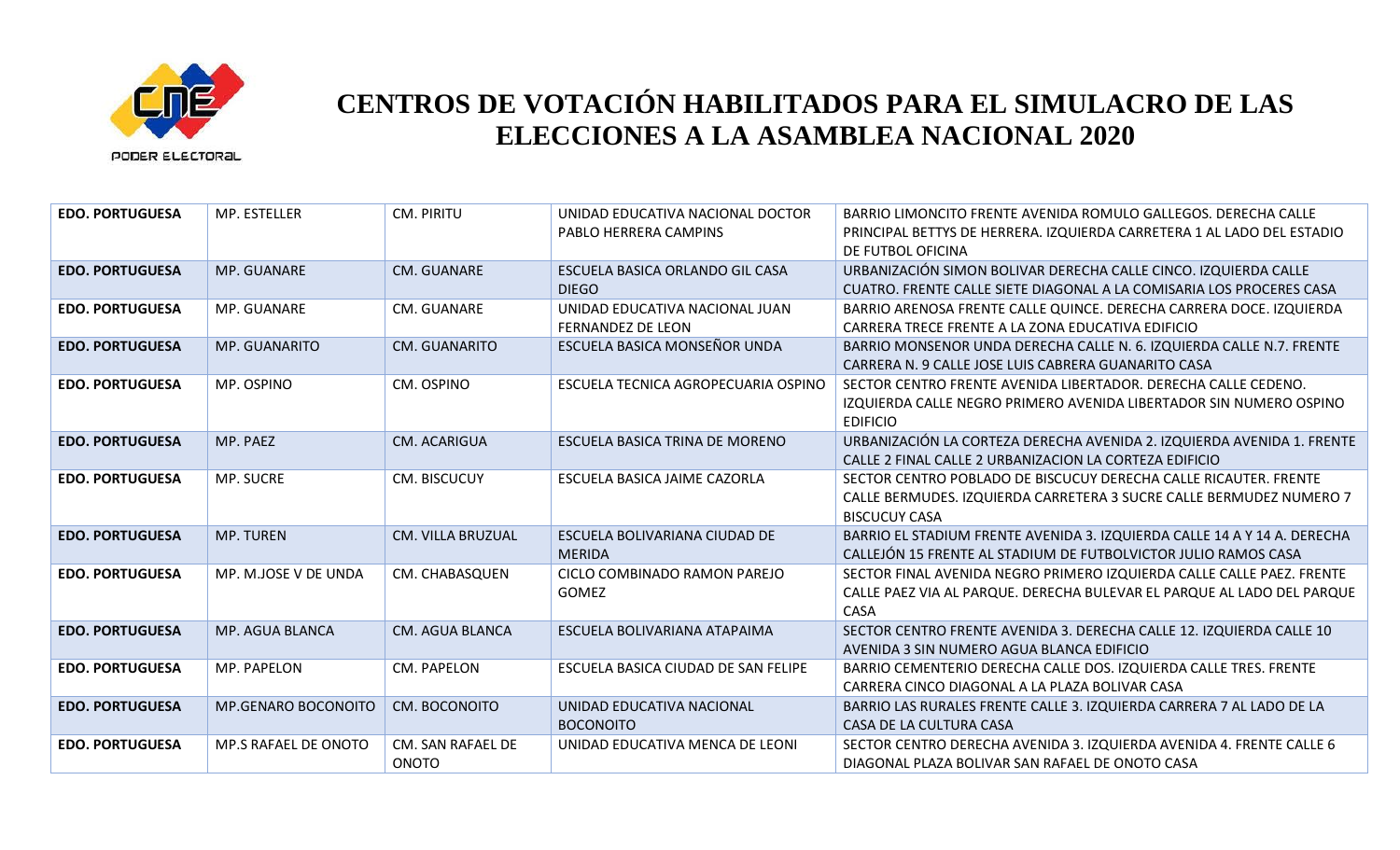# CENTROS DE VOTACIÓN HABILITADOS PARA EL SIMULACRO DE LAS ELECCIONES A LA ASAMBLEA NACIONAL 2020

| | | | | |
|---|---|---|---|---|
| **EDO. PORTUGUESA** | MP. ESTELLER | CM. PIRITU | UNIDAD EDUCATIVA NACIONAL DOCTOR PABLO HERRERA CAMPINS | BARRIO LIMONCITO FRENTE AVENIDA ROMULO GALLEGOS. DERECHA CALLE PRINCIPAL BETTYS DE HERRERA. IZQUIERDA CARRETERA 1 AL LADO DEL ESTADIO DE FUTBOL OFICINA |
| **EDO. PORTUGUESA** | MP. GUANARE | CM. GUANARE | ESCUELA BASICA ORLANDO GIL CASA DIEGO | URBANIZACIÓN SIMON BOLIVAR DERECHA CALLE CINCO. IZQUIERDA CALLE CUATRO. FRENTE CALLE SIETE DIAGONAL A LA COMISARIA LOS PROCERES CASA |
| **EDO. PORTUGUESA** | MP. GUANARE | CM. GUANARE | UNIDAD EDUCATIVA NACIONAL JUAN FERNANDEZ DE LEON | BARRIO ARENOSA FRENTE CALLE QUINCE. DERECHA CARRERA DOCE. IZQUIERDA CARRERA TRECE FRENTE A LA ZONA EDUCATIVA EDIFICIO |
| **EDO. PORTUGUESA** | MP. GUANARITO | CM. GUANARITO | ESCUELA BASICA MONSEÑOR UNDA | BARRIO MONSENOR UNDA DERECHA CALLE N. 6. IZQUIERDA CALLE N.7. FRENTE CARRERA N. 9 CALLE JOSE LUIS CABRERA GUANARITO CASA |
| **EDO. PORTUGUESA** | MP. OSPINO | CM. OSPINO | ESCUELA TECNICA AGROPECUARIA OSPINO | SECTOR CENTRO FRENTE AVENIDA LIBERTADOR. DERECHA CALLE CEDENO. IZQUIERDA CALLE NEGRO PRIMERO AVENIDA LIBERTADOR SIN NUMERO OSPINO EDIFICIO |
| **EDO. PORTUGUESA** | MP. PAEZ | CM. ACARIGUA | ESCUELA BASICA TRINA DE MORENO | URBANIZACIÓN LA CORTEZA DERECHA AVENIDA 2. IZQUIERDA AVENIDA 1. FRENTE CALLE 2 FINAL CALLE 2 URBANIZACION LA CORTEZA EDIFICIO |
| **EDO. PORTUGUESA** | MP. SUCRE | CM. BISCUCUY | ESCUELA BASICA JAIME CAZORLA | SECTOR CENTRO POBLADO DE BISCUCUY DERECHA CALLE RICAUTER. FRENTE CALLE BERMUDES. IZQUIERDA CARRETERA 3 SUCRE CALLE BERMUDEZ NUMERO 7 BISCUCUY CASA |
| **EDO. PORTUGUESA** | MP. TUREN | CM. VILLA BRUZUAL | ESCUELA BOLIVARIANA CIUDAD DE MERIDA | BARRIO EL STADIUM FRENTE AVENIDA 3. IZQUIERDA CALLE 14 A Y 14 A. DERECHA CALLEJÓN 15 FRENTE AL STADIUM DE FUTBOLVICTOR JULIO RAMOS CASA |
| **EDO. PORTUGUESA** | MP. M.JOSE V DE UNDA | CM. CHABASQUEN | CICLO COMBINADO RAMON PAREJO GOMEZ | SECTOR FINAL AVENIDA NEGRO PRIMERO IZQUIERDA CALLE CALLE PAEZ. FRENTE CALLE PAEZ VIA AL PARQUE. DERECHA BULEVAR EL PARQUE AL LADO DEL PARQUE CASA |
| **EDO. PORTUGUESA** | MP. AGUA BLANCA | CM. AGUA BLANCA | ESCUELA BOLIVARIANA ATAPAIMA | SECTOR CENTRO FRENTE AVENIDA 3. DERECHA CALLE 12. IZQUIERDA CALLE 10 AVENIDA 3 SIN NUMERO AGUA BLANCA EDIFICIO |
| **EDO. PORTUGUESA** | MP. PAPELON | CM. PAPELON | ESCUELA BASICA CIUDAD DE SAN FELIPE | BARRIO CEMENTERIO DERECHA CALLE DOS. IZQUIERDA CALLE TRES. FRENTE CARRERA CINCO DIAGONAL A LA PLAZA BOLIVAR CASA |
| **EDO. PORTUGUESA** | MP.GENARO BOCONOITO | CM. BOCONOITO | UNIDAD EDUCATIVA NACIONAL BOCONOITO | BARRIO LAS RURALES FRENTE CALLE 3. IZQUIERDA CARRERA 7 AL LADO DE LA CASA DE LA CULTURA CASA |
| **EDO. PORTUGUESA** | MP.S RAFAEL DE ONOTO | CM. SAN RAFAEL DE ONOTO | UNIDAD EDUCATIVA MENCA DE LEONI | SECTOR CENTRO DERECHA AVENIDA 3. IZQUIERDA AVENIDA 4. FRENTE CALLE 6 DIAGONAL PLAZA BOLIVAR SAN RAFAEL DE ONOTO CASA |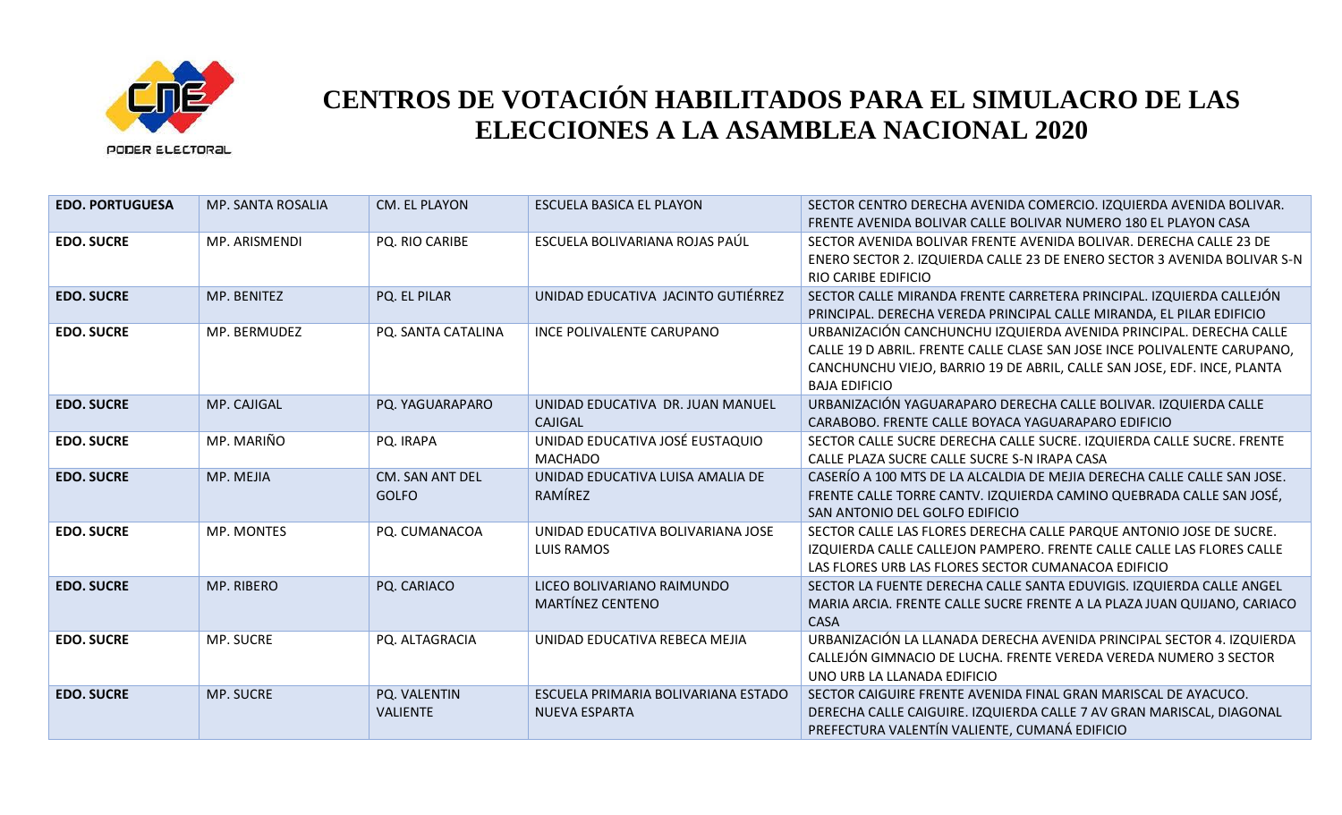# CENTROS DE VOTACIÓN HABILITADOS PARA EL SIMULACRO DE LAS ELECCIONES A LA ASAMBLEA NACIONAL 2020

| | | | | |
|---|---|---|---|---|
| **EDO. PORTUGUESA** | MP. SANTA ROSALIA | CM. EL PLAYON | ESCUELA BASICA EL PLAYON | SECTOR CENTRO DERECHA AVENIDA COMERCIO. IZQUIERDA AVENIDA BOLIVAR. FRENTE AVENIDA BOLIVAR CALLE BOLIVAR NUMERO 180 EL PLAYON CASA |
| **EDO. SUCRE** | MP. ARISMENDI | PQ. RIO CARIBE | ESCUELA BOLIVARIANA ROJAS PAÚL | SECTOR AVENIDA BOLIVAR FRENTE AVENIDA BOLIVAR. DERECHA CALLE 23 DE ENERO SECTOR 2. IZQUIERDA CALLE 23 DE ENERO SECTOR 3 AVENIDA BOLIVAR S-N RIO CARIBE EDIFICIO |
| **EDO. SUCRE** | MP. BENITEZ | PQ. EL PILAR | UNIDAD EDUCATIVA JACINTO GUTIÉRREZ | SECTOR CALLE MIRANDA FRENTE CARRETERA PRINCIPAL. IZQUIERDA CALLEJÓN PRINCIPAL. DERECHA VEREDA PRINCIPAL CALLE MIRANDA, EL PILAR EDIFICIO |
| **EDO. SUCRE** | MP. BERMUDEZ | PQ. SANTA CATALINA | INCE POLIVALENTE CARUPANO | URBANIZACIÓN CANCHUNCHU IZQUIERDA AVENIDA PRINCIPAL. DERECHA CALLE CALLE 19 D ABRIL. FRENTE CALLE CLASE SAN JOSE INCE POLIVALENTE CARUPANO, CANCHUNCHU VIEJO, BARRIO 19 DE ABRIL, CALLE SAN JOSE, EDF. INCE, PLANTA BAJA EDIFICIO |
| **EDO. SUCRE** | MP. CAJIGAL | PQ. YAGUARAPARO | UNIDAD EDUCATIVA DR. JUAN MANUEL CAJIGAL | URBANIZACIÓN YAGUARAPARO DERECHA CALLE BOLIVAR. IZQUIERDA CALLE CARABOBO. FRENTE CALLE BOYACA YAGUARAPARO EDIFICIO |
| **EDO. SUCRE** | MP. MARIÑO | PQ. IRAPA | UNIDAD EDUCATIVA JOSÉ EUSTAQUIO MACHADO | SECTOR CALLE SUCRE DERECHA CALLE SUCRE. IZQUIERDA CALLE SUCRE. FRENTE CALLE PLAZA SUCRE CALLE SUCRE S-N IRAPA CASA |
| **EDO. SUCRE** | MP. MEJIA | CM. SAN ANT DEL GOLFO | UNIDAD EDUCATIVA LUISA AMALIA DE RAMÍREZ | CASERÍO A 100 MTS DE LA ALCALDIA DE MEJIA DERECHA CALLE CALLE SAN JOSE. FRENTE CALLE TORRE CANTV. IZQUIERDA CAMINO QUEBRADA CALLE SAN JOSÉ, SAN ANTONIO DEL GOLFO EDIFICIO |
| **EDO. SUCRE** | MP. MONTES | PQ. CUMANACOA | UNIDAD EDUCATIVA BOLIVARIANA JOSE LUIS RAMOS | SECTOR CALLE LAS FLORES DERECHA CALLE PARQUE ANTONIO JOSE DE SUCRE. IZQUIERDA CALLE CALLEJON PAMPERO. FRENTE CALLE CALLE LAS FLORES CALLE LAS FLORES URB LAS FLORES SECTOR CUMANACOA EDIFICIO |
| **EDO. SUCRE** | MP. RIBERO | PQ. CARIACO | LICEO BOLIVARIANO RAIMUNDO MARTÍNEZ CENTENO | SECTOR LA FUENTE DERECHA CALLE SANTA EDUVIGIS. IZQUIERDA CALLE ANGEL MARIA ARCIA. FRENTE CALLE SUCRE FRENTE A LA PLAZA JUAN QUIJANO, CARIACO CASA |
| **EDO. SUCRE** | MP. SUCRE | PQ. ALTAGRACIA | UNIDAD EDUCATIVA REBECA MEJIA | URBANIZACIÓN LA LLANADA DERECHA AVENIDA PRINCIPAL SECTOR 4. IZQUIERDA CALLEJÓN GIMNACIO DE LUCHA. FRENTE VEREDA VEREDA NUMERO 3 SECTOR UNO URB LA LLANADA EDIFICIO |
| **EDO. SUCRE** | MP. SUCRE | PQ. VALENTIN VALIENTE | ESCUELA PRIMARIA BOLIVARIANA ESTADO NUEVA ESPARTA | SECTOR CAIGUIRE FRENTE AVENIDA FINAL GRAN MARISCAL DE AYACUCO. DERECHA CALLE CAIGUIRE. IZQUIERDA CALLE 7 AV GRAN MARISCAL, DIAGONAL PREFECTURA VALENTÍN VALIENTE, CUMANÁ EDIFICIO |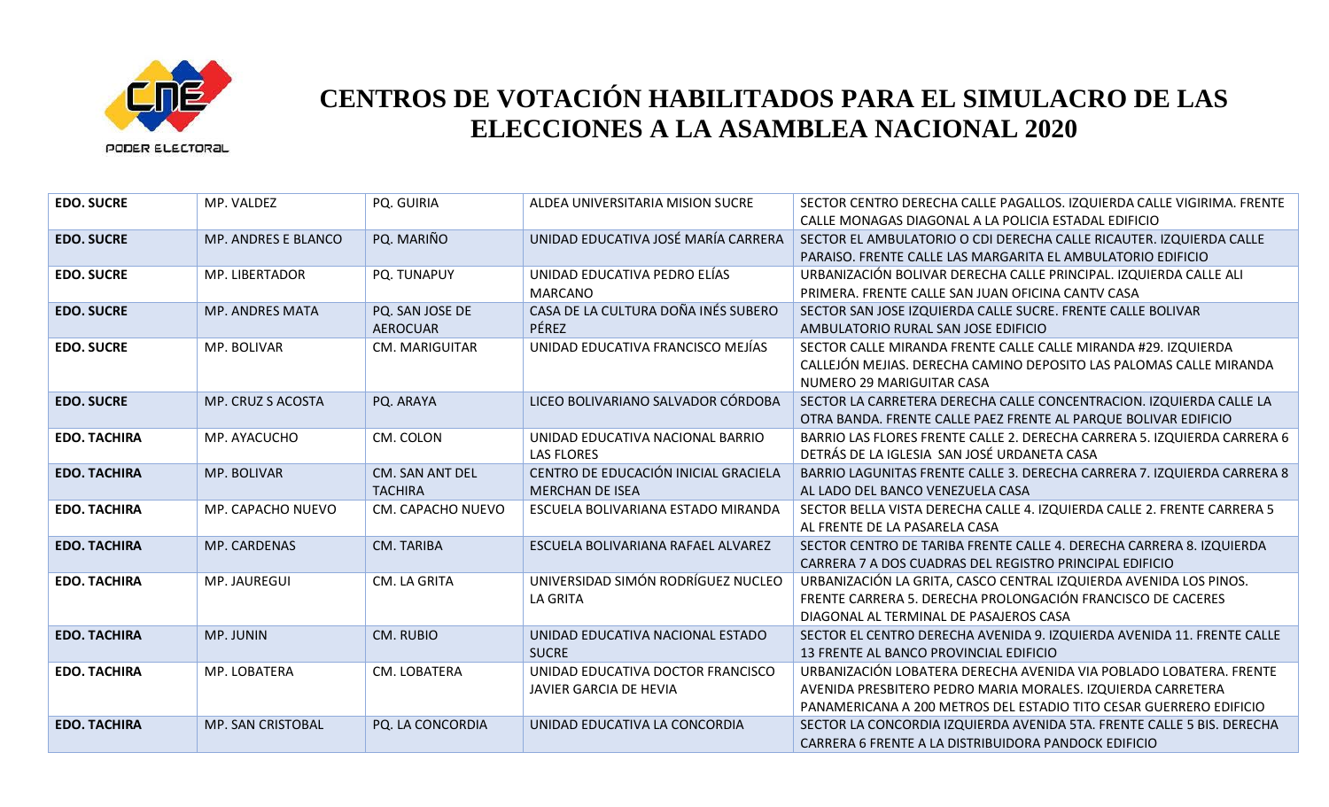# CENTROS DE VOTACIÓN HABILITADOS PARA EL SIMULACRO DE LAS ELECCIONES A LA ASAMBLEA NACIONAL 2020

| | | | | |
|---|---|---|---|---|
| **EDO. SUCRE** | MP. VALDEZ | PQ. GUIRIA | ALDEA UNIVERSITARIA MISION SUCRE | SECTOR CENTRO DERECHA CALLE PAGALLOS. IZQUIERDA CALLE VIGIRIMA. FRENTE CALLE MONAGAS DIAGONAL A LA POLICIA ESTADAL EDIFICIO |
| **EDO. SUCRE** | MP. ANDRES E BLANCO | PQ. MARIÑO | UNIDAD EDUCATIVA JOSÉ MARÍA CARRERA | SECTOR EL AMBULATORIO O CDI DERECHA CALLE RICAUTER. IZQUIERDA CALLE PARAISO. FRENTE CALLE LAS MARGARITA EL AMBULATORIO EDIFICIO |
| **EDO. SUCRE** | MP. LIBERTADOR | PQ. TUNAPUY | UNIDAD EDUCATIVA PEDRO ELÍAS MARCANO | URBANIZACIÓN BOLIVAR DERECHA CALLE PRINCIPAL. IZQUIERDA CALLE ALI PRIMERA. FRENTE CALLE SAN JUAN OFICINA CANTV CASA |
| **EDO. SUCRE** | MP. ANDRES MATA | PQ. SAN JOSE DE AEROCUAR | CASA DE LA CULTURA DOÑA INÉS SUBERO PÉREZ | SECTOR SAN JOSE IZQUIERDA CALLE SUCRE. FRENTE CALLE BOLIVAR AMBULATORIO RURAL SAN JOSE EDIFICIO |
| **EDO. SUCRE** | MP. BOLIVAR | CM. MARIGUITAR | UNIDAD EDUCATIVA FRANCISCO MEJÍAS | SECTOR CALLE MIRANDA FRENTE CALLE CALLE MIRANDA #29. IZQUIERDA CALLEJÓN MEJIAS. DERECHA CAMINO DEPOSITO LAS PALOMAS CALLE MIRANDA NUMERO 29 MARIGUITAR CASA |
| **EDO. SUCRE** | MP. CRUZ S ACOSTA | PQ. ARAYA | LICEO BOLIVARIANO SALVADOR CÓRDOBA | SECTOR LA CARRETERA DERECHA CALLE CONCENTRACION. IZQUIERDA CALLE LA OTRA BANDA. FRENTE CALLE PAEZ FRENTE AL PARQUE BOLIVAR EDIFICIO |
| **EDO. TACHIRA** | MP. AYACUCHO | CM. COLON | UNIDAD EDUCATIVA NACIONAL BARRIO LAS FLORES | BARRIO LAS FLORES FRENTE CALLE 2. DERECHA CARRERA 5. IZQUIERDA CARRERA 6 DETRÁS DE LA IGLESIA SAN JOSÉ URDANETA CASA |
| **EDO. TACHIRA** | MP. BOLIVAR | CM. SAN ANT DEL TACHIRA | CENTRO DE EDUCACIÓN INICIAL GRACIELA MERCHAN DE ISEA | BARRIO LAGUNITAS FRENTE CALLE 3. DERECHA CARRERA 7. IZQUIERDA CARRERA 8 AL LADO DEL BANCO VENEZUELA CASA |
| **EDO. TACHIRA** | MP. CAPACHO NUEVO | CM. CAPACHO NUEVO | ESCUELA BOLIVARIANA ESTADO MIRANDA | SECTOR BELLA VISTA DERECHA CALLE 4. IZQUIERDA CALLE 2. FRENTE CARRERA 5 AL FRENTE DE LA PASARELA CASA |
| **EDO. TACHIRA** | MP. CARDENAS | CM. TARIBA | ESCUELA BOLIVARIANA RAFAEL ALVAREZ | SECTOR CENTRO DE TARIBA FRENTE CALLE 4. DERECHA CARRERA 8. IZQUIERDA CARRERA 7 A DOS CUADRAS DEL REGISTRO PRINCIPAL EDIFICIO |
| **EDO. TACHIRA** | MP. JAUREGUI | CM. LA GRITA | UNIVERSIDAD SIMÓN RODRÍGUEZ NUCLEO LA GRITA | URBANIZACIÓN LA GRITA, CASCO CENTRAL IZQUIERDA AVENIDA LOS PINOS. FRENTE CARRERA 5. DERECHA PROLONGACIÓN FRANCISCO DE CACERES DIAGONAL AL TERMINAL DE PASAJEROS CASA |
| **EDO. TACHIRA** | MP. JUNIN | CM. RUBIO | UNIDAD EDUCATIVA NACIONAL ESTADO SUCRE | SECTOR EL CENTRO DERECHA AVENIDA 9. IZQUIERDA AVENIDA 11. FRENTE CALLE 13 FRENTE AL BANCO PROVINCIAL EDIFICIO |
| **EDO. TACHIRA** | MP. LOBATERA | CM. LOBATERA | UNIDAD EDUCATIVA DOCTOR FRANCISCO JAVIER GARCIA DE HEVIA | URBANIZACIÓN LOBATERA DERECHA AVENIDA VIA POBLADO LOBATERA. FRENTE AVENIDA PRESBITERO PEDRO MARIA MORALES. IZQUIERDA CARRETERA PANAMERICANA A 200 METROS DEL ESTADIO TITO CESAR GUERRERO EDIFICIO |
| **EDO. TACHIRA** | MP. SAN CRISTOBAL | PQ. LA CONCORDIA | UNIDAD EDUCATIVA LA CONCORDIA | SECTOR LA CONCORDIA IZQUIERDA AVENIDA 5TA. FRENTE CALLE 5 BIS. DERECHA CARRERA 6 FRENTE A LA DISTRIBUIDORA PANDOCK EDIFICIO |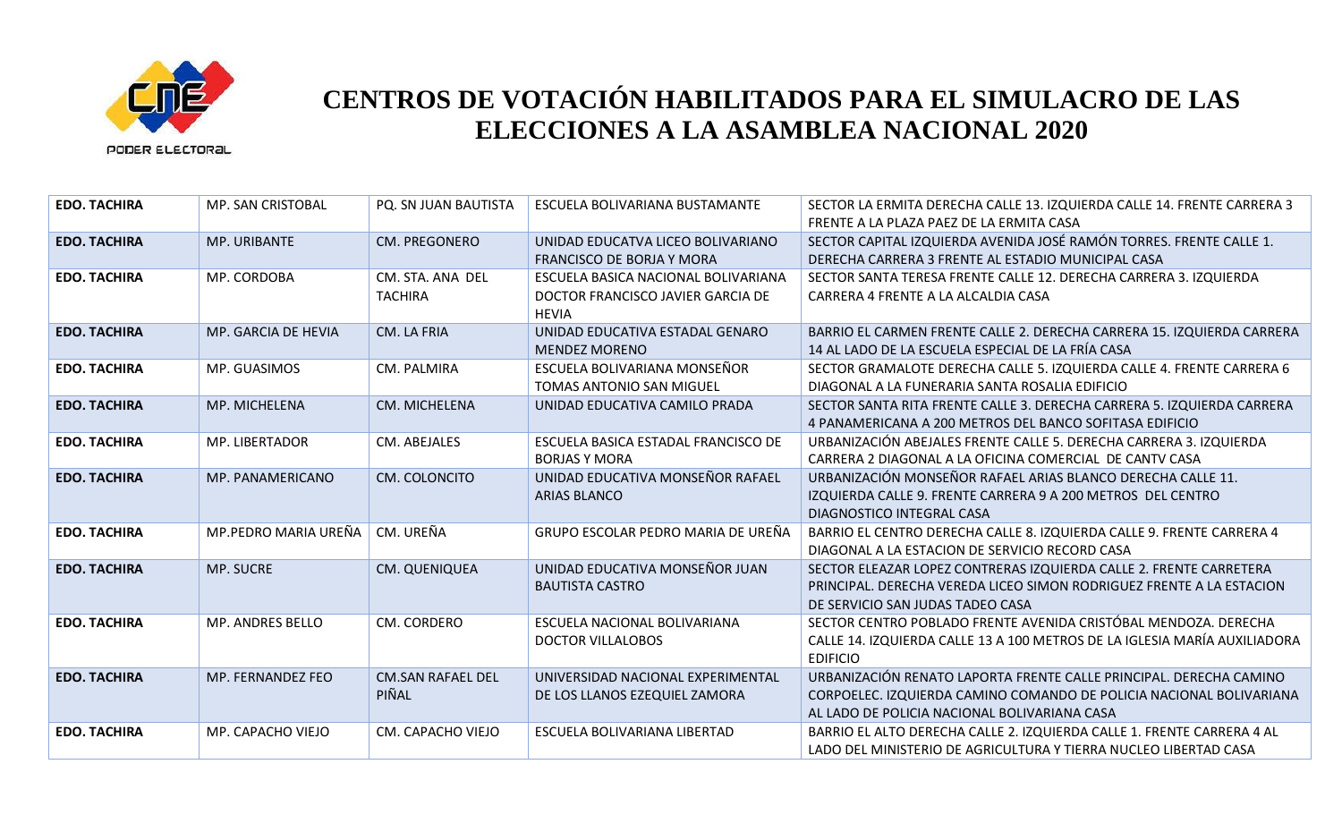# CENTROS DE VOTACIÓN HABILITADOS PARA EL SIMULACRO DE LAS ELECCIONES A LA ASAMBLEA NACIONAL 2020

| | | | | |
|---|---|---|---|---|
| **EDO. TACHIRA** | MP. SAN CRISTOBAL | PQ. SN JUAN BAUTISTA | ESCUELA BOLIVARIANA BUSTAMANTE | SECTOR LA ERMITA DERECHA CALLE 13. IZQUIERDA CALLE 14. FRENTE CARRERA 3 FRENTE A LA PLAZA PAEZ DE LA ERMITA CASA |
| **EDO. TACHIRA** | MP. URIBANTE | CM. PREGONERO | UNIDAD EDUCATVA LICEO BOLIVARIANO FRANCISCO DE BORJA Y MORA | SECTOR CAPITAL IZQUIERDA AVENIDA JOSÉ RAMÓN TORRES. FRENTE CALLE 1. DERECHA CARRERA 3 FRENTE AL ESTADIO MUNICIPAL CASA |
| **EDO. TACHIRA** | MP. CORDOBA | CM. STA. ANA DEL TACHIRA | ESCUELA BASICA NACIONAL BOLIVARIANA DOCTOR FRANCISCO JAVIER GARCIA DE HEVIA | SECTOR SANTA TERESA FRENTE CALLE 12. DERECHA CARRERA 3. IZQUIERDA CARRERA 4 FRENTE A LA ALCALDIA CASA |
| **EDO. TACHIRA** | MP. GARCIA DE HEVIA | CM. LA FRIA | UNIDAD EDUCATIVA ESTADAL GENARO MENDEZ MORENO | BARRIO EL CARMEN FRENTE CALLE 2. DERECHA CARRERA 15. IZQUIERDA CARRERA 14 AL LADO DE LA ESCUELA ESPECIAL DE LA FRÍA CASA |
| **EDO. TACHIRA** | MP. GUASIMOS | CM. PALMIRA | ESCUELA BOLIVARIANA MONSEÑOR TOMAS ANTONIO SAN MIGUEL | SECTOR GRAMALOTE DERECHA CALLE 5. IZQUIERDA CALLE 4. FRENTE CARRERA 6 DIAGONAL A LA FUNERARIA SANTA ROSALIA EDIFICIO |
| **EDO. TACHIRA** | MP. MICHELENA | CM. MICHELENA | UNIDAD EDUCATIVA CAMILO PRADA | SECTOR SANTA RITA FRENTE CALLE 3. DERECHA CARRERA 5. IZQUIERDA CARRERA 4 PANAMERICANA A 200 METROS DEL BANCO SOFITASA EDIFICIO |
| **EDO. TACHIRA** | MP. LIBERTADOR | CM. ABEJALES | ESCUELA BASICA ESTADAL FRANCISCO DE BORJAS Y MORA | URBANIZACIÓN ABEJALES FRENTE CALLE 5. DERECHA CARRERA 3. IZQUIERDA CARRERA 2 DIAGONAL A LA OFICINA COMERCIAL DE CANTV CASA |
| **EDO. TACHIRA** | MP. PANAMERICANO | CM. COLONCITO | UNIDAD EDUCATIVA MONSEÑOR RAFAEL ARIAS BLANCO | URBANIZACIÓN MONSEÑOR RAFAEL ARIAS BLANCO DERECHA CALLE 11. IZQUIERDA CALLE 9. FRENTE CARRERA 9 A 200 METROS DEL CENTRO DIAGNOSTICO INTEGRAL CASA |
| **EDO. TACHIRA** | MP.PEDRO MARIA UREÑA | CM. UREÑA | GRUPO ESCOLAR PEDRO MARIA DE UREÑA | BARRIO EL CENTRO DERECHA CALLE 8. IZQUIERDA CALLE 9. FRENTE CARRERA 4 DIAGONAL A LA ESTACION DE SERVICIO RECORD CASA |
| **EDO. TACHIRA** | MP. SUCRE | CM. QUENIQUEA | UNIDAD EDUCATIVA MONSEÑOR JUAN BAUTISTA CASTRO | SECTOR ELEAZAR LOPEZ CONTRERAS IZQUIERDA CALLE 2. FRENTE CARRETERA PRINCIPAL. DERECHA VEREDA LICEO SIMON RODRIGUEZ FRENTE A LA ESTACION DE SERVICIO SAN JUDAS TADEO CASA |
| **EDO. TACHIRA** | MP. ANDRES BELLO | CM. CORDERO | ESCUELA NACIONAL BOLIVARIANA DOCTOR VILLALOBOS | SECTOR CENTRO POBLADO FRENTE AVENIDA CRISTÓBAL MENDOZA. DERECHA CALLE 14. IZQUIERDA CALLE 13 A 100 METROS DE LA IGLESIA MARÍA AUXILIADORA EDIFICIO |
| **EDO. TACHIRA** | MP. FERNANDEZ FEO | CM.SAN RAFAEL DEL PIÑAL | UNIVERSIDAD NACIONAL EXPERIMENTAL DE LOS LLANOS EZEQUIEL ZAMORA | URBANIZACIÓN RENATO LAPORTA FRENTE CALLE PRINCIPAL. DERECHA CAMINO CORPOELEC. IZQUIERDA CAMINO COMANDO DE POLICIA NACIONAL BOLIVARIANA AL LADO DE POLICIA NACIONAL BOLIVARIANA CASA |
| **EDO. TACHIRA** | MP. CAPACHO VIEJO | CM. CAPACHO VIEJO | ESCUELA BOLIVARIANA LIBERTAD | BARRIO EL ALTO DERECHA CALLE 2. IZQUIERDA CALLE 1. FRENTE CARRERA 4 AL LADO DEL MINISTERIO DE AGRICULTURA Y TIERRA NUCLEO LIBERTAD CASA |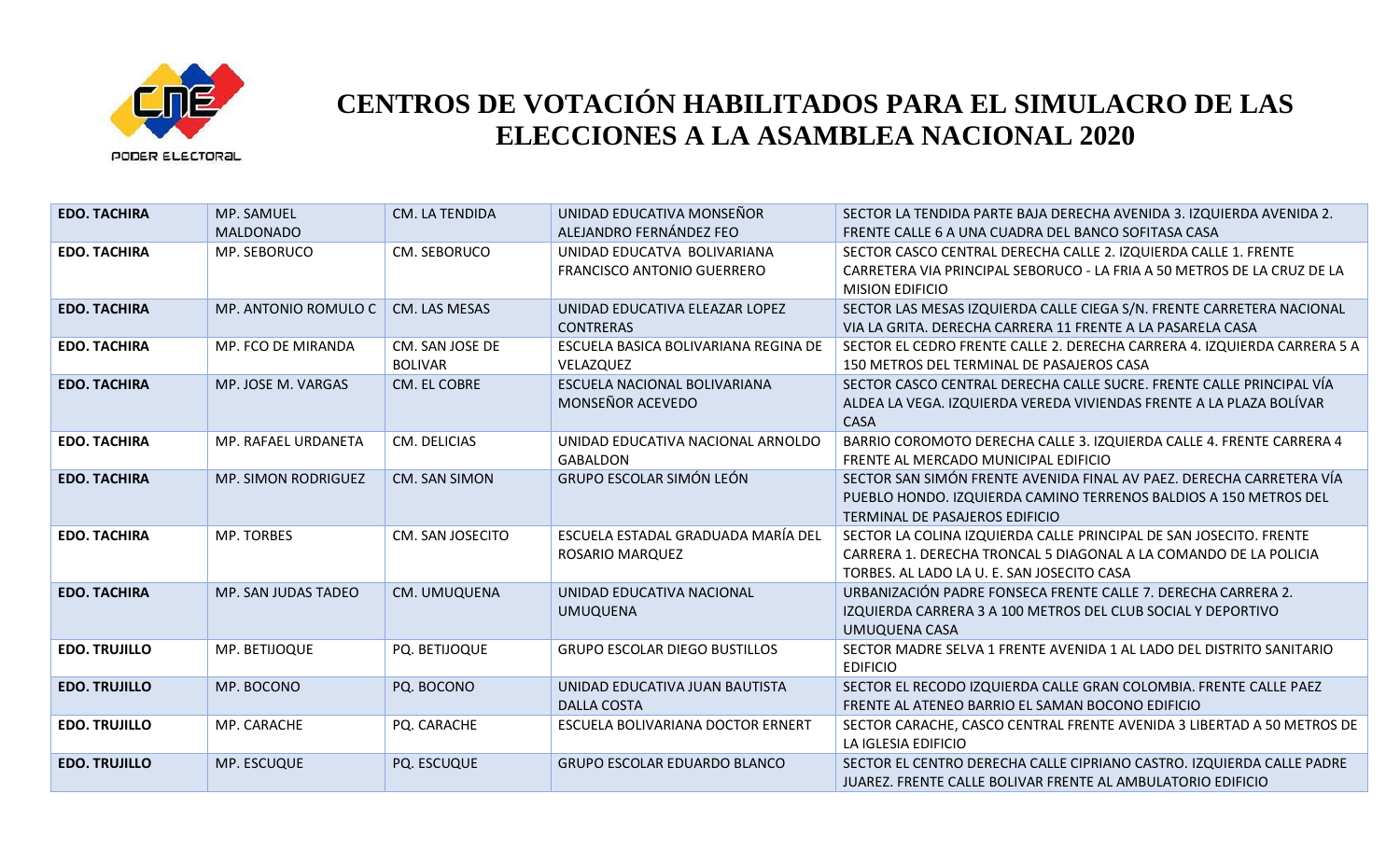# CENTROS DE VOTACIÓN HABILITADOS PARA EL SIMULACRO DE LAS ELECCIONES A LA ASAMBLEA NACIONAL 2020

| | | | | |
|---|---|---|---|---|
| **EDO. TACHIRA** | MP. SAMUEL MALDONADO | CM. LA TENDIDA | UNIDAD EDUCATIVA MONSEÑOR ALEJANDRO FERNÁNDEZ FEO | SECTOR LA TENDIDA PARTE BAJA DERECHA AVENIDA 3. IZQUIERDA AVENIDA 2. FRENTE CALLE 6 A UNA CUADRA DEL BANCO SOFITASA CASA |
| **EDO. TACHIRA** | MP. SEBORUCO | CM. SEBORUCO | UNIDAD EDUCATVA BOLIVARIANA FRANCISCO ANTONIO GUERRERO | SECTOR CASCO CENTRAL DERECHA CALLE 2. IZQUIERDA CALLE 1. FRENTE CARRETERA VIA PRINCIPAL SEBORUCO - LA FRIA A 50 METROS DE LA CRUZ DE LA MISION EDIFICIO |
| **EDO. TACHIRA** | MP. ANTONIO ROMULO C | CM. LAS MESAS | UNIDAD EDUCATIVA ELEAZAR LOPEZ CONTRERAS | SECTOR LAS MESAS IZQUIERDA CALLE CIEGA S/N. FRENTE CARRETERA NACIONAL VIA LA GRITA. DERECHA CARRERA 11 FRENTE A LA PASARELA CASA |
| **EDO. TACHIRA** | MP. FCO DE MIRANDA | CM. SAN JOSE DE BOLIVAR | ESCUELA BASICA BOLIVARIANA REGINA DE VELAZQUEZ | SECTOR EL CEDRO FRENTE CALLE 2. DERECHA CARRERA 4. IZQUIERDA CARRERA 5 A 150 METROS DEL TERMINAL DE PASAJEROS CASA |
| **EDO. TACHIRA** | MP. JOSE M. VARGAS | CM. EL COBRE | ESCUELA NACIONAL BOLIVARIANA MONSEÑOR ACEVEDO | SECTOR CASCO CENTRAL DERECHA CALLE SUCRE. FRENTE CALLE PRINCIPAL VÍA ALDEA LA VEGA. IZQUIERDA VEREDA VIVIENDAS FRENTE A LA PLAZA BOLÍVAR CASA |
| **EDO. TACHIRA** | MP. RAFAEL URDANETA | CM. DELICIAS | UNIDAD EDUCATIVA NACIONAL ARNOLDO GABALDON | BARRIO COROMOTO DERECHA CALLE 3. IZQUIERDA CALLE 4. FRENTE CARRERA 4 FRENTE AL MERCADO MUNICIPAL EDIFICIO |
| **EDO. TACHIRA** | MP. SIMON RODRIGUEZ | CM. SAN SIMON | GRUPO ESCOLAR SIMÓN LEÓN | SECTOR SAN SIMÓN FRENTE AVENIDA FINAL AV PAEZ. DERECHA CARRETERA VÍA PUEBLO HONDO. IZQUIERDA CAMINO TERRENOS BALDIOS A 150 METROS DEL TERMINAL DE PASAJEROS EDIFICIO |
| **EDO. TACHIRA** | MP. TORBES | CM. SAN JOSECITO | ESCUELA ESTADAL GRADUADA MARÍA DEL ROSARIO MARQUEZ | SECTOR LA COLINA IZQUIERDA CALLE PRINCIPAL DE SAN JOSECITO. FRENTE CARRERA 1. DERECHA TRONCAL 5 DIAGONAL A LA COMANDO DE LA POLICIA TORBES. AL LADO LA U. E. SAN JOSECITO CASA |
| **EDO. TACHIRA** | MP. SAN JUDAS TADEO | CM. UMUQUENA | UNIDAD EDUCATIVA NACIONAL UMUQUENA | URBANIZACIÓN PADRE FONSECA FRENTE CALLE 7. DERECHA CARRERA 2. IZQUIERDA CARRERA 3 A 100 METROS DEL CLUB SOCIAL Y DEPORTIVO UMUQUENA CASA |
| **EDO. TRUJILLO** | MP. BETIJOQUE | PQ. BETIJOQUE | GRUPO ESCOLAR DIEGO BUSTILLOS | SECTOR MADRE SELVA 1 FRENTE AVENIDA 1 AL LADO DEL DISTRITO SANITARIO EDIFICIO |
| **EDO. TRUJILLO** | MP. BOCONO | PQ. BOCONO | UNIDAD EDUCATIVA JUAN BAUTISTA DALLA COSTA | SECTOR EL RECODO IZQUIERDA CALLE GRAN COLOMBIA. FRENTE CALLE PAEZ FRENTE AL ATENEO BARRIO EL SAMAN BOCONO EDIFICIO |
| **EDO. TRUJILLO** | MP. CARACHE | PQ. CARACHE | ESCUELA BOLIVARIANA DOCTOR ERNERT | SECTOR CARACHE, CASCO CENTRAL FRENTE AVENIDA 3 LIBERTAD A 50 METROS DE LA IGLESIA EDIFICIO |
| **EDO. TRUJILLO** | MP. ESCUQUE | PQ. ESCUQUE | GRUPO ESCOLAR EDUARDO BLANCO | SECTOR EL CENTRO DERECHA CALLE CIPRIANO CASTRO. IZQUIERDA CALLE PADRE JUAREZ. FRENTE CALLE BOLIVAR FRENTE AL AMBULATORIO EDIFICIO |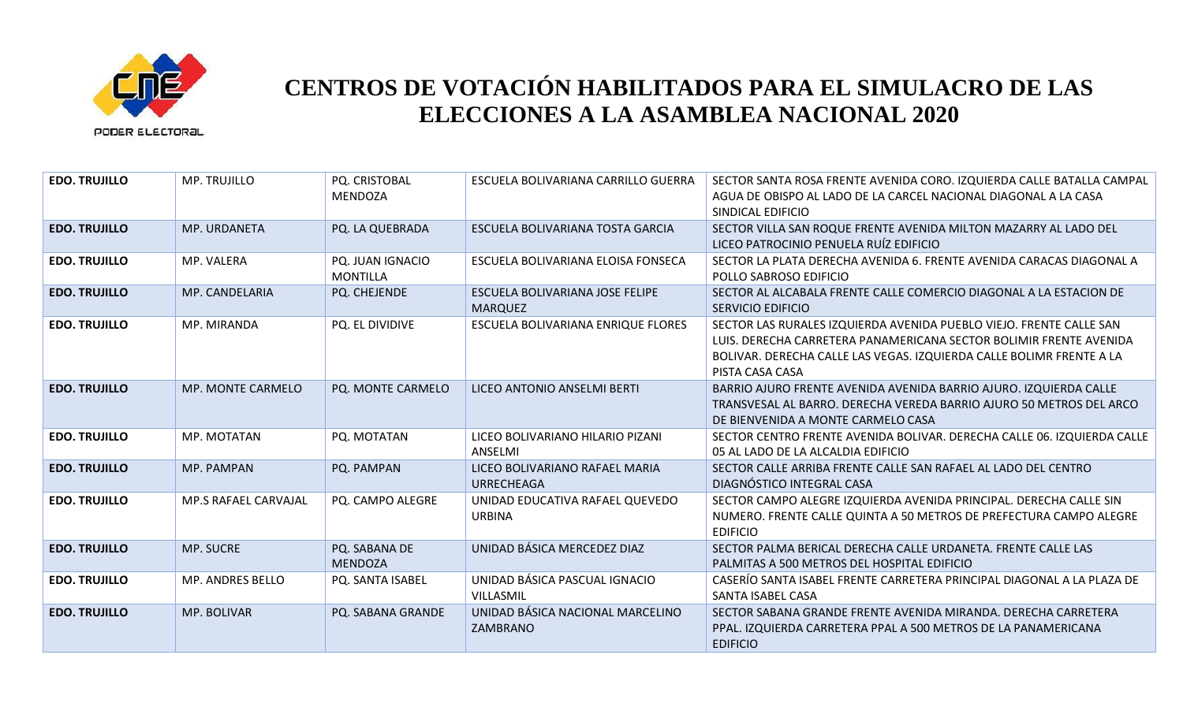# CENTROS DE VOTACIÓN HABILITADOS PARA EL SIMULACRO DE LAS ELECCIONES A LA ASAMBLEA NACIONAL 2020

| | | | | |
|---|---|---|---|---|
| **EDO. TRUJILLO** | MP. TRUJILLO | PQ. CRISTOBAL MENDOZA | ESCUELA BOLIVARIANA CARRILLO GUERRA | SECTOR SANTA ROSA FRENTE AVENIDA CORO. IZQUIERDA CALLE BATALLA CAMPAL AGUA DE OBISPO AL LADO DE LA CARCEL NACIONAL DIAGONAL A LA CASA SINDICAL EDIFICIO |
| **EDO. TRUJILLO** | MP. URDANETA | PQ. LA QUEBRADA | ESCUELA BOLIVARIANA TOSTA GARCIA | SECTOR VILLA SAN ROQUE FRENTE AVENIDA MILTON MAZARRY AL LADO DEL LICEO PATROCINIO PENUELA RUÍZ EDIFICIO |
| **EDO. TRUJILLO** | MP. VALERA | PQ. JUAN IGNACIO MONTILLA | ESCUELA BOLIVARIANA ELOISA FONSECA | SECTOR LA PLATA DERECHA AVENIDA 6. FRENTE AVENIDA CARACAS DIAGONAL A POLLO SABROSO EDIFICIO |
| **EDO. TRUJILLO** | MP. CANDELARIA | PQ. CHEJENDE | ESCUELA BOLIVARIANA JOSE FELIPE MARQUEZ | SECTOR AL ALCABALA FRENTE CALLE COMERCIO DIAGONAL A LA ESTACION DE SERVICIO EDIFICIO |
| **EDO. TRUJILLO** | MP. MIRANDA | PQ. EL DIVIDIVE | ESCUELA BOLIVARIANA ENRIQUE FLORES | SECTOR LAS RURALES IZQUIERDA AVENIDA PUEBLO VIEJO. FRENTE CALLE SAN LUIS. DERECHA CARRETERA PANAMERICANA SECTOR BOLIMIR FRENTE AVENIDA BOLIVAR. DERECHA CALLE LAS VEGAS. IZQUIERDA CALLE BOLIMR FRENTE A LA PISTA CASA CASA |
| **EDO. TRUJILLO** | MP. MONTE CARMELO | PQ. MONTE CARMELO | LICEO ANTONIO ANSELMI BERTI | BARRIO AJURO FRENTE AVENIDA AVENIDA BARRIO AJURO. IZQUIERDA CALLE TRANSVESAL AL BARRO. DERECHA VEREDA BARRIO AJURO 50 METROS DEL ARCO DE BIENVENIDA A MONTE CARMELO CASA |
| **EDO. TRUJILLO** | MP. MOTATAN | PQ. MOTATAN | LICEO BOLIVARIANO HILARIO PIZANI ANSELMI | SECTOR CENTRO FRENTE AVENIDA BOLIVAR. DERECHA CALLE 06. IZQUIERDA CALLE 05 AL LADO DE LA ALCALDIA EDIFICIO |
| **EDO. TRUJILLO** | MP. PAMPAN | PQ. PAMPAN | LICEO BOLIVARIANO RAFAEL MARIA URRECHEAGA | SECTOR CALLE ARRIBA FRENTE CALLE SAN RAFAEL AL LADO DEL CENTRO DIAGNÓSTICO INTEGRAL CASA |
| **EDO. TRUJILLO** | MP.S RAFAEL CARVAJAL | PQ. CAMPO ALEGRE | UNIDAD EDUCATIVA RAFAEL QUEVEDO URBINA | SECTOR CAMPO ALEGRE IZQUIERDA AVENIDA PRINCIPAL. DERECHA CALLE SIN NUMERO. FRENTE CALLE QUINTA A 50 METROS DE PREFECTURA CAMPO ALEGRE EDIFICIO |
| **EDO. TRUJILLO** | MP. SUCRE | PQ. SABANA DE MENDOZA | UNIDAD BÁSICA MERCEDEZ DIAZ | SECTOR PALMA BERICAL DERECHA CALLE URDANETA. FRENTE CALLE LAS PALMITAS A 500 METROS DEL HOSPITAL EDIFICIO |
| **EDO. TRUJILLO** | MP. ANDRES BELLO | PQ. SANTA ISABEL | UNIDAD BÁSICA PASCUAL IGNACIO VILLASMIL | CASERÍO SANTA ISABEL FRENTE CARRETERA PRINCIPAL DIAGONAL A LA PLAZA DE SANTA ISABEL CASA |
| **EDO. TRUJILLO** | MP. BOLIVAR | PQ. SABANA GRANDE | UNIDAD BÁSICA NACIONAL MARCELINO ZAMBRANO | SECTOR SABANA GRANDE FRENTE AVENIDA MIRANDA. DERECHA CARRETERA PPAL. IZQUIERDA CARRETERA PPAL A 500 METROS DE LA PANAMERICANA EDIFICIO |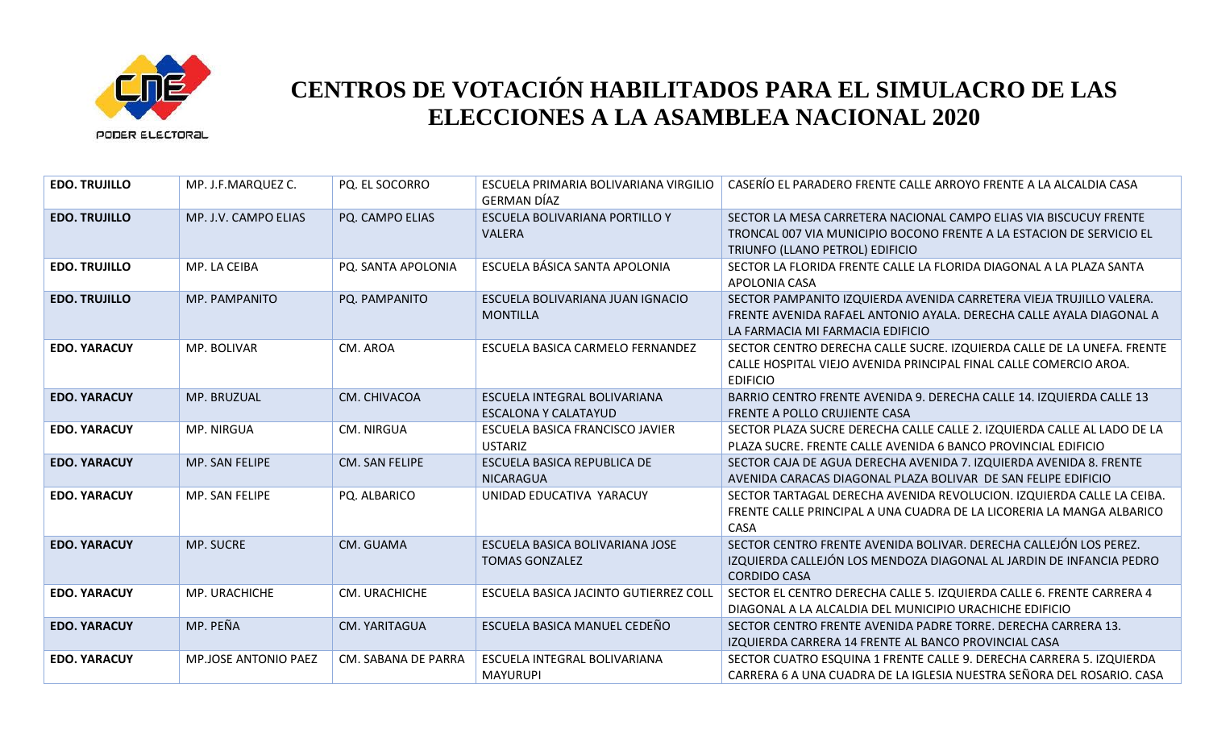# CENTROS DE VOTACIÓN HABILITADOS PARA EL SIMULACRO DE LAS ELECCIONES A LA ASAMBLEA NACIONAL 2020

| | | | | |
|---|---|---|---|---|
| **EDO. TRUJILLO** | MP. J.F.MARQUEZ C. | PQ. EL SOCORRO | ESCUELA PRIMARIA BOLIVARIANA VIRGILIO GERMAN DÍAZ | CASERÍO EL PARADERO FRENTE CALLE ARROYO FRENTE A LA ALCALDIA CASA |
| **EDO. TRUJILLO** | MP. J.V. CAMPO ELIAS | PQ. CAMPO ELIAS | ESCUELA BOLIVARIANA PORTILLO Y VALERA | SECTOR LA MESA CARRETERA NACIONAL CAMPO ELIAS VIA BISCUCUY FRENTE TRONCAL 007 VIA MUNICIPIO BOCONO FRENTE A LA ESTACION DE SERVICIO EL TRIUNFO (LLANO PETROL) EDIFICIO |
| **EDO. TRUJILLO** | MP. LA CEIBA | PQ. SANTA APOLONIA | ESCUELA BÁSICA SANTA APOLONIA | SECTOR LA FLORIDA FRENTE CALLE LA FLORIDA DIAGONAL A LA PLAZA SANTA APOLONIA CASA |
| **EDO. TRUJILLO** | MP. PAMPANITO | PQ. PAMPANITO | ESCUELA BOLIVARIANA JUAN IGNACIO MONTILLA | SECTOR PAMPANITO IZQUIERDA AVENIDA CARRETERA VIEJA TRUJILLO VALERA. FRENTE AVENIDA RAFAEL ANTONIO AYALA. DERECHA CALLE AYALA DIAGONAL A LA FARMACIA MI FARMACIA EDIFICIO |
| **EDO. YARACUY** | MP. BOLIVAR | CM. AROA | ESCUELA BASICA CARMELO FERNANDEZ | SECTOR CENTRO DERECHA CALLE SUCRE. IZQUIERDA CALLE DE LA UNEFA. FRENTE CALLE HOSPITAL VIEJO AVENIDA PRINCIPAL FINAL CALLE COMERCIO AROA. EDIFICIO |
| **EDO. YARACUY** | MP. BRUZUAL | CM. CHIVACOA | ESCUELA INTEGRAL BOLIVARIANA ESCALONA Y CALATAYUD | BARRIO CENTRO FRENTE AVENIDA 9. DERECHA CALLE 14. IZQUIERDA CALLE 13 FRENTE A POLLO CRUJIENTE CASA |
| **EDO. YARACUY** | MP. NIRGUA | CM. NIRGUA | ESCUELA BASICA FRANCISCO JAVIER USTARIZ | SECTOR PLAZA SUCRE DERECHA CALLE CALLE 2. IZQUIERDA CALLE AL LADO DE LA PLAZA SUCRE. FRENTE CALLE AVENIDA 6 BANCO PROVINCIAL EDIFICIO |
| **EDO. YARACUY** | MP. SAN FELIPE | CM. SAN FELIPE | ESCUELA BASICA REPUBLICA DE NICARAGUA | SECTOR CAJA DE AGUA DERECHA AVENIDA 7. IZQUIERDA AVENIDA 8. FRENTE AVENIDA CARACAS DIAGONAL PLAZA BOLIVAR DE SAN FELIPE EDIFICIO |
| **EDO. YARACUY** | MP. SAN FELIPE | PQ. ALBARICO | UNIDAD EDUCATIVA YARACUY | SECTOR TARTAGAL DERECHA AVENIDA REVOLUCION. IZQUIERDA CALLE LA CEIBA. FRENTE CALLE PRINCIPAL A UNA CUADRA DE LA LICORERIA LA MANGA ALBARICO CASA |
| **EDO. YARACUY** | MP. SUCRE | CM. GUAMA | ESCUELA BASICA BOLIVARIANA JOSE TOMAS GONZALEZ | SECTOR CENTRO FRENTE AVENIDA BOLIVAR. DERECHA CALLEJÓN LOS PEREZ. IZQUIERDA CALLEJÓN LOS MENDOZA DIAGONAL AL JARDIN DE INFANCIA PEDRO CORDIDO CASA |
| **EDO. YARACUY** | MP. URACHICHE | CM. URACHICHE | ESCUELA BASICA JACINTO GUTIERREZ COLL | SECTOR EL CENTRO DERECHA CALLE 5. IZQUIERDA CALLE 6. FRENTE CARRERA 4 DIAGONAL A LA ALCALDIA DEL MUNICIPIO URACHICHE EDIFICIO |
| **EDO. YARACUY** | MP. PEÑA | CM. YARITAGUA | ESCUELA BASICA MANUEL CEDEÑO | SECTOR CENTRO FRENTE AVENIDA PADRE TORRE. DERECHA CARRERA 13. IZQUIERDA CARRERA 14 FRENTE AL BANCO PROVINCIAL CASA |
| **EDO. YARACUY** | MP.JOSE ANTONIO PAEZ | CM. SABANA DE PARRA | ESCUELA INTEGRAL BOLIVARIANA MAYURUPI | SECTOR CUATRO ESQUINA 1 FRENTE CALLE 9. DERECHA CARRERA 5. IZQUIERDA CARRERA 6 A UNA CUADRA DE LA IGLESIA NUESTRA SEÑORA DEL ROSARIO. CASA |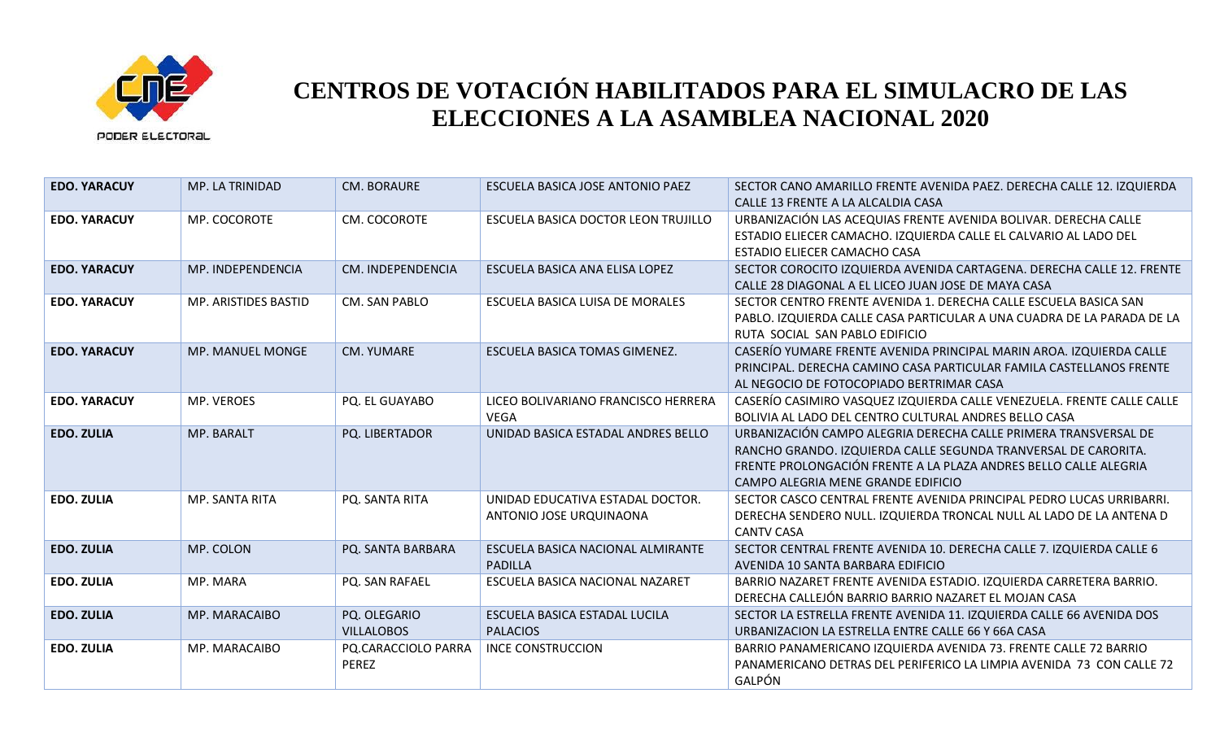# CENTROS DE VOTACIÓN HABILITADOS PARA EL SIMULACRO DE LAS ELECCIONES A LA ASAMBLEA NACIONAL 2020

| | | | | |
|---|---|---|---|---|
| **EDO. YARACUY** | MP. LA TRINIDAD | CM. BORAURE | ESCUELA BASICA JOSE ANTONIO PAEZ | SECTOR CANO AMARILLO FRENTE AVENIDA PAEZ. DERECHA CALLE 12. IZQUIERDA CALLE 13 FRENTE A LA ALCALDIA CASA |
| **EDO. YARACUY** | MP. COCOROTE | CM. COCOROTE | ESCUELA BASICA DOCTOR LEON TRUJILLO | URBANIZACIÓN LAS ACEQUIAS FRENTE AVENIDA BOLIVAR. DERECHA CALLE ESTADIO ELIECER CAMACHO. IZQUIERDA CALLE EL CALVARIO AL LADO DEL ESTADIO ELIECER CAMACHO CASA |
| **EDO. YARACUY** | MP. INDEPENDENCIA | CM. INDEPENDENCIA | ESCUELA BASICA ANA ELISA LOPEZ | SECTOR COROCITO IZQUIERDA AVENIDA CARTAGENA. DERECHA CALLE 12. FRENTE CALLE 28 DIAGONAL A EL LICEO JUAN JOSE DE MAYA CASA |
| **EDO. YARACUY** | MP. ARISTIDES BASTID | CM. SAN PABLO | ESCUELA BASICA LUISA DE MORALES | SECTOR CENTRO FRENTE AVENIDA 1. DERECHA CALLE ESCUELA BASICA SAN PABLO. IZQUIERDA CALLE CASA PARTICULAR A UNA CUADRA DE LA PARADA DE LA RUTA SOCIAL SAN PABLO EDIFICIO |
| **EDO. YARACUY** | MP. MANUEL MONGE | CM. YUMARE | ESCUELA BASICA TOMAS GIMENEZ. | CASERÍO YUMARE FRENTE AVENIDA PRINCIPAL MARIN AROA. IZQUIERDA CALLE PRINCIPAL. DERECHA CAMINO CASA PARTICULAR FAMILA CASTELLANOS FRENTE AL NEGOCIO DE FOTOCOPIADO BERTRIMAR CASA |
| **EDO. YARACUY** | MP. VEROES | PQ. EL GUAYABO | LICEO BOLIVARIANO FRANCISCO HERRERA VEGA | CASERÍO CASIMIRO VASQUEZ IZQUIERDA CALLE VENEZUELA. FRENTE CALLE CALLE BOLIVIA AL LADO DEL CENTRO CULTURAL ANDRES BELLO CASA |
| **EDO. ZULIA** | MP. BARALT | PQ. LIBERTADOR | UNIDAD BASICA ESTADAL ANDRES BELLO | URBANIZACIÓN CAMPO ALEGRIA DERECHA CALLE PRIMERA TRANSVERSAL DE RANCHO GRANDO. IZQUIERDA CALLE SEGUNDA TRANVERSAL DE CARORITA. FRENTE PROLONGACIÓN FRENTE A LA PLAZA ANDRES BELLO CALLE ALEGRIA CAMPO ALEGRIA MENE GRANDE EDIFICIO |
| **EDO. ZULIA** | MP. SANTA RITA | PQ. SANTA RITA | UNIDAD EDUCATIVA ESTADAL DOCTOR. ANTONIO JOSE URQUINAONA | SECTOR CASCO CENTRAL FRENTE AVENIDA PRINCIPAL PEDRO LUCAS URRIBARRI. DERECHA SENDERO NULL. IZQUIERDA TRONCAL NULL AL LADO DE LA ANTENA D CANTV CASA |
| **EDO. ZULIA** | MP. COLON | PQ. SANTA BARBARA | ESCUELA BASICA NACIONAL ALMIRANTE PADILLA | SECTOR CENTRAL FRENTE AVENIDA 10. DERECHA CALLE 7. IZQUIERDA CALLE 6 AVENIDA 10 SANTA BARBARA EDIFICIO |
| **EDO. ZULIA** | MP. MARA | PQ. SAN RAFAEL | ESCUELA BASICA NACIONAL NAZARET | BARRIO NAZARET FRENTE AVENIDA ESTADIO. IZQUIERDA CARRETERA BARRIO. DERECHA CALLEJÓN BARRIO BARRIO NAZARET EL MOJAN CASA |
| **EDO. ZULIA** | MP. MARACAIBO | PQ. OLEGARIO VILLALOBOS | ESCUELA BASICA ESTADAL LUCILA PALACIOS | SECTOR LA ESTRELLA FRENTE AVENIDA 11. IZQUIERDA CALLE 66 AVENIDA DOS URBANIZACION LA ESTRELLA ENTRE CALLE 66 Y 66A CASA |
| **EDO. ZULIA** | MP. MARACAIBO | PQ.CARACCIOLO PARRA PEREZ | INCE CONSTRUCCION | BARRIO PANAMERICANO IZQUIERDA AVENIDA 73. FRENTE CALLE 72 BARRIO PANAMERICANO DETRAS DEL PERIFERICO LA LIMPIA AVENIDA 73 CON CALLE 72 GALPÓN |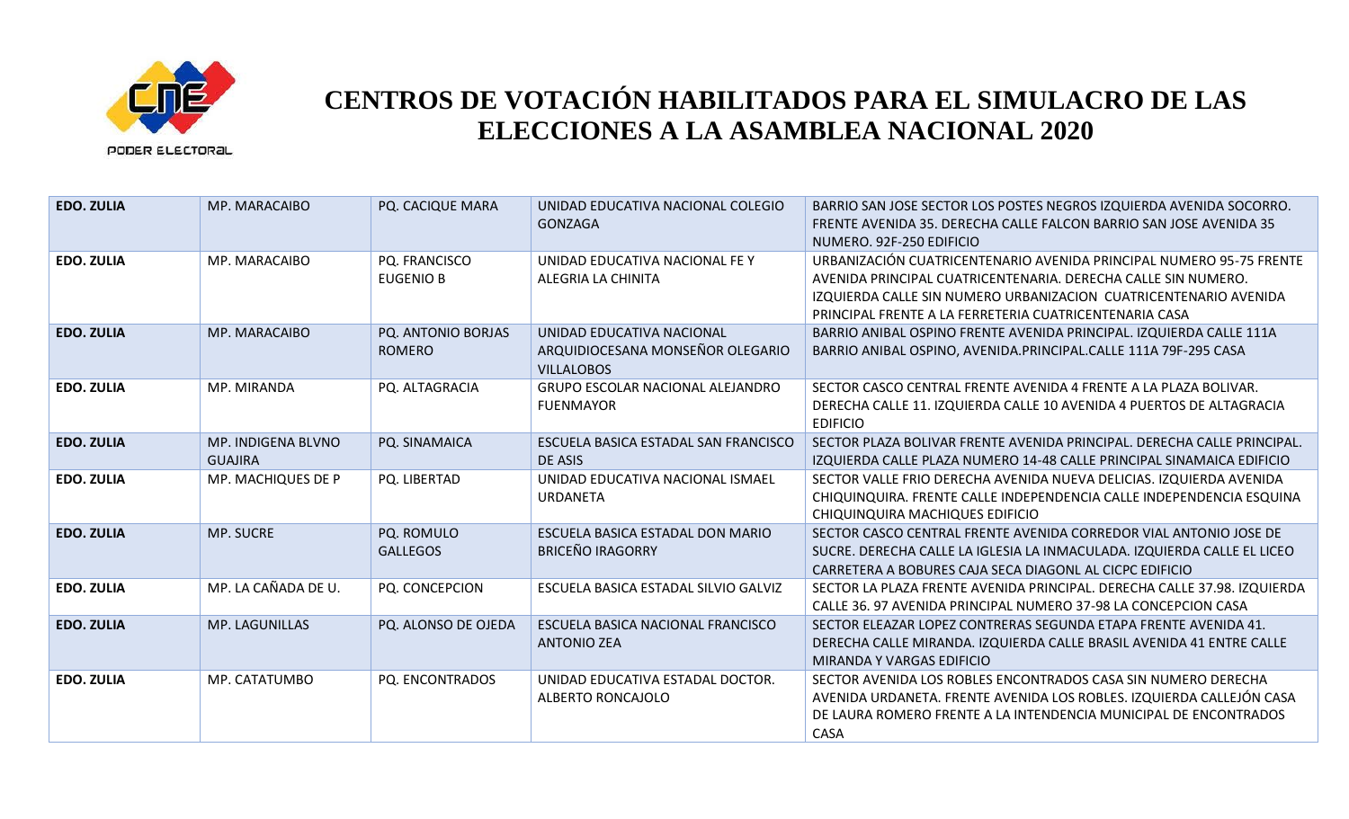# CENTROS DE VOTACIÓN HABILITADOS PARA EL SIMULACRO DE LAS ELECCIONES A LA ASAMBLEA NACIONAL 2020

| | | | | |
|---|---|---|---|---|
| **EDO. ZULIA** | MP. MARACAIBO | PQ. CACIQUE MARA | UNIDAD EDUCATIVA NACIONAL COLEGIO GONZAGA | BARRIO SAN JOSE SECTOR LOS POSTES NEGROS IZQUIERDA AVENIDA SOCORRO. FRENTE AVENIDA 35. DERECHA CALLE FALCON BARRIO SAN JOSE AVENIDA 35 NUMERO. 92F-250 EDIFICIO |
| **EDO. ZULIA** | MP. MARACAIBO | PQ. FRANCISCO EUGENIO B | UNIDAD EDUCATIVA NACIONAL FE Y ALEGRIA LA CHINITA | URBANIZACIÓN CUATRICENTENARIO AVENIDA PRINCIPAL NUMERO 95-75 FRENTE AVENIDA PRINCIPAL CUATRICENTENARIA. DERECHA CALLE SIN NUMERO. IZQUIERDA CALLE SIN NUMERO URBANIZACION CUATRICENTENARIO AVENIDA PRINCIPAL FRENTE A LA FERRETERIA CUATRICENTENARIA CASA |
| **EDO. ZULIA** | MP. MARACAIBO | PQ. ANTONIO BORJAS ROMERO | UNIDAD EDUCATIVA NACIONAL ARQUIDIOCESANA MONSEÑOR OLEGARIO VILLALOBOS | BARRIO ANIBAL OSPINO FRENTE AVENIDA PRINCIPAL. IZQUIERDA CALLE 111A BARRIO ANIBAL OSPINO, AVENIDA.PRINCIPAL.CALLE 111A 79F-295 CASA |
| **EDO. ZULIA** | MP. MIRANDA | PQ. ALTAGRACIA | GRUPO ESCOLAR NACIONAL ALEJANDRO FUENMAYOR | SECTOR CASCO CENTRAL FRENTE AVENIDA 4 FRENTE A LA PLAZA BOLIVAR. DERECHA CALLE 11. IZQUIERDA CALLE 10 AVENIDA 4 PUERTOS DE ALTAGRACIA EDIFICIO |
| **EDO. ZULIA** | MP. INDIGENA BLVNO GUAJIRA | PQ. SINAMAICA | ESCUELA BASICA ESTADAL SAN FRANCISCO DE ASIS | SECTOR PLAZA BOLIVAR FRENTE AVENIDA PRINCIPAL. DERECHA CALLE PRINCIPAL. IZQUIERDA CALLE PLAZA NUMERO 14-48 CALLE PRINCIPAL SINAMAICA EDIFICIO |
| **EDO. ZULIA** | MP. MACHIQUES DE P | PQ. LIBERTAD | UNIDAD EDUCATIVA NACIONAL ISMAEL URDANETA | SECTOR VALLE FRIO DERECHA AVENIDA NUEVA DELICIAS. IZQUIERDA AVENIDA CHIQUINQUIRA. FRENTE CALLE INDEPENDENCIA CALLE INDEPENDENCIA ESQUINA CHIQUINQUIRA MACHIQUES EDIFICIO |
| **EDO. ZULIA** | MP. SUCRE | PQ. ROMULO GALLEGOS | ESCUELA BASICA ESTADAL DON MARIO BRICEÑO IRAGORRY | SECTOR CASCO CENTRAL FRENTE AVENIDA CORREDOR VIAL ANTONIO JOSE DE SUCRE. DERECHA CALLE LA IGLESIA LA INMACULADA. IZQUIERDA CALLE EL LICEO CARRETERA A BOBURES CAJA SECA DIAGONL AL CICPC EDIFICIO |
| **EDO. ZULIA** | MP. LA CAÑADA DE U. | PQ. CONCEPCION | ESCUELA BASICA ESTADAL SILVIO GALVIZ | SECTOR LA PLAZA FRENTE AVENIDA PRINCIPAL. DERECHA CALLE 37.98. IZQUIERDA CALLE 36. 97 AVENIDA PRINCIPAL NUMERO 37-98 LA CONCEPCION CASA |
| **EDO. ZULIA** | MP. LAGUNILLAS | PQ. ALONSO DE OJEDA | ESCUELA BASICA NACIONAL FRANCISCO ANTONIO ZEA | SECTOR ELEAZAR LOPEZ CONTRERAS SEGUNDA ETAPA FRENTE AVENIDA 41. DERECHA CALLE MIRANDA. IZQUIERDA CALLE BRASIL AVENIDA 41 ENTRE CALLE MIRANDA Y VARGAS EDIFICIO |
| **EDO. ZULIA** | MP. CATATUMBO | PQ. ENCONTRADOS | UNIDAD EDUCATIVA ESTADAL DOCTOR. ALBERTO RONCAJOLO | SECTOR AVENIDA LOS ROBLES ENCONTRADOS CASA SIN NUMERO DERECHA AVENIDA URDANETA. FRENTE AVENIDA LOS ROBLES. IZQUIERDA CALLEJÓN CASA DE LAURA ROMERO FRENTE A LA INTENDENCIA MUNICIPAL DE ENCONTRADOS CASA |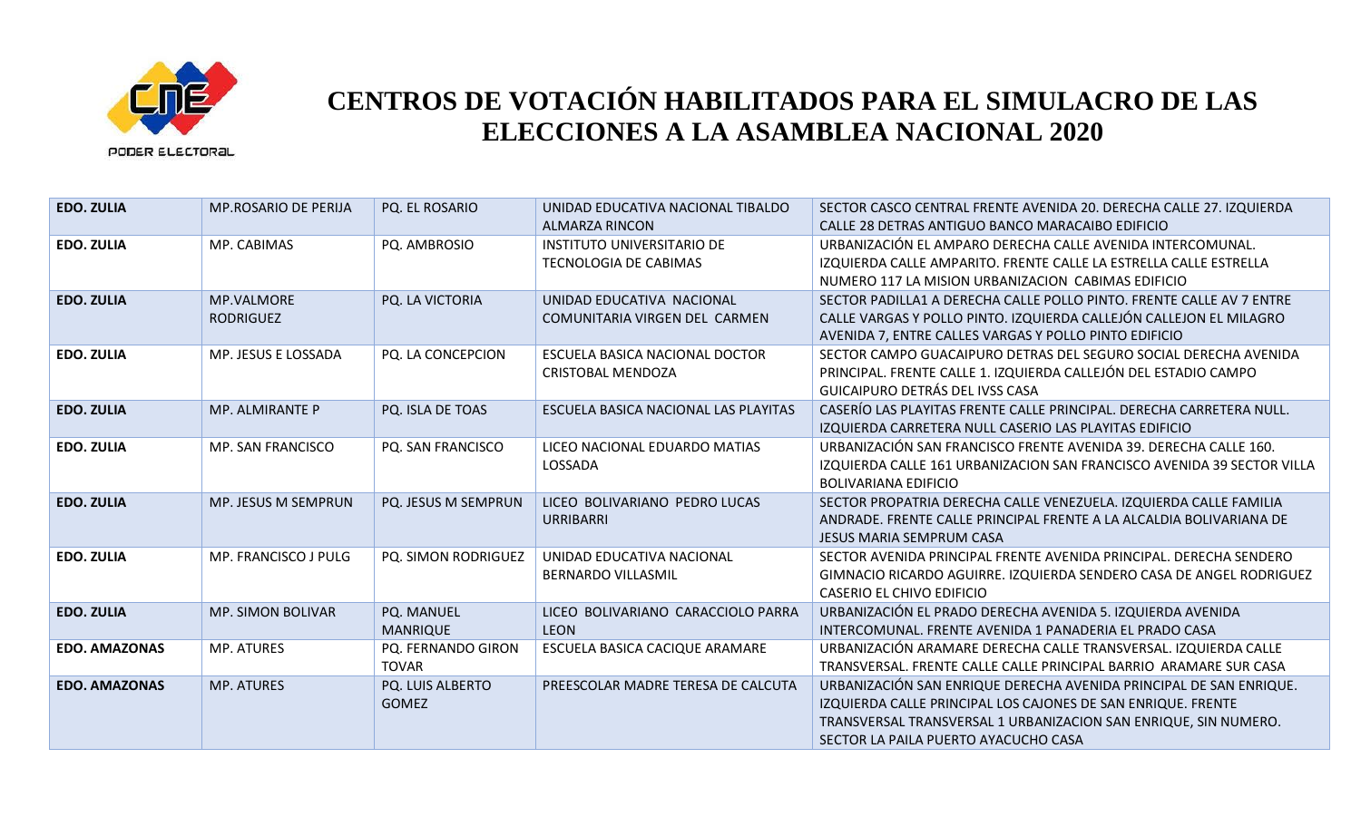# CENTROS DE VOTACIÓN HABILITADOS PARA EL SIMULACRO DE LAS ELECCIONES A LA ASAMBLEA NACIONAL 2020

| | | | | |
|---|---|---|---|---|
| **EDO. ZULIA** | MP.ROSARIO DE PERIJA | PQ. EL ROSARIO | UNIDAD EDUCATIVA NACIONAL TIBALDO ALMARZA RINCON | SECTOR CASCO CENTRAL FRENTE AVENIDA 20. DERECHA CALLE 27. IZQUIERDA CALLE 28 DETRAS ANTIGUO BANCO MARACAIBO EDIFICIO |
| **EDO. ZULIA** | MP. CABIMAS | PQ. AMBROSIO | INSTITUTO UNIVERSITARIO DE TECNOLOGIA DE CABIMAS | URBANIZACIÓN EL AMPARO DERECHA CALLE AVENIDA INTERCOMUNAL. IZQUIERDA CALLE AMPARITO. FRENTE CALLE LA ESTRELLA CALLE ESTRELLA NUMERO 117 LA MISION URBANIZACION CABIMAS EDIFICIO |
| **EDO. ZULIA** | MP.VALMORE RODRIGUEZ | PQ. LA VICTORIA | UNIDAD EDUCATIVA NACIONAL COMUNITARIA VIRGEN DEL CARMEN | SECTOR PADILLA1 A DERECHA CALLE POLLO PINTO. FRENTE CALLE AV 7 ENTRE CALLE VARGAS Y POLLO PINTO. IZQUIERDA CALLEJÓN CALLEJON EL MILAGRO AVENIDA 7, ENTRE CALLES VARGAS Y POLLO PINTO EDIFICIO |
| **EDO. ZULIA** | MP. JESUS E LOSSADA | PQ. LA CONCEPCION | ESCUELA BASICA NACIONAL DOCTOR CRISTOBAL MENDOZA | SECTOR CAMPO GUACAIPURO DETRAS DEL SEGURO SOCIAL DERECHA AVENIDA PRINCIPAL. FRENTE CALLE 1. IZQUIERDA CALLEJÓN DEL ESTADIO CAMPO GUICAIPURO DETRÁS DEL IVSS CASA |
| **EDO. ZULIA** | MP. ALMIRANTE P | PQ. ISLA DE TOAS | ESCUELA BASICA NACIONAL LAS PLAYITAS | CASERÍO LAS PLAYITAS FRENTE CALLE PRINCIPAL. DERECHA CARRETERA NULL. IZQUIERDA CARRETERA NULL CASERIO LAS PLAYITAS EDIFICIO |
| **EDO. ZULIA** | MP. SAN FRANCISCO | PQ. SAN FRANCISCO | LICEO NACIONAL EDUARDO MATIAS LOSSADA | URBANIZACIÓN SAN FRANCISCO FRENTE AVENIDA 39. DERECHA CALLE 160. IZQUIERDA CALLE 161 URBANIZACION SAN FRANCISCO AVENIDA 39 SECTOR VILLA BOLIVARIANA EDIFICIO |
| **EDO. ZULIA** | MP. JESUS M SEMPRUN | PQ. JESUS M SEMPRUN | LICEO BOLIVARIANO PEDRO LUCAS URRIBARRI | SECTOR PROPATRIA DERECHA CALLE VENEZUELA. IZQUIERDA CALLE FAMILIA ANDRADE. FRENTE CALLE PRINCIPAL FRENTE A LA ALCALDIA BOLIVARIANA DE JESUS MARIA SEMPRUM CASA |
| **EDO. ZULIA** | MP. FRANCISCO J PULG | PQ. SIMON RODRIGUEZ | UNIDAD EDUCATIVA NACIONAL BERNARDO VILLASMIL | SECTOR AVENIDA PRINCIPAL FRENTE AVENIDA PRINCIPAL. DERECHA SENDERO GIMNACIO RICARDO AGUIRRE. IZQUIERDA SENDERO CASA DE ANGEL RODRIGUEZ CASERIO EL CHIVO EDIFICIO |
| **EDO. ZULIA** | MP. SIMON BOLIVAR | PQ. MANUEL MANRIQUE | LICEO BOLIVARIANO CARACCIOLO PARRA LEON | URBANIZACIÓN EL PRADO DERECHA AVENIDA 5. IZQUIERDA AVENIDA INTERCOMUNAL. FRENTE AVENIDA 1 PANADERIA EL PRADO CASA |
| **EDO. AMAZONAS** | MP. ATURES | PQ. FERNANDO GIRON TOVAR | ESCUELA BASICA CACIQUE ARAMARE | URBANIZACIÓN ARAMARE DERECHA CALLE TRANSVERSAL. IZQUIERDA CALLE TRANSVERSAL. FRENTE CALLE CALLE PRINCIPAL BARRIO ARAMARE SUR CASA |
| **EDO. AMAZONAS** | MP. ATURES | PQ. LUIS ALBERTO GOMEZ | PREESCOLAR MADRE TERESA DE CALCUTA | URBANIZACIÓN SAN ENRIQUE DERECHA AVENIDA PRINCIPAL DE SAN ENRIQUE. IZQUIERDA CALLE PRINCIPAL LOS CAJONES DE SAN ENRIQUE. FRENTE TRANSVERSAL TRANSVERSAL 1 URBANIZACION SAN ENRIQUE, SIN NUMERO. SECTOR LA PAILA PUERTO AYACUCHO CASA |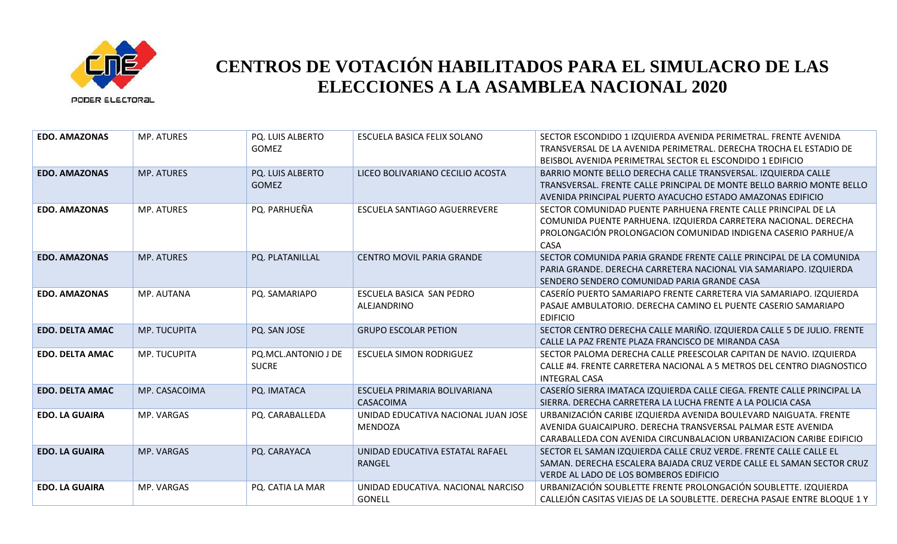# CENTROS DE VOTACIÓN HABILITADOS PARA EL SIMULACRO DE LAS ELECCIONES A LA ASAMBLEA NACIONAL 2020

| | | | | |
|---|---|---|---|---|
| **EDO. AMAZONAS** | MP. ATURES | PQ. LUIS ALBERTO GOMEZ | ESCUELA BASICA FELIX SOLANO | SECTOR ESCONDIDO 1 IZQUIERDA AVENIDA PERIMETRAL. FRENTE AVENIDA TRANSVERSAL DE LA AVENIDA PERIMETRAL. DERECHA TROCHA EL ESTADIO DE BEISBOL AVENIDA PERIMETRAL SECTOR EL ESCONDIDO 1 EDIFICIO |
| **EDO. AMAZONAS** | MP. ATURES | PQ. LUIS ALBERTO GOMEZ | LICEO BOLIVARIANO CECILIO ACOSTA | BARRIO MONTE BELLO DERECHA CALLE TRANSVERSAL. IZQUIERDA CALLE TRANSVERSAL. FRENTE CALLE PRINCIPAL DE MONTE BELLO BARRIO MONTE BELLO AVENIDA PRINCIPAL PUERTO AYACUCHO ESTADO AMAZONAS EDIFICIO |
| **EDO. AMAZONAS** | MP. ATURES | PQ. PARHUEÑA | ESCUELA SANTIAGO AGUERREVERE | SECTOR COMUNIDAD PUENTE PARHUENA FRENTE CALLE PRINCIPAL DE LA COMUNIDA PUENTE PARHUENA. IZQUIERDA CARRETERA NACIONAL. DERECHA PROLONGACIÓN PROLONGACION COMUNIDAD INDIGENA CASERIO PARHUE/A CASA |
| **EDO. AMAZONAS** | MP. ATURES | PQ. PLATANILLAL | CENTRO MOVIL PARIA GRANDE | SECTOR COMUNIDA PARIA GRANDE FRENTE CALLE PRINCIPAL DE LA COMUNIDA PARIA GRANDE. DERECHA CARRETERA NACIONAL VIA SAMARIAPO. IZQUIERDA SENDERO SENDERO COMUNIDAD PARIA GRANDE CASA |
| **EDO. AMAZONAS** | MP. AUTANA | PQ. SAMARIAPO | ESCUELA BASICA SAN PEDRO ALEJANDRINO | CASERÍO PUERTO SAMARIAPO FRENTE CARRETERA VIA SAMARIAPO. IZQUIERDA PASAJE AMBULATORIO. DERECHA CAMINO EL PUENTE CASERIO SAMARIAPO EDIFICIO |
| **EDO. DELTA AMAC** | MP. TUCUPITA | PQ. SAN JOSE | GRUPO ESCOLAR PETION | SECTOR CENTRO DERECHA CALLE MARIÑO. IZQUIERDA CALLE 5 DE JULIO. FRENTE CALLE LA PAZ FRENTE PLAZA FRANCISCO DE MIRANDA CASA |
| **EDO. DELTA AMAC** | MP. TUCUPITA | PQ.MCL.ANTONIO J DE SUCRE | ESCUELA SIMON RODRIGUEZ | SECTOR PALOMA DERECHA CALLE PREESCOLAR CAPITAN DE NAVIO. IZQUIERDA CALLE #4. FRENTE CARRETERA NACIONAL A 5 METROS DEL CENTRO DIAGNOSTICO INTEGRAL CASA |
| **EDO. DELTA AMAC** | MP. CASACOIMA | PQ. IMATACA | ESCUELA PRIMARIA BOLIVARIANA CASACOIMA | CASERÍO SIERRA IMATACA IZQUIERDA CALLE CIEGA. FRENTE CALLE PRINCIPAL LA SIERRA. DERECHA CARRETERA LA LUCHA FRENTE A LA POLICIA CASA |
| **EDO. LA GUAIRA** | MP. VARGAS | PQ. CARABALLEDA | UNIDAD EDUCATIVA NACIONAL JUAN JOSE MENDOZA | URBANIZACIÓN CARIBE IZQUIERDA AVENIDA BOULEVARD NAIGUATA. FRENTE AVENIDA GUAICAIPURO. DERECHA TRANSVERSAL PALMAR ESTE AVENIDA CARABALLEDA CON AVENIDA CIRCUNBALACION URBANIZACION CARIBE EDIFICIO |
| **EDO. LA GUAIRA** | MP. VARGAS | PQ. CARAYACA | UNIDAD EDUCATIVA ESTATAL RAFAEL RANGEL | SECTOR EL SAMAN IZQUIERDA CALLE CRUZ VERDE. FRENTE CALLE CALLE EL SAMAN. DERECHA ESCALERA BAJADA CRUZ VERDE CALLE EL SAMAN SECTOR CRUZ VERDE AL LADO DE LOS BOMBEROS EDIFICIO |
| **EDO. LA GUAIRA** | MP. VARGAS | PQ. CATIA LA MAR | UNIDAD EDUCATIVA. NACIONAL NARCISO GONELL | URBANIZACIÓN SOUBLETTE FRENTE PROLONGACIÓN SOUBLETTE. IZQUIERDA CALLEJÓN CASITAS VIEJAS DE LA SOUBLETTE. DERECHA PASAJE ENTRE BLOQUE 1 Y |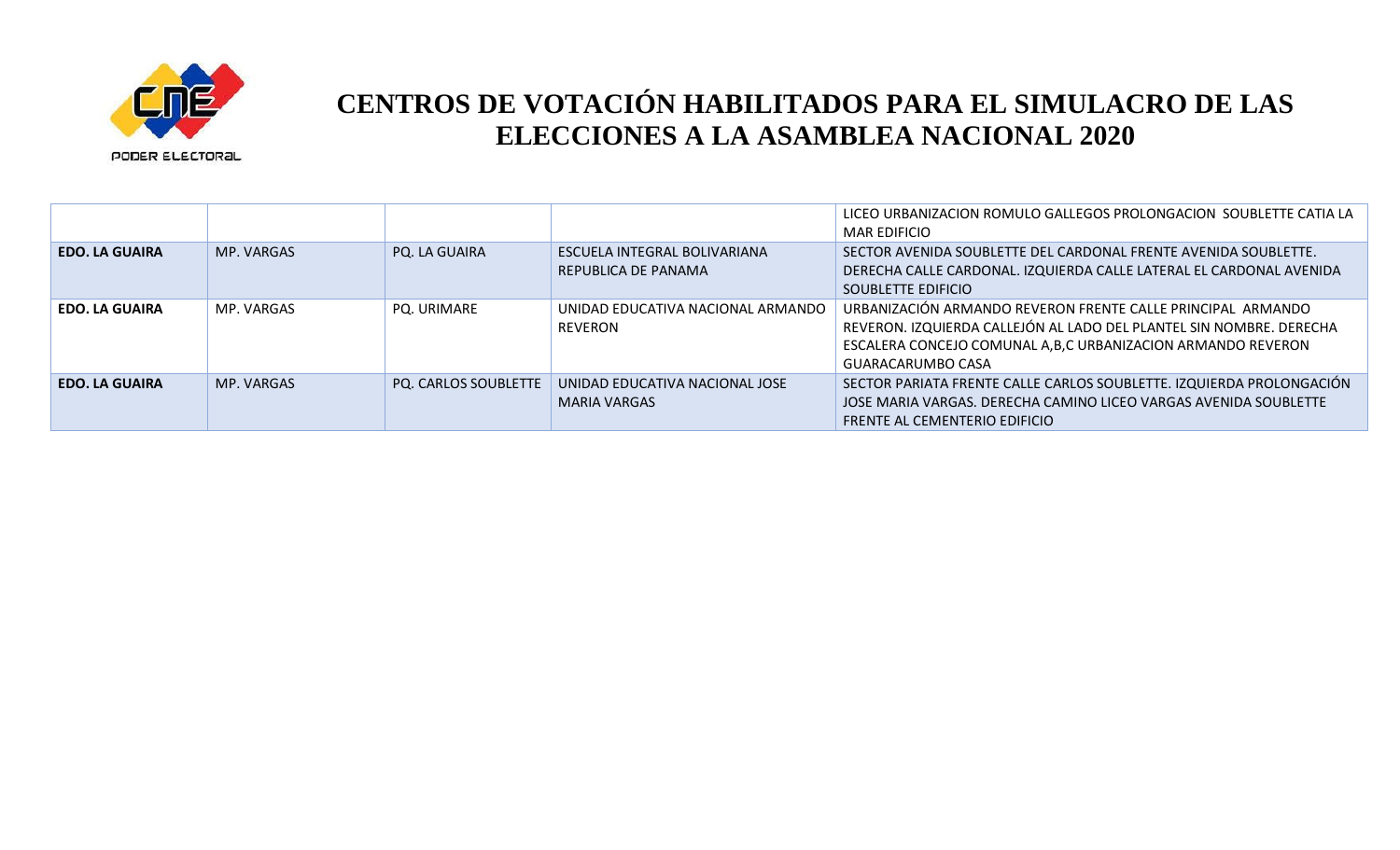# CENTROS DE VOTACIÓN HABILITADOS PARA EL SIMULACRO DE LAS ELECCIONES A LA ASAMBLEA NACIONAL 2020

| | | | | |
|---|---|---|---|---|
| | | | | LICEO URBANIZACION ROMULO GALLEGOS PROLONGACION SOUBLETTE CATIA LA MAR EDIFICIO |
| **EDO. LA GUAIRA** | MP. VARGAS | PQ. LA GUAIRA | ESCUELA INTEGRAL BOLIVARIANA REPUBLICA DE PANAMA | SECTOR AVENIDA SOUBLETTE DEL CARDONAL FRENTE AVENIDA SOUBLETTE. DERECHA CALLE CARDONAL. IZQUIERDA CALLE LATERAL EL CARDONAL AVENIDA SOUBLETTE EDIFICIO |
| **EDO. LA GUAIRA** | MP. VARGAS | PQ. URIMARE | UNIDAD EDUCATIVA NACIONAL ARMANDO REVERON | URBANIZACIÓN ARMANDO REVERON FRENTE CALLE PRINCIPAL ARMANDO REVERON. IZQUIERDA CALLEJÓN AL LADO DEL PLANTEL SIN NOMBRE. DERECHA ESCALERA CONCEJO COMUNAL A,B,C URBANIZACION ARMANDO REVERON GUARACARUMBO CASA |
| **EDO. LA GUAIRA** | MP. VARGAS | PQ. CARLOS SOUBLETTE | UNIDAD EDUCATIVA NACIONAL JOSE MARIA VARGAS | SECTOR PARIATA FRENTE CALLE CARLOS SOUBLETTE. IZQUIERDA PROLONGACIÓN JOSE MARIA VARGAS. DERECHA CAMINO LICEO VARGAS AVENIDA SOUBLETTE FRENTE AL CEMENTERIO EDIFICIO |